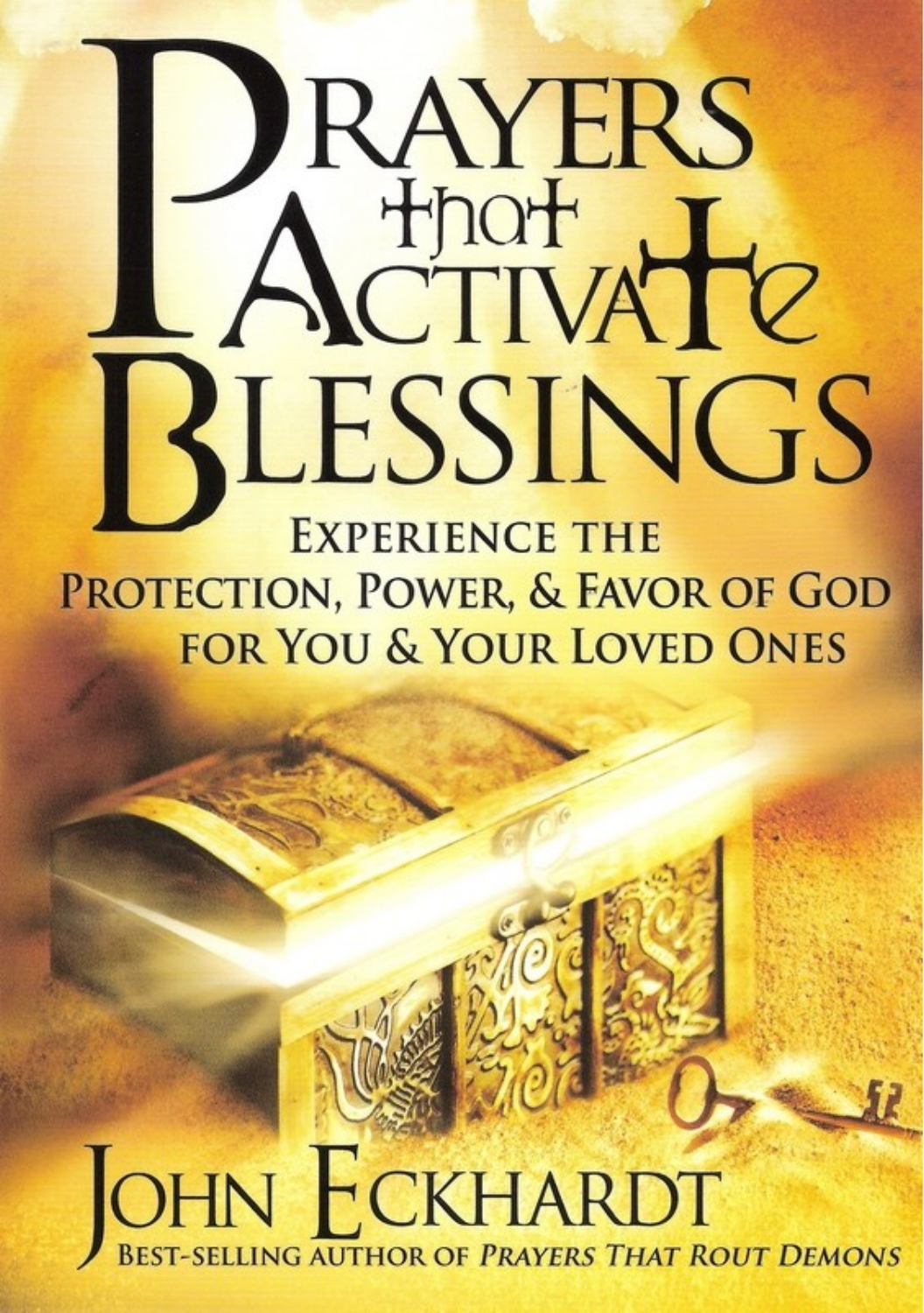# Prayers that Activate Blessings

## Experience the Protection, Power, & Favor of God for You & Your Loved Ones

**John Eckhardt**

Best-selling author of *Prayers That Rout Demons*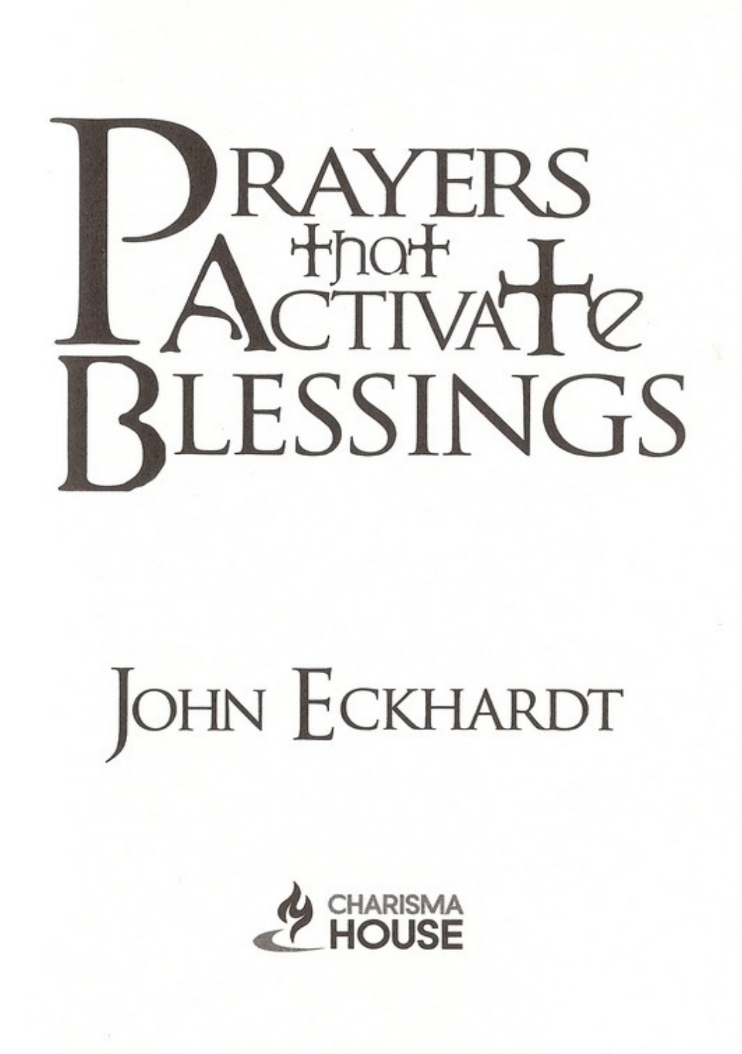# Prayers that Activate Blessings

John Eckhardt

Charisma House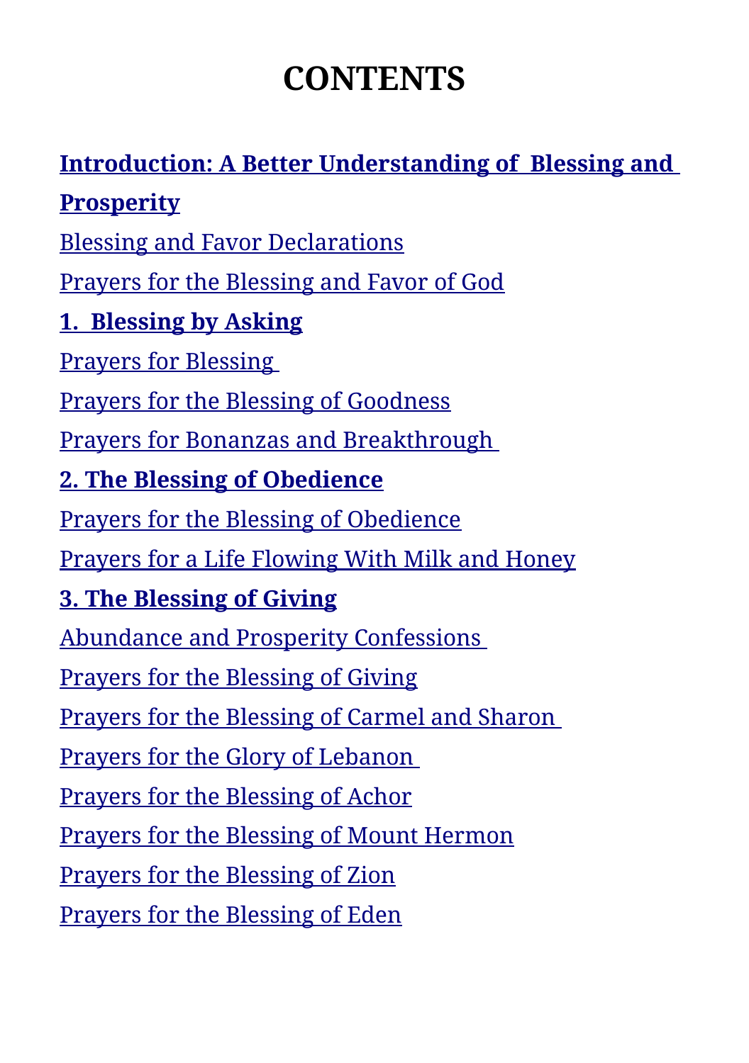# CONTENTS

**Introduction: A Better Understanding of Blessing and Prosperity**

Blessing and Favor Declarations

Prayers for the Blessing and Favor of God

**1. Blessing by Asking**

Prayers for Blessing

Prayers for the Blessing of Goodness

Prayers for Bonanzas and Breakthrough

**2. The Blessing of Obedience**

Prayers for the Blessing of Obedience

Prayers for a Life Flowing With Milk and Honey

**3. The Blessing of Giving**

Abundance and Prosperity Confessions

Prayers for the Blessing of Giving

Prayers for the Blessing of Carmel and Sharon

Prayers for the Glory of Lebanon

Prayers for the Blessing of Achor

Prayers for the Blessing of Mount Hermon

Prayers for the Blessing of Zion

Prayers for the Blessing of Eden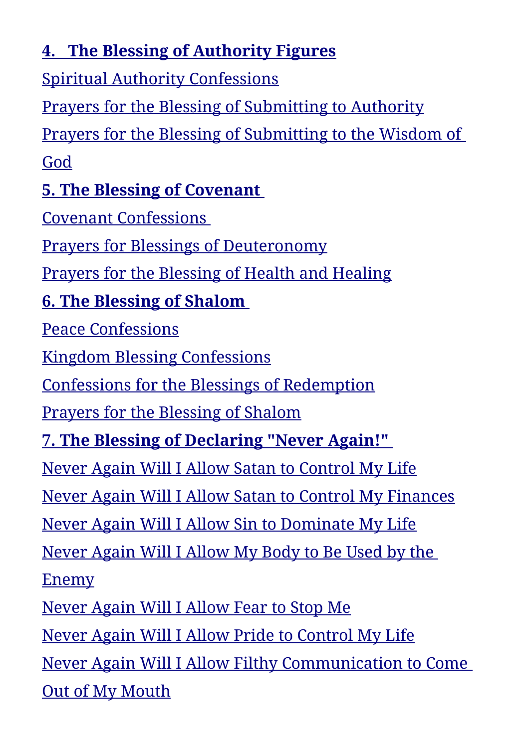**4. The Blessing of Authority Figures**

Spiritual Authority Confessions

Prayers for the Blessing of Submitting to Authority

Prayers for the Blessing of Submitting to the Wisdom of God

**5. The Blessing of Covenant**

Covenant Confessions

Prayers for Blessings of Deuteronomy

Prayers for the Blessing of Health and Healing

**6. The Blessing of Shalom**

Peace Confessions

Kingdom Blessing Confessions

Confessions for the Blessings of Redemption

Prayers for the Blessing of Shalom

**7. The Blessing of Declaring "Never Again!"**

Never Again Will I Allow Satan to Control My Life

Never Again Will I Allow Satan to Control My Finances

Never Again Will I Allow Sin to Dominate My Life

Never Again Will I Allow My Body to Be Used by the Enemy

Never Again Will I Allow Fear to Stop Me

Never Again Will I Allow Pride to Control My Life

Never Again Will I Allow Filthy Communication to Come Out of My Mouth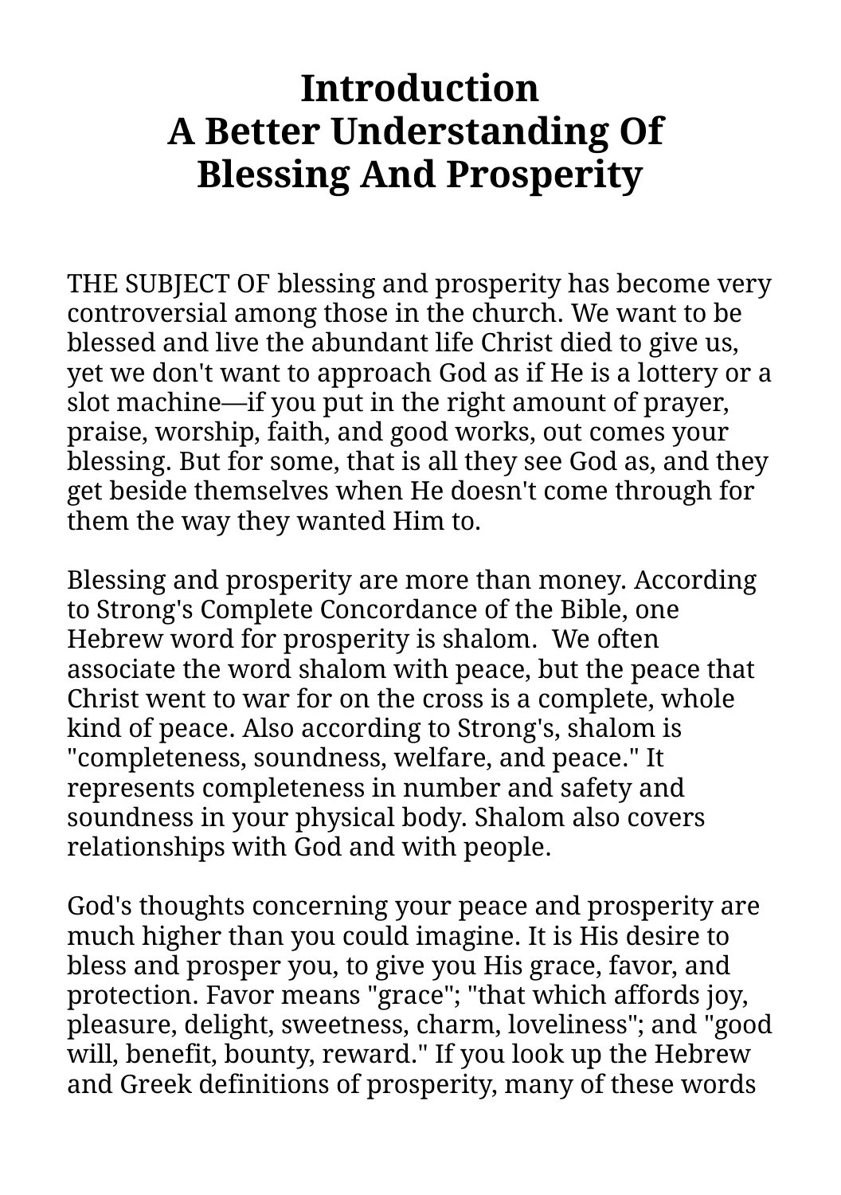# Introduction
# A Better Understanding Of Blessing And Prosperity

THE SUBJECT OF blessing and prosperity has become very controversial among those in the church. We want to be blessed and live the abundant life Christ died to give us, yet we don't want to approach God as if He is a lottery or a slot machine—if you put in the right amount of prayer, praise, worship, faith, and good works, out comes your blessing. But for some, that is all they see God as, and they get beside themselves when He doesn't come through for them the way they wanted Him to.

Blessing and prosperity are more than money. According to Strong's Complete Concordance of the Bible, one Hebrew word for prosperity is shalom. We often associate the word shalom with peace, but the peace that Christ went to war for on the cross is a complete, whole kind of peace. Also according to Strong's, shalom is "completeness, soundness, welfare, and peace." It represents completeness in number and safety and soundness in your physical body. Shalom also covers relationships with God and with people.

God's thoughts concerning your peace and prosperity are much higher than you could imagine. It is His desire to bless and prosper you, to give you His grace, favor, and protection. Favor means "grace"; "that which affords joy, pleasure, delight, sweetness, charm, loveliness"; and "good will, benefit, bounty, reward." If you look up the Hebrew and Greek definitions of prosperity, many of these words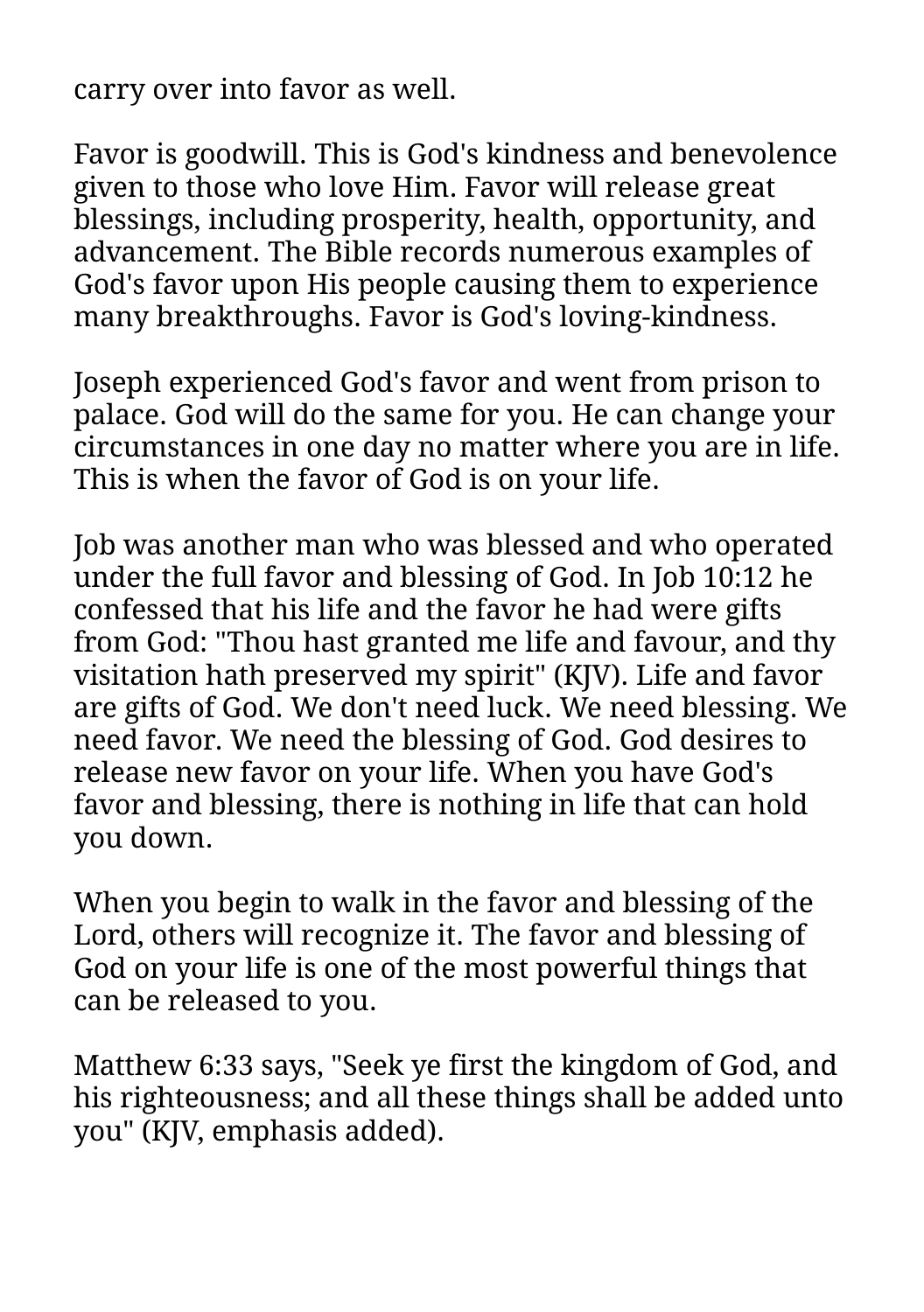carry over into favor as well.

Favor is goodwill. This is God's kindness and benevolence given to those who love Him. Favor will release great blessings, including prosperity, health, opportunity, and advancement. The Bible records numerous examples of God's favor upon His people causing them to experience many breakthroughs. Favor is God's loving-kindness.

Joseph experienced God's favor and went from prison to palace. God will do the same for you. He can change your circumstances in one day no matter where you are in life. This is when the favor of God is on your life.

Job was another man who was blessed and who operated under the full favor and blessing of God. In Job 10:12 he confessed that his life and the favor he had were gifts from God: "Thou hast granted me life and favour, and thy visitation hath preserved my spirit" (KJV). Life and favor are gifts of God. We don't need luck. We need blessing. We need favor. We need the blessing of God. God desires to release new favor on your life. When you have God's favor and blessing, there is nothing in life that can hold you down.

When you begin to walk in the favor and blessing of the Lord, others will recognize it. The favor and blessing of God on your life is one of the most powerful things that can be released to you.

Matthew 6:33 says, "Seek ye first the kingdom of God, and his righteousness; and all these things shall be added unto you" (KJV, emphasis added).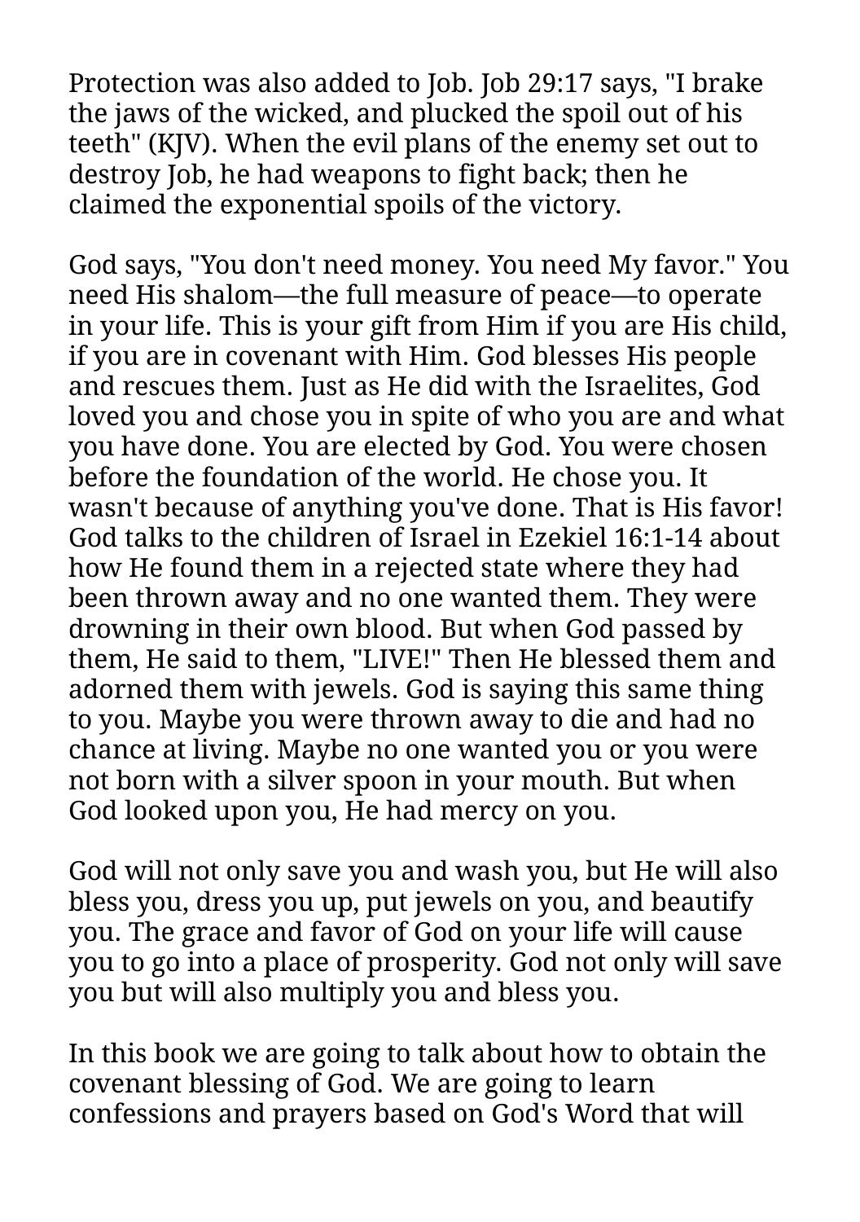Protection was also added to Job. Job 29:17 says, "I brake the jaws of the wicked, and plucked the spoil out of his teeth" (KJV). When the evil plans of the enemy set out to destroy Job, he had weapons to fight back; then he claimed the exponential spoils of the victory.

God says, "You don't need money. You need My favor." You need His shalom—the full measure of peace—to operate in your life. This is your gift from Him if you are His child, if you are in covenant with Him. God blesses His people and rescues them. Just as He did with the Israelites, God loved you and chose you in spite of who you are and what you have done. You are elected by God. You were chosen before the foundation of the world. He chose you. It wasn't because of anything you've done. That is His favor! God talks to the children of Israel in Ezekiel 16:1-14 about how He found them in a rejected state where they had been thrown away and no one wanted them. They were drowning in their own blood. But when God passed by them, He said to them, "LIVE!" Then He blessed them and adorned them with jewels. God is saying this same thing to you. Maybe you were thrown away to die and had no chance at living. Maybe no one wanted you or you were not born with a silver spoon in your mouth. But when God looked upon you, He had mercy on you.

God will not only save you and wash you, but He will also bless you, dress you up, put jewels on you, and beautify you. The grace and favor of God on your life will cause you to go into a place of prosperity. God not only will save you but will also multiply you and bless you.

In this book we are going to talk about how to obtain the covenant blessing of God. We are going to learn confessions and prayers based on God's Word that will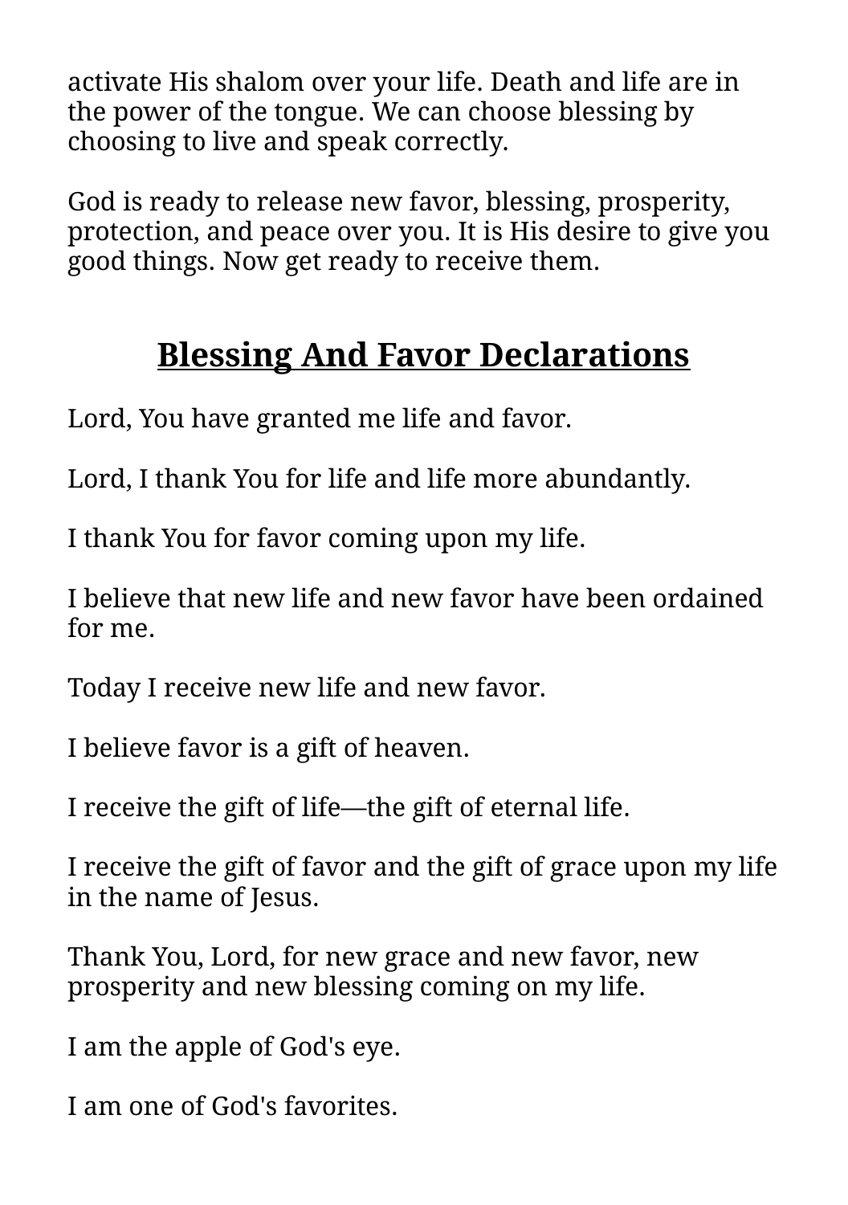activate His shalom over your life. Death and life are in the power of the tongue. We can choose blessing by choosing to live and speak correctly.

God is ready to release new favor, blessing, prosperity, protection, and peace over you. It is His desire to give you good things. Now get ready to receive them.

## Blessing And Favor Declarations

Lord, You have granted me life and favor.

Lord, I thank You for life and life more abundantly.

I thank You for favor coming upon my life.

I believe that new life and new favor have been ordained for me.

Today I receive new life and new favor.

I believe favor is a gift of heaven.

I receive the gift of life—the gift of eternal life.

I receive the gift of favor and the gift of grace upon my life in the name of Jesus.

Thank You, Lord, for new grace and new favor, new prosperity and new blessing coming on my life.

I am the apple of God's eye.

I am one of God's favorites.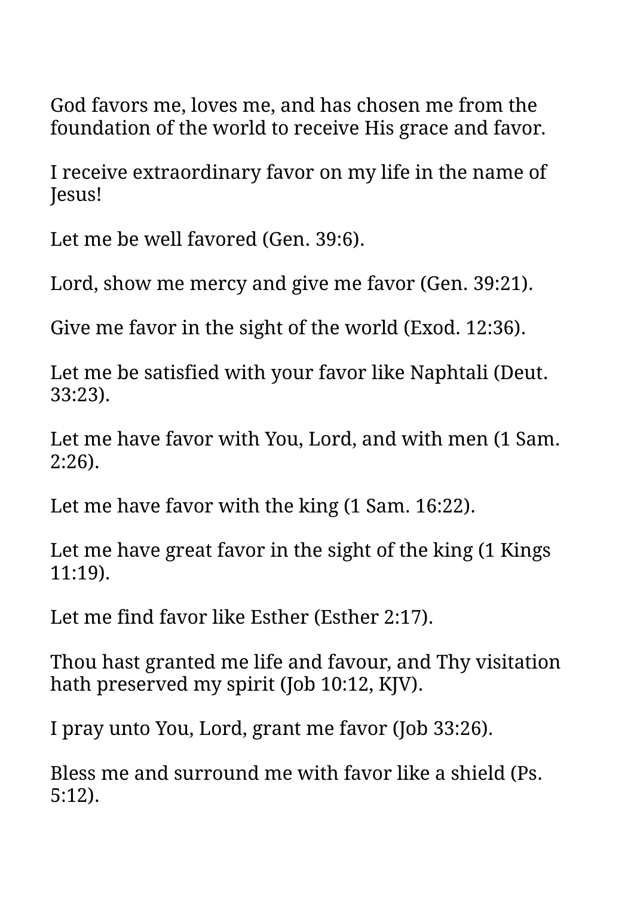God favors me, loves me, and has chosen me from the foundation of the world to receive His grace and favor.

I receive extraordinary favor on my life in the name of Jesus!

Let me be well favored (Gen. 39:6).

Lord, show me mercy and give me favor (Gen. 39:21).

Give me favor in the sight of the world (Exod. 12:36).

Let me be satisfied with your favor like Naphtali (Deut. 33:23).

Let me have favor with You, Lord, and with men (1 Sam. 2:26).

Let me have favor with the king (1 Sam. 16:22).

Let me have great favor in the sight of the king (1 Kings 11:19).

Let me find favor like Esther (Esther 2:17).

Thou hast granted me life and favour, and Thy visitation hath preserved my spirit (Job 10:12, KJV).

I pray unto You, Lord, grant me favor (Job 33:26).

Bless me and surround me with favor like a shield (Ps. 5:12).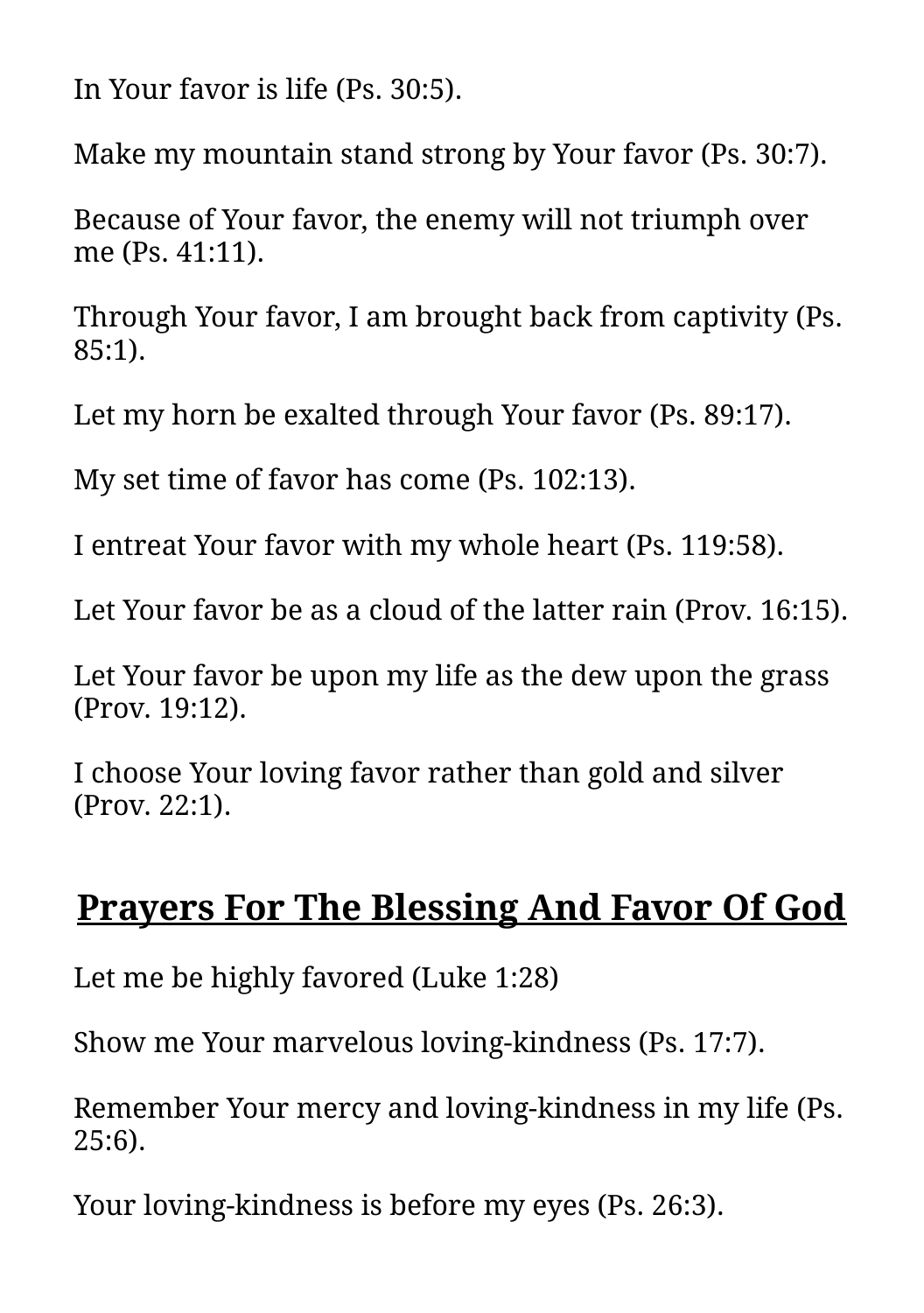In Your favor is life (Ps. 30:5).

Make my mountain stand strong by Your favor (Ps. 30:7).

Because of Your favor, the enemy will not triumph over me (Ps. 41:11).

Through Your favor, I am brought back from captivity (Ps. 85:1).

Let my horn be exalted through Your favor (Ps. 89:17).

My set time of favor has come (Ps. 102:13).

I entreat Your favor with my whole heart (Ps. 119:58).

Let Your favor be as a cloud of the latter rain (Prov. 16:15).

Let Your favor be upon my life as the dew upon the grass (Prov. 19:12).

I choose Your loving favor rather than gold and silver (Prov. 22:1).

## Prayers For The Blessing And Favor Of God

Let me be highly favored (Luke 1:28)

Show me Your marvelous loving-kindness (Ps. 17:7).

Remember Your mercy and loving-kindness in my life (Ps. 25:6).

Your loving-kindness is before my eyes (Ps. 26:3).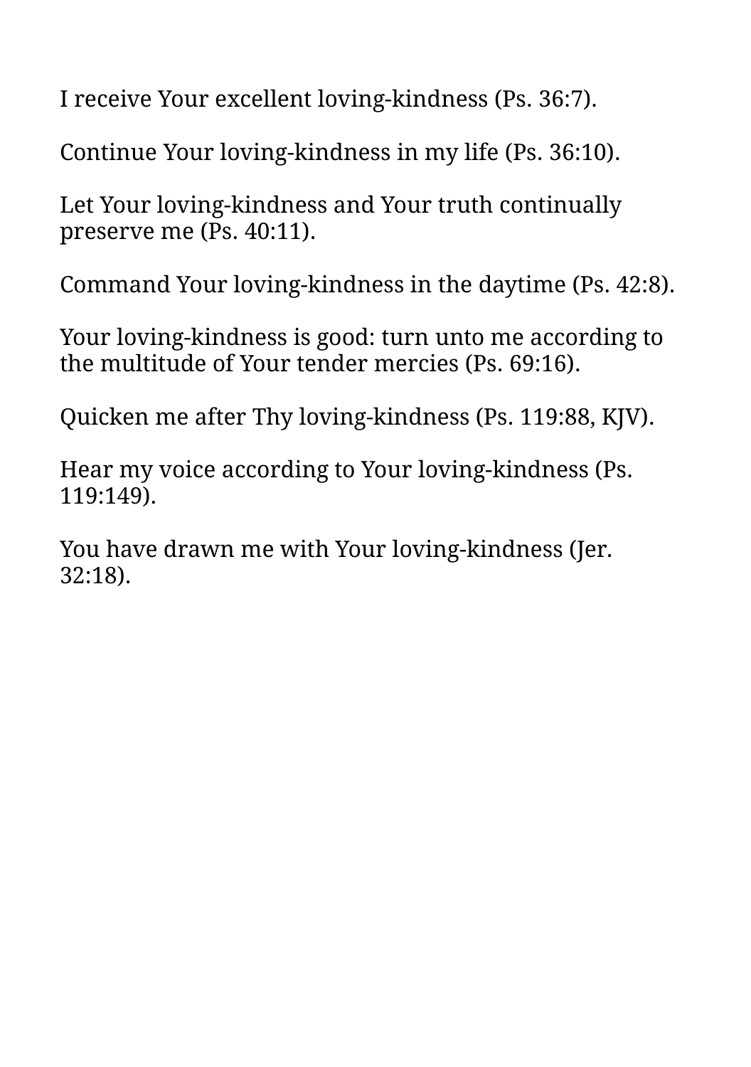I receive Your excellent loving-kindness (Ps. 36:7).

Continue Your loving-kindness in my life (Ps. 36:10).

Let Your loving-kindness and Your truth continually preserve me (Ps. 40:11).

Command Your loving-kindness in the daytime (Ps. 42:8).

Your loving-kindness is good: turn unto me according to the multitude of Your tender mercies (Ps. 69:16).

Quicken me after Thy loving-kindness (Ps. 119:88, KJV).

Hear my voice according to Your loving-kindness (Ps. 119:149).

You have drawn me with Your loving-kindness (Jer. 32:18).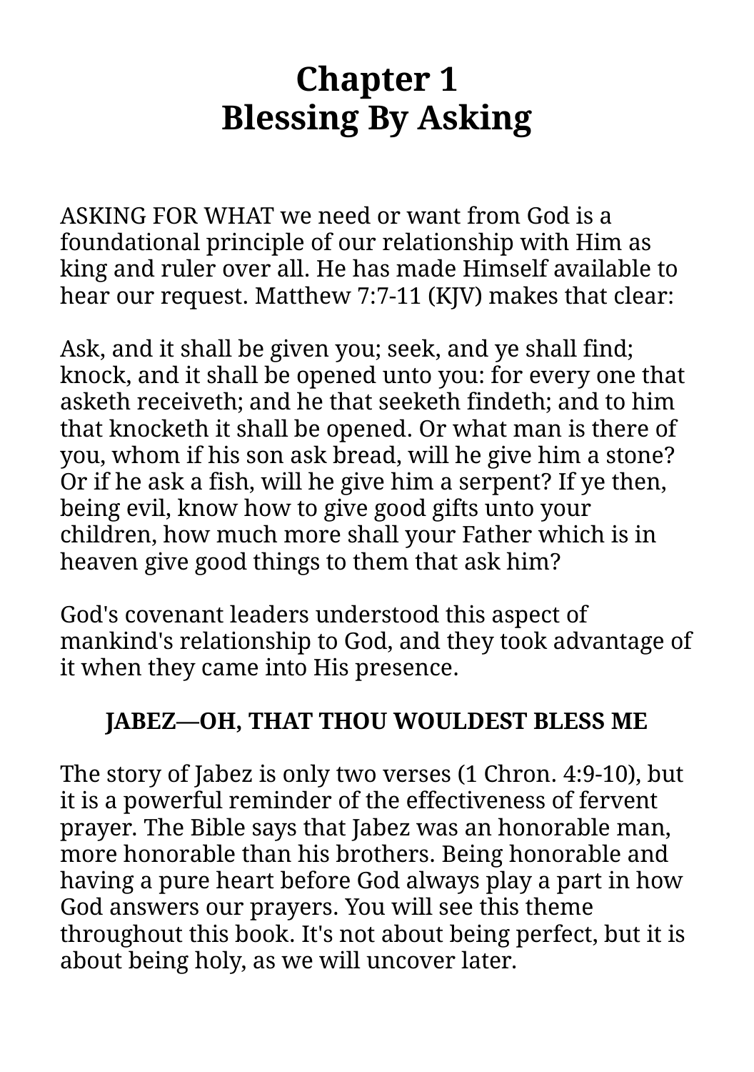# Chapter 1
# Blessing By Asking

ASKING FOR WHAT we need or want from God is a foundational principle of our relationship with Him as king and ruler over all. He has made Himself available to hear our request. Matthew 7:7-11 (KJV) makes that clear:

Ask, and it shall be given you; seek, and ye shall find; knock, and it shall be opened unto you: for every one that asketh receiveth; and he that seeketh findeth; and to him that knocketh it shall be opened. Or what man is there of you, whom if his son ask bread, will he give him a stone? Or if he ask a fish, will he give him a serpent? If ye then, being evil, know how to give good gifts unto your children, how much more shall your Father which is in heaven give good things to them that ask him?

God's covenant leaders understood this aspect of mankind's relationship to God, and they took advantage of it when they came into His presence.

## JABEZ—OH, THAT THOU WOULDEST BLESS ME

The story of Jabez is only two verses (1 Chron. 4:9-10), but it is a powerful reminder of the effectiveness of fervent prayer. The Bible says that Jabez was an honorable man, more honorable than his brothers. Being honorable and having a pure heart before God always play a part in how God answers our prayers. You will see this theme throughout this book. It's not about being perfect, but it is about being holy, as we will uncover later.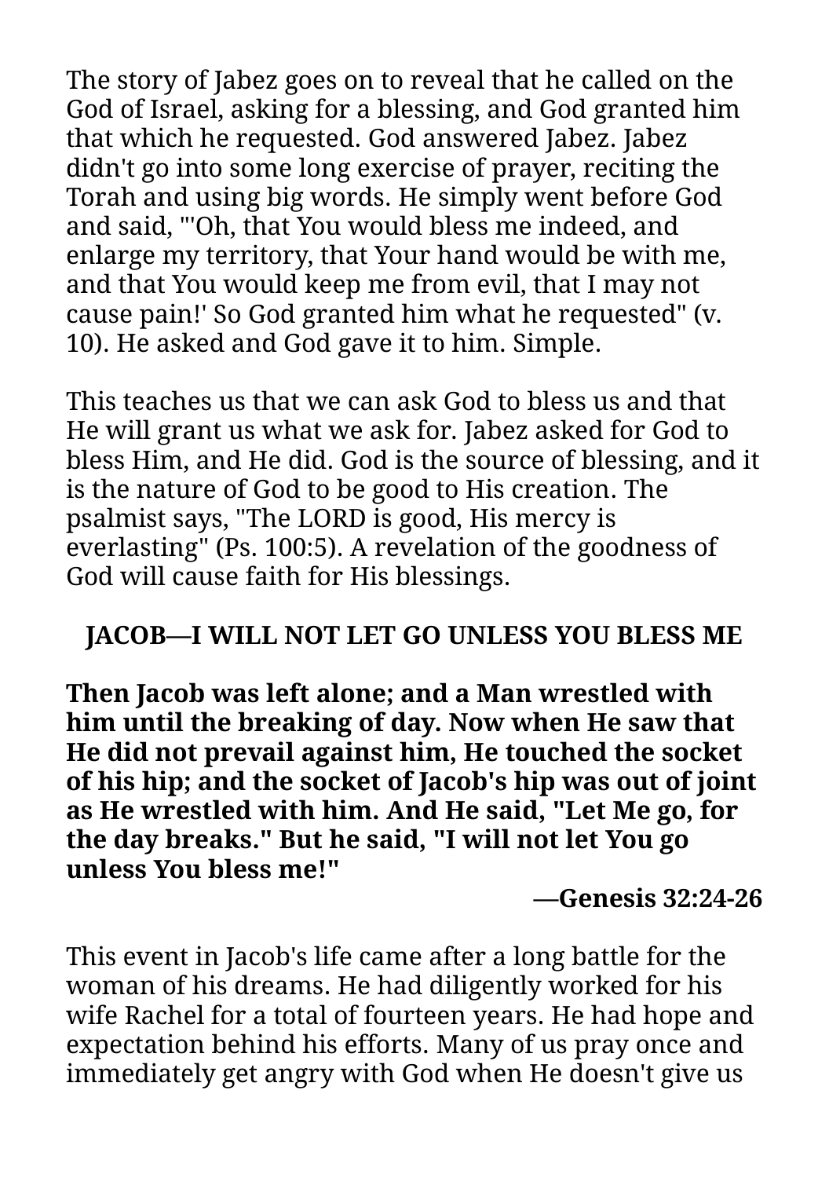The story of Jabez goes on to reveal that he called on the God of Israel, asking for a blessing, and God granted him that which he requested. God answered Jabez. Jabez didn't go into some long exercise of prayer, reciting the Torah and using big words. He simply went before God and said, "'Oh, that You would bless me indeed, and enlarge my territory, that Your hand would be with me, and that You would keep me from evil, that I may not cause pain!' So God granted him what he requested" (v. 10). He asked and God gave it to him. Simple.

This teaches us that we can ask God to bless us and that He will grant us what we ask for. Jabez asked for God to bless Him, and He did. God is the source of blessing, and it is the nature of God to be good to His creation. The psalmist says, "The LORD is good, His mercy is everlasting" (Ps. 100:5). A revelation of the goodness of God will cause faith for His blessings.

## JACOB—I WILL NOT LET GO UNLESS YOU BLESS ME

**Then Jacob was left alone; and a Man wrestled with him until the breaking of day. Now when He saw that He did not prevail against him, He touched the socket of his hip; and the socket of Jacob's hip was out of joint as He wrestled with him. And He said, "Let Me go, for the day breaks." But he said, "I will not let You go unless You bless me!"**

**—Genesis 32:24-26**

This event in Jacob's life came after a long battle for the woman of his dreams. He had diligently worked for his wife Rachel for a total of fourteen years. He had hope and expectation behind his efforts. Many of us pray once and immediately get angry with God when He doesn't give us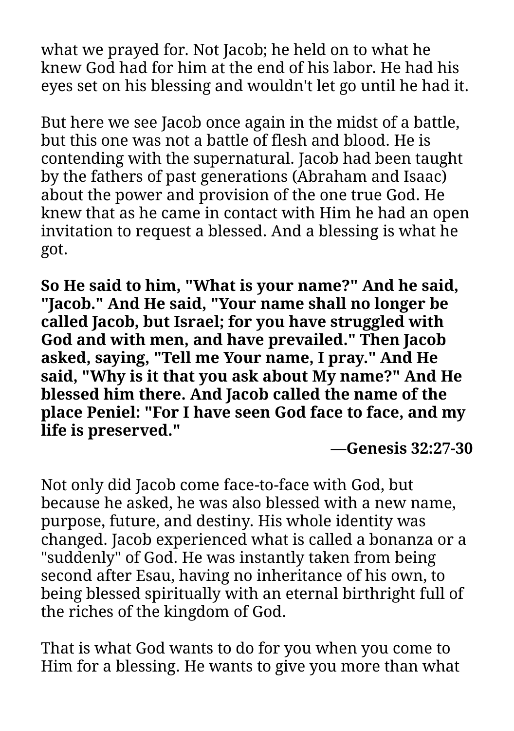what we prayed for. Not Jacob; he held on to what he knew God had for him at the end of his labor. He had his eyes set on his blessing and wouldn't let go until he had it.

But here we see Jacob once again in the midst of a battle, but this one was not a battle of flesh and blood. He is contending with the supernatural. Jacob had been taught by the fathers of past generations (Abraham and Isaac) about the power and provision of the one true God. He knew that as he came in contact with Him he had an open invitation to request a blessed. And a blessing is what he got.

**So He said to him, "What is your name?" And he said, "Jacob." And He said, "Your name shall no longer be called Jacob, but Israel; for you have struggled with God and with men, and have prevailed." Then Jacob asked, saying, "Tell me Your name, I pray." And He said, "Why is it that you ask about My name?" And He blessed him there. And Jacob called the name of the place Peniel: "For I have seen God face to face, and my life is preserved."**

**—Genesis 32:27-30**

Not only did Jacob come face-to-face with God, but because he asked, he was also blessed with a new name, purpose, future, and destiny. His whole identity was changed. Jacob experienced what is called a bonanza or a "suddenly" of God. He was instantly taken from being second after Esau, having no inheritance of his own, to being blessed spiritually with an eternal birthright full of the riches of the kingdom of God.

That is what God wants to do for you when you come to Him for a blessing. He wants to give you more than what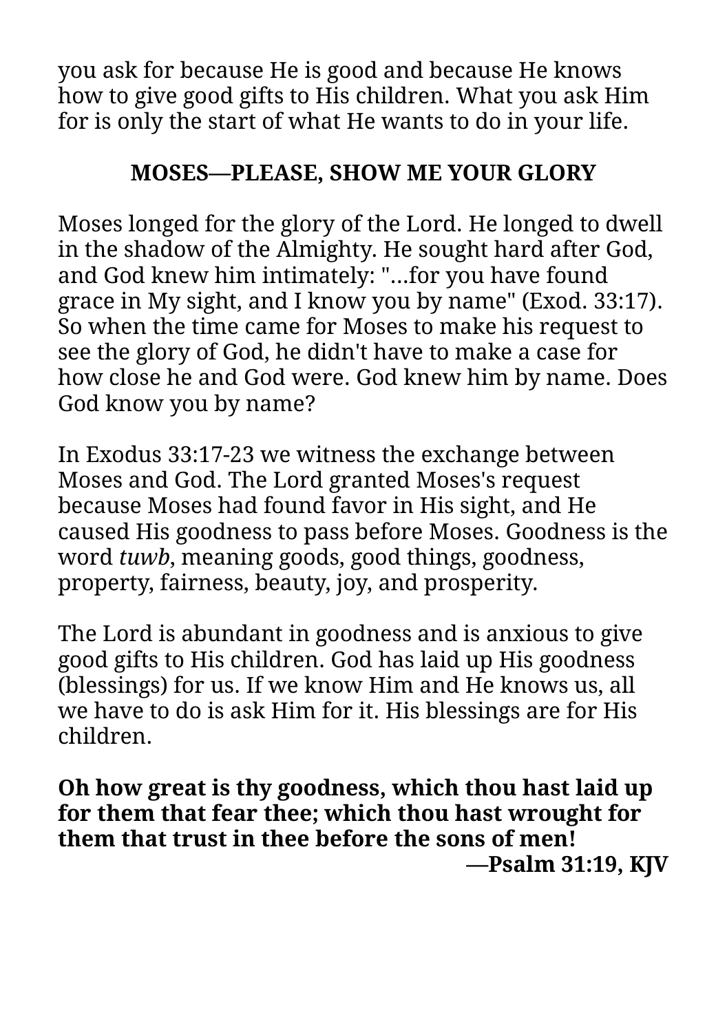you ask for because He is good and because He knows how to give good gifts to His children. What you ask Him for is only the start of what He wants to do in your life.

## MOSES—PLEASE, SHOW ME YOUR GLORY

Moses longed for the glory of the Lord. He longed to dwell in the shadow of the Almighty. He sought hard after God, and God knew him intimately: "...for you have found grace in My sight, and I know you by name" (Exod. 33:17). So when the time came for Moses to make his request to see the glory of God, he didn't have to make a case for how close he and God were. God knew him by name. Does God know you by name?

In Exodus 33:17-23 we witness the exchange between Moses and God. The Lord granted Moses's request because Moses had found favor in His sight, and He caused His goodness to pass before Moses. Goodness is the word *tuwb*, meaning goods, good things, goodness, property, fairness, beauty, joy, and prosperity.

The Lord is abundant in goodness and is anxious to give good gifts to His children. God has laid up His goodness (blessings) for us. If we know Him and He knows us, all we have to do is ask Him for it. His blessings are for His children.

**Oh how great is thy goodness, which thou hast laid up for them that fear thee; which thou hast wrought for them that trust in thee before the sons of men!**

**—Psalm 31:19, KJV**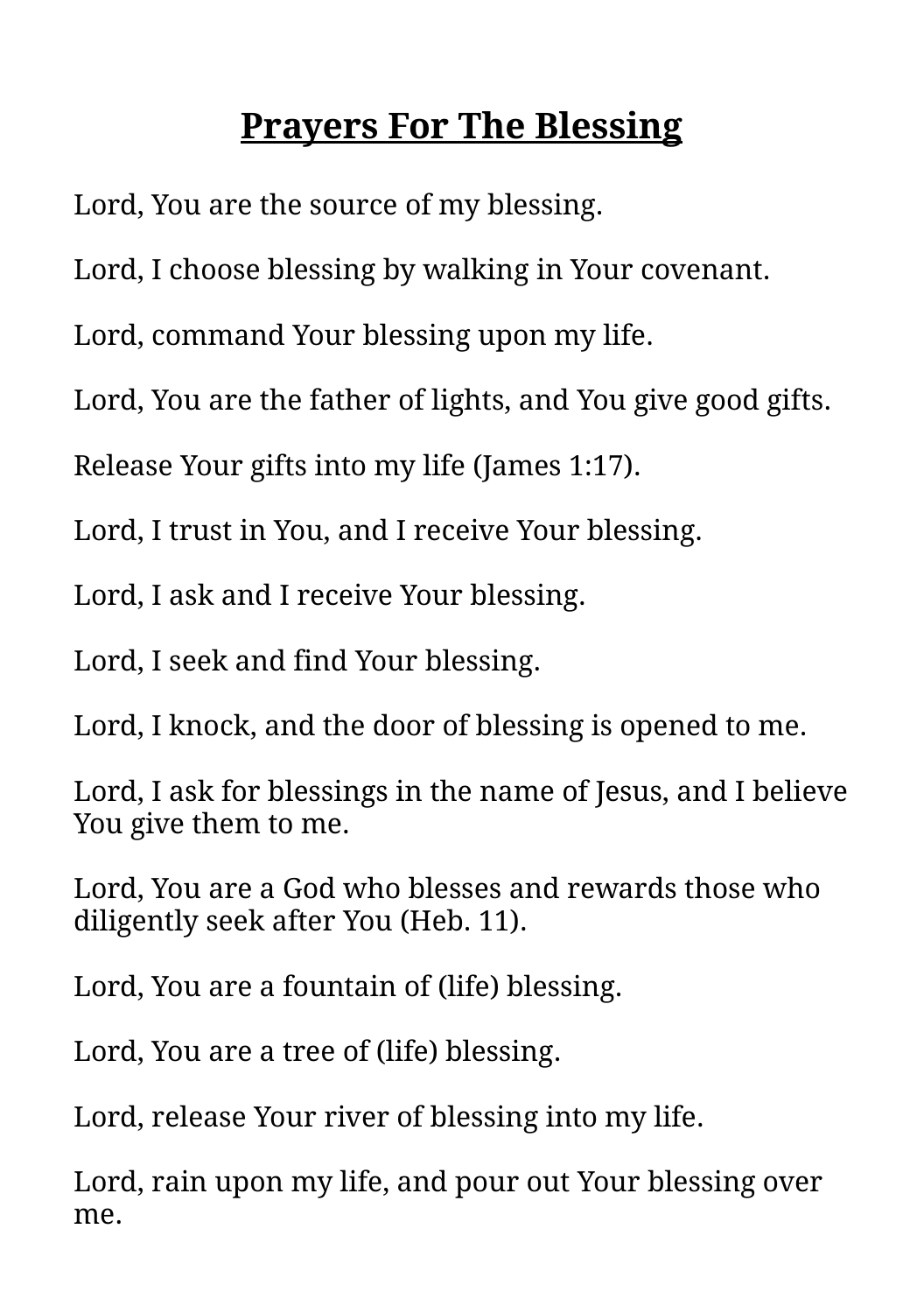## **Prayers For The Blessing**

Lord, You are the source of my blessing.

Lord, I choose blessing by walking in Your covenant.

Lord, command Your blessing upon my life.

Lord, You are the father of lights, and You give good gifts.

Release Your gifts into my life (James 1:17).

Lord, I trust in You, and I receive Your blessing.

Lord, I ask and I receive Your blessing.

Lord, I seek and find Your blessing.

Lord, I knock, and the door of blessing is opened to me.

Lord, I ask for blessings in the name of Jesus, and I believe You give them to me.

Lord, You are a God who blesses and rewards those who diligently seek after You (Heb. 11).

Lord, You are a fountain of (life) blessing.

Lord, You are a tree of (life) blessing.

Lord, release Your river of blessing into my life.

Lord, rain upon my life, and pour out Your blessing over me.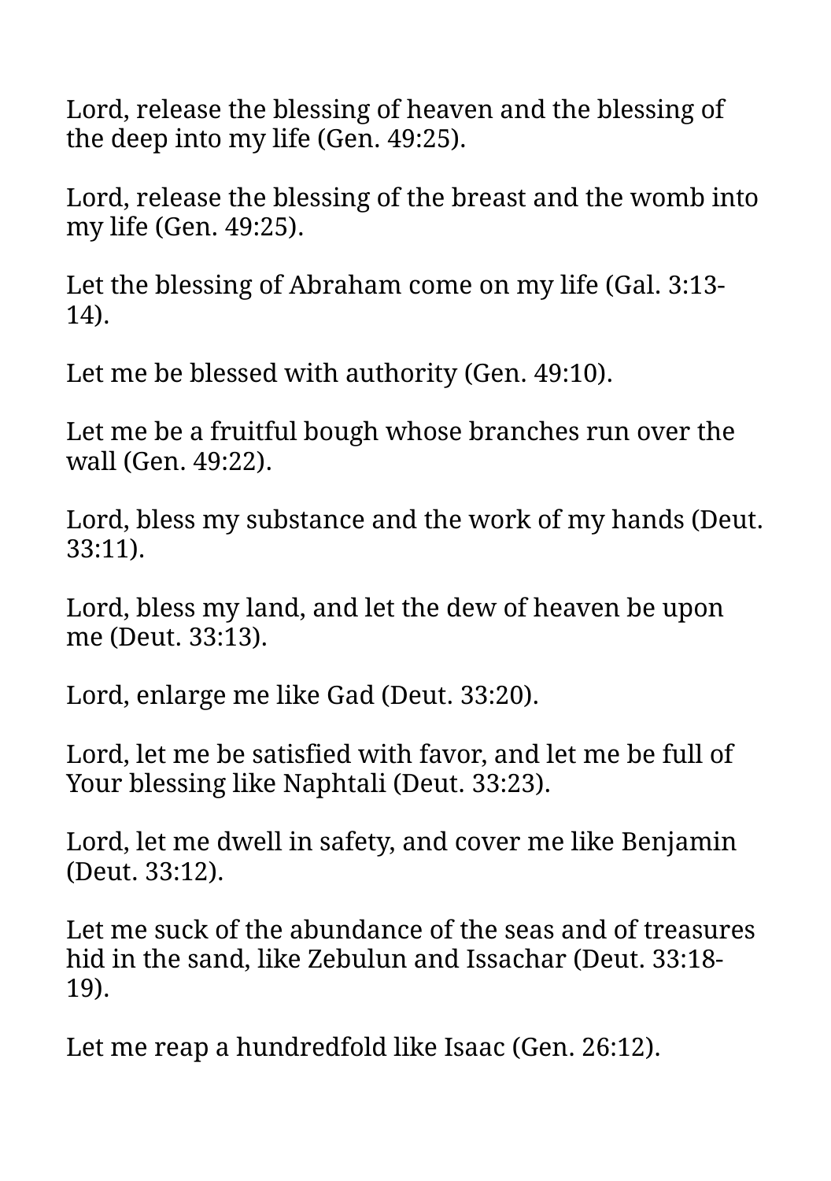Lord, release the blessing of heaven and the blessing of the deep into my life (Gen. 49:25).

Lord, release the blessing of the breast and the womb into my life (Gen. 49:25).

Let the blessing of Abraham come on my life (Gal. 3:13-14).

Let me be blessed with authority (Gen. 49:10).

Let me be a fruitful bough whose branches run over the wall (Gen. 49:22).

Lord, bless my substance and the work of my hands (Deut. 33:11).

Lord, bless my land, and let the dew of heaven be upon me (Deut. 33:13).

Lord, enlarge me like Gad (Deut. 33:20).

Lord, let me be satisfied with favor, and let me be full of Your blessing like Naphtali (Deut. 33:23).

Lord, let me dwell in safety, and cover me like Benjamin (Deut. 33:12).

Let me suck of the abundance of the seas and of treasures hid in the sand, like Zebulun and Issachar (Deut. 33:18-19).

Let me reap a hundredfold like Isaac (Gen. 26:12).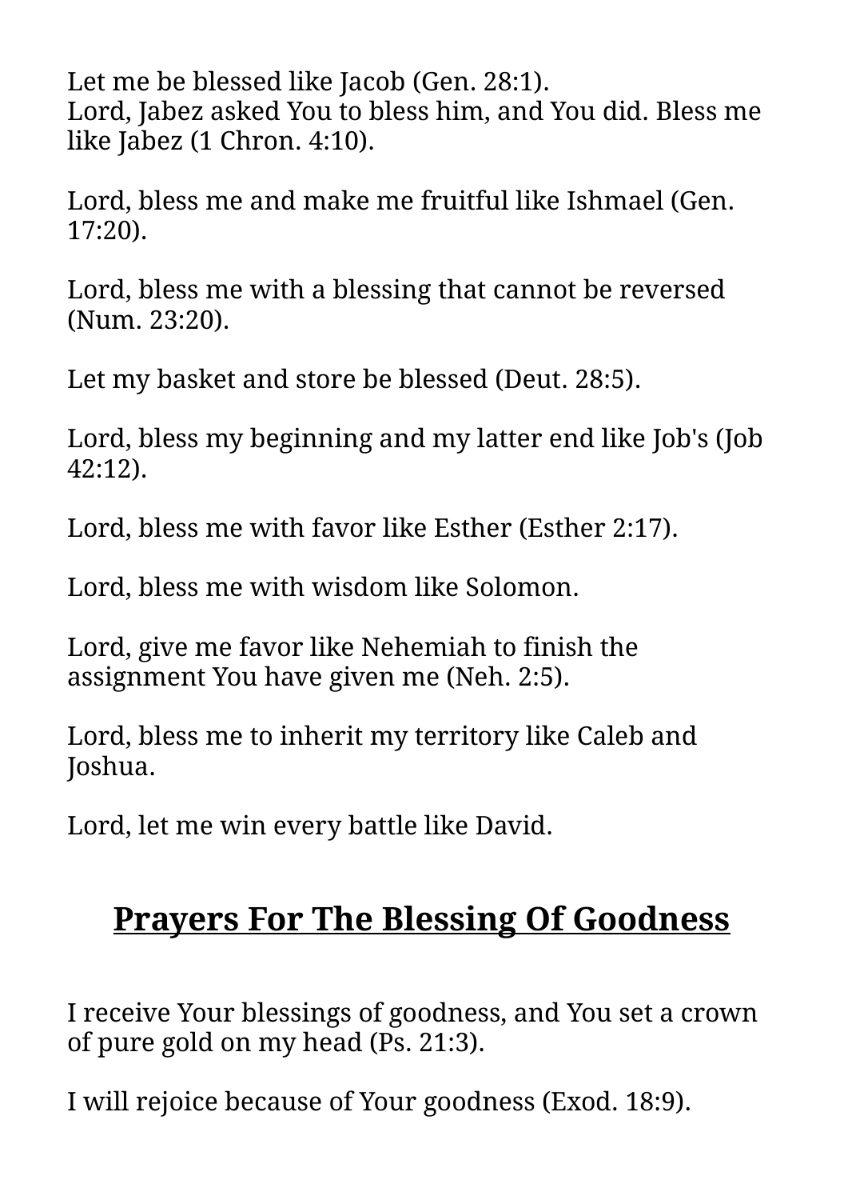Let me be blessed like Jacob (Gen. 28:1).
Lord, Jabez asked You to bless him, and You did. Bless me like Jabez (1 Chron. 4:10).

Lord, bless me and make me fruitful like Ishmael (Gen. 17:20).

Lord, bless me with a blessing that cannot be reversed (Num. 23:20).

Let my basket and store be blessed (Deut. 28:5).

Lord, bless my beginning and my latter end like Job's (Job 42:12).

Lord, bless me with favor like Esther (Esther 2:17).

Lord, bless me with wisdom like Solomon.

Lord, give me favor like Nehemiah to finish the assignment You have given me (Neh. 2:5).

Lord, bless me to inherit my territory like Caleb and Joshua.

Lord, let me win every battle like David.

## Prayers For The Blessing Of Goodness

I receive Your blessings of goodness, and You set a crown of pure gold on my head (Ps. 21:3).

I will rejoice because of Your goodness (Exod. 18:9).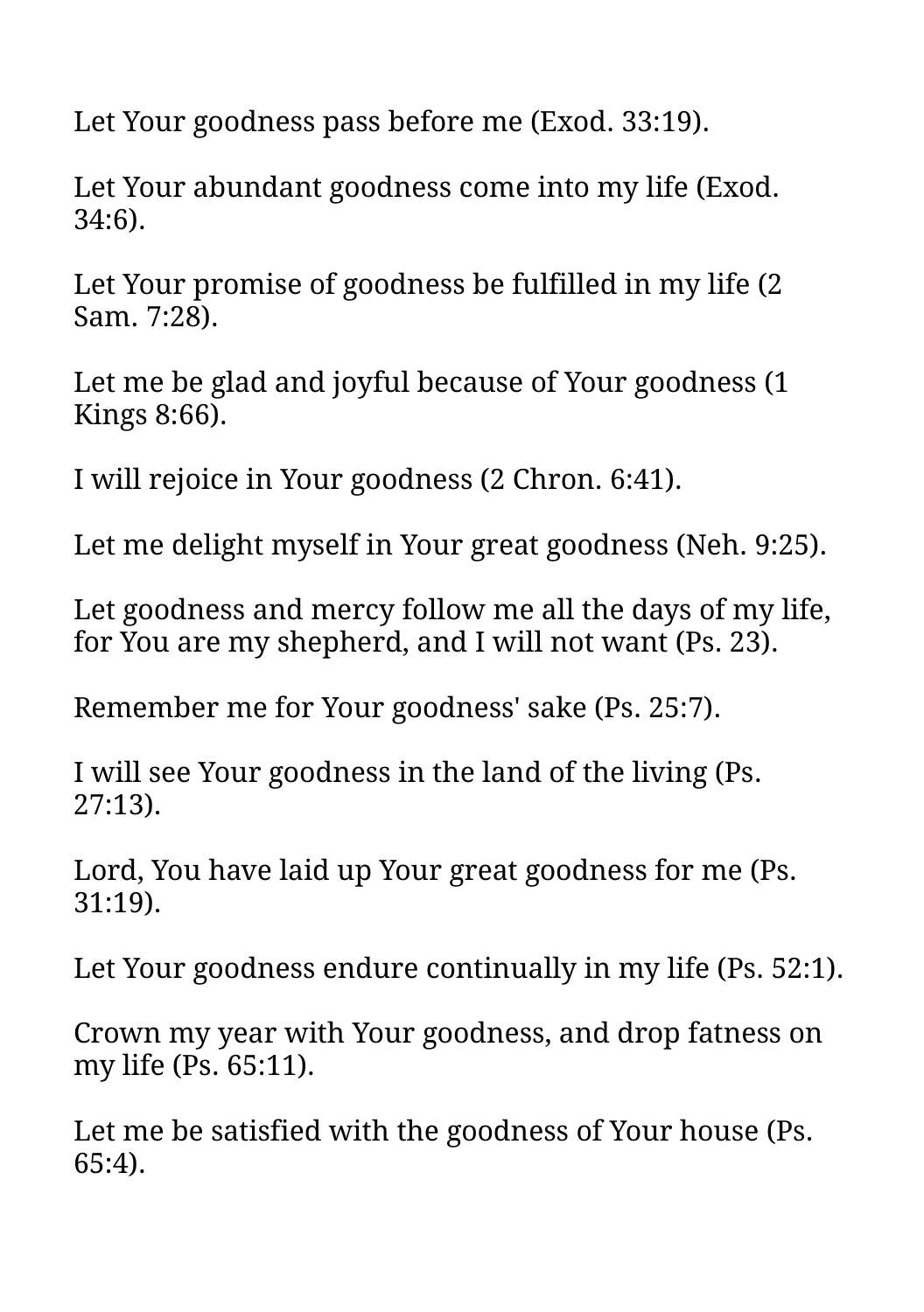Let Your goodness pass before me (Exod. 33:19).

Let Your abundant goodness come into my life (Exod. 34:6).

Let Your promise of goodness be fulfilled in my life (2 Sam. 7:28).

Let me be glad and joyful because of Your goodness (1 Kings 8:66).

I will rejoice in Your goodness (2 Chron. 6:41).

Let me delight myself in Your great goodness (Neh. 9:25).

Let goodness and mercy follow me all the days of my life, for You are my shepherd, and I will not want (Ps. 23).

Remember me for Your goodness' sake (Ps. 25:7).

I will see Your goodness in the land of the living (Ps. 27:13).

Lord, You have laid up Your great goodness for me (Ps. 31:19).

Let Your goodness endure continually in my life (Ps. 52:1).

Crown my year with Your goodness, and drop fatness on my life (Ps. 65:11).

Let me be satisfied with the goodness of Your house (Ps. 65:4).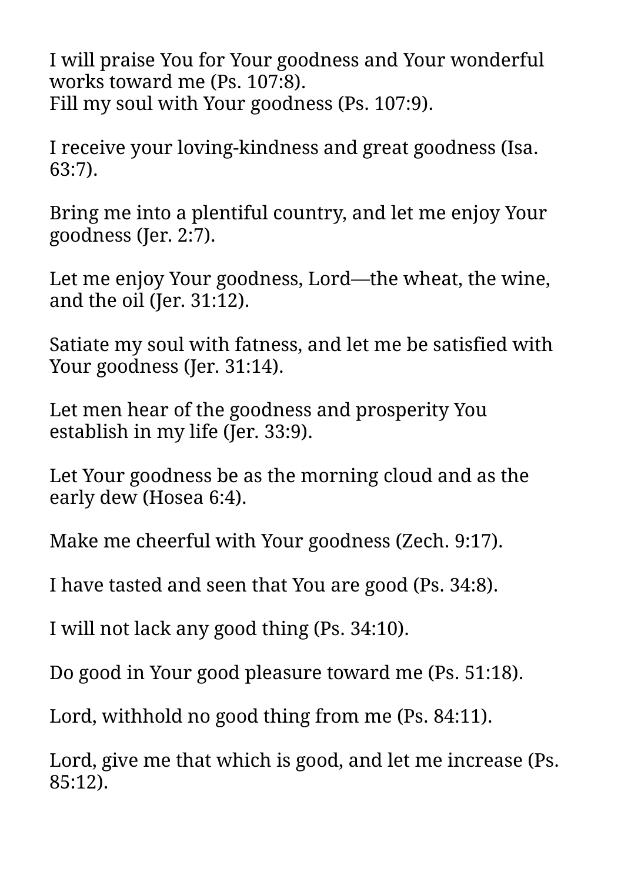I will praise You for Your goodness and Your wonderful works toward me (Ps. 107:8).
Fill my soul with Your goodness (Ps. 107:9).

I receive your loving-kindness and great goodness (Isa. 63:7).

Bring me into a plentiful country, and let me enjoy Your goodness (Jer. 2:7).

Let me enjoy Your goodness, Lord—the wheat, the wine, and the oil (Jer. 31:12).

Satiate my soul with fatness, and let me be satisfied with Your goodness (Jer. 31:14).

Let men hear of the goodness and prosperity You establish in my life (Jer. 33:9).

Let Your goodness be as the morning cloud and as the early dew (Hosea 6:4).

Make me cheerful with Your goodness (Zech. 9:17).

I have tasted and seen that You are good (Ps. 34:8).

I will not lack any good thing (Ps. 34:10).

Do good in Your good pleasure toward me (Ps. 51:18).

Lord, withhold no good thing from me (Ps. 84:11).

Lord, give me that which is good, and let me increase (Ps. 85:12).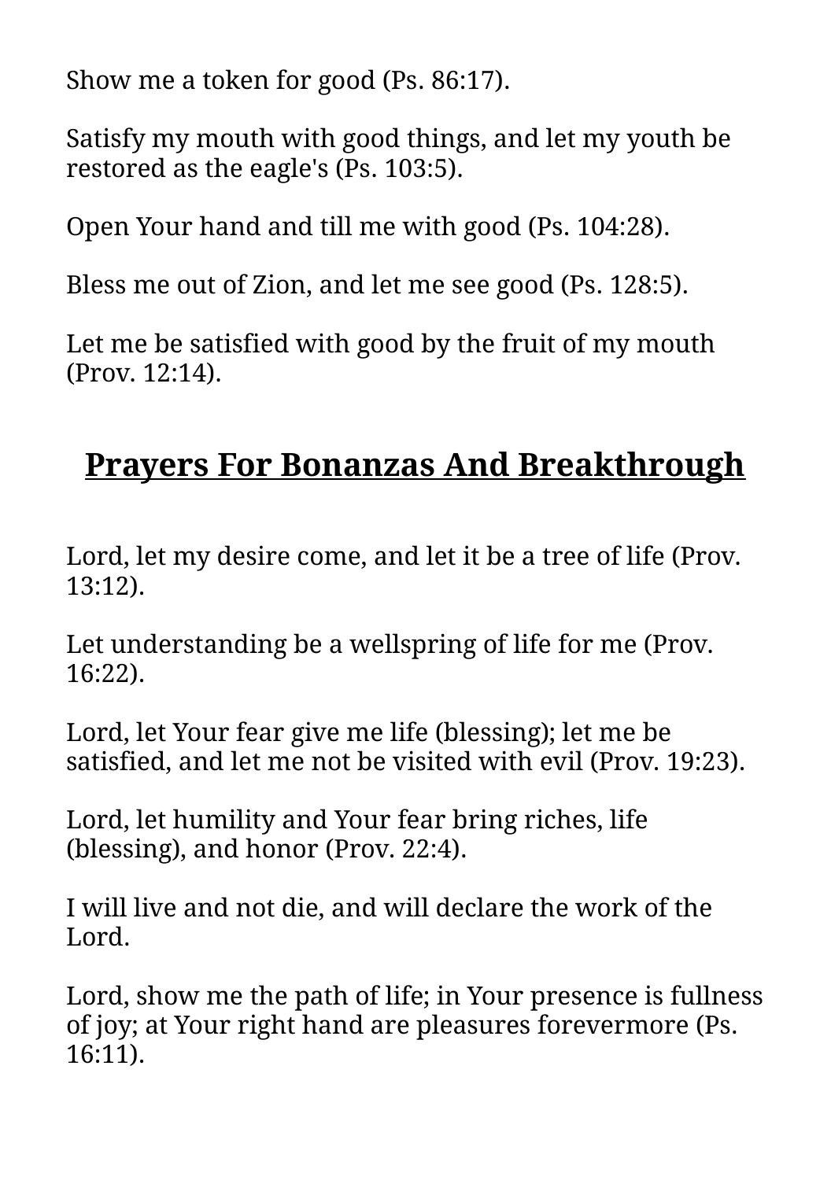Show me a token for good (Ps. 86:17).

Satisfy my mouth with good things, and let my youth be restored as the eagle's (Ps. 103:5).

Open Your hand and till me with good (Ps. 104:28).

Bless me out of Zion, and let me see good (Ps. 128:5).

Let me be satisfied with good by the fruit of my mouth (Prov. 12:14).

## Prayers For Bonanzas And Breakthrough

Lord, let my desire come, and let it be a tree of life (Prov. 13:12).

Let understanding be a wellspring of life for me (Prov. 16:22).

Lord, let Your fear give me life (blessing); let me be satisfied, and let me not be visited with evil (Prov. 19:23).

Lord, let humility and Your fear bring riches, life (blessing), and honor (Prov. 22:4).

I will live and not die, and will declare the work of the Lord.

Lord, show me the path of life; in Your presence is fullness of joy; at Your right hand are pleasures forevermore (Ps. 16:11).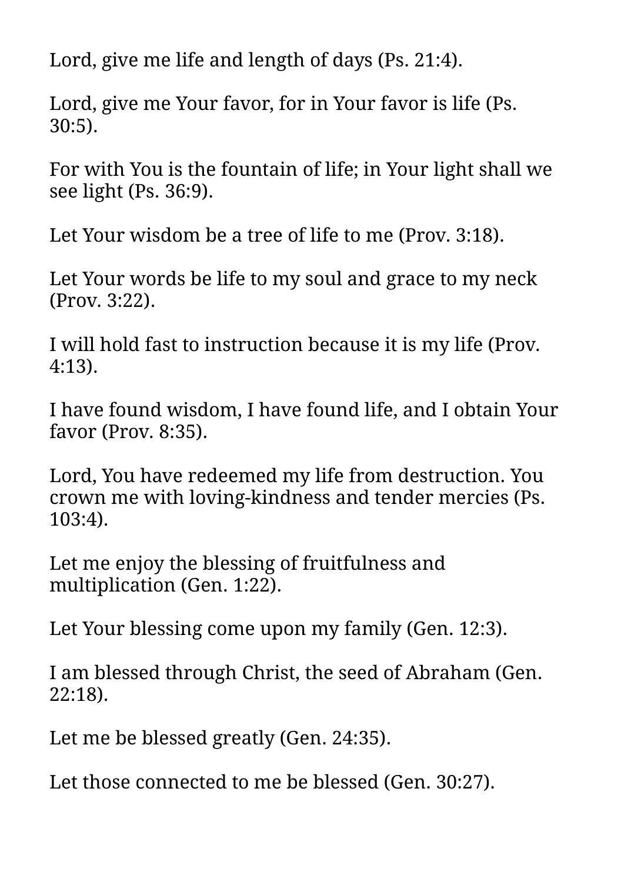Lord, give me life and length of days (Ps. 21:4).

Lord, give me Your favor, for in Your favor is life (Ps. 30:5).

For with You is the fountain of life; in Your light shall we see light (Ps. 36:9).

Let Your wisdom be a tree of life to me (Prov. 3:18).

Let Your words be life to my soul and grace to my neck (Prov. 3:22).

I will hold fast to instruction because it is my life (Prov. 4:13).

I have found wisdom, I have found life, and I obtain Your favor (Prov. 8:35).

Lord, You have redeemed my life from destruction. You crown me with loving-kindness and tender mercies (Ps. 103:4).

Let me enjoy the blessing of fruitfulness and multiplication (Gen. 1:22).

Let Your blessing come upon my family (Gen. 12:3).

I am blessed through Christ, the seed of Abraham (Gen. 22:18).

Let me be blessed greatly (Gen. 24:35).

Let those connected to me be blessed (Gen. 30:27).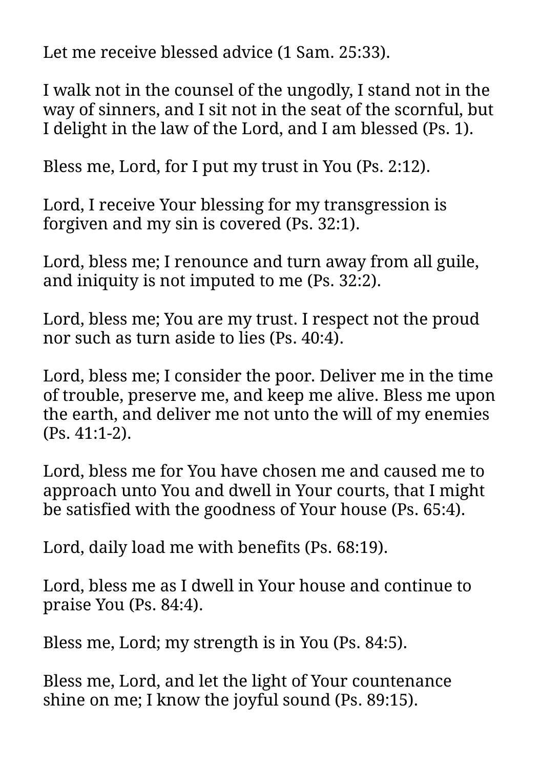Let me receive blessed advice (1 Sam. 25:33).

I walk not in the counsel of the ungodly, I stand not in the way of sinners, and I sit not in the seat of the scornful, but I delight in the law of the Lord, and I am blessed (Ps. 1).

Bless me, Lord, for I put my trust in You (Ps. 2:12).

Lord, I receive Your blessing for my transgression is forgiven and my sin is covered (Ps. 32:1).

Lord, bless me; I renounce and turn away from all guile, and iniquity is not imputed to me (Ps. 32:2).

Lord, bless me; You are my trust. I respect not the proud nor such as turn aside to lies (Ps. 40:4).

Lord, bless me; I consider the poor. Deliver me in the time of trouble, preserve me, and keep me alive. Bless me upon the earth, and deliver me not unto the will of my enemies (Ps. 41:1-2).

Lord, bless me for You have chosen me and caused me to approach unto You and dwell in Your courts, that I might be satisfied with the goodness of Your house (Ps. 65:4).

Lord, daily load me with benefits (Ps. 68:19).

Lord, bless me as I dwell in Your house and continue to praise You (Ps. 84:4).

Bless me, Lord; my strength is in You (Ps. 84:5).

Bless me, Lord, and let the light of Your countenance shine on me; I know the joyful sound (Ps. 89:15).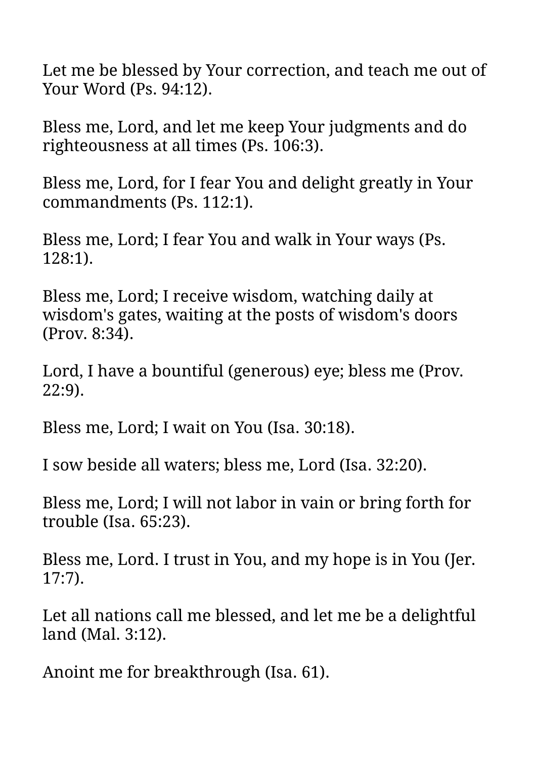Let me be blessed by Your correction, and teach me out of Your Word (Ps. 94:12).

Bless me, Lord, and let me keep Your judgments and do righteousness at all times (Ps. 106:3).

Bless me, Lord, for I fear You and delight greatly in Your commandments (Ps. 112:1).

Bless me, Lord; I fear You and walk in Your ways (Ps. 128:1).

Bless me, Lord; I receive wisdom, watching daily at wisdom's gates, waiting at the posts of wisdom's doors (Prov. 8:34).

Lord, I have a bountiful (generous) eye; bless me (Prov. 22:9).

Bless me, Lord; I wait on You (Isa. 30:18).

I sow beside all waters; bless me, Lord (Isa. 32:20).

Bless me, Lord; I will not labor in vain or bring forth for trouble (Isa. 65:23).

Bless me, Lord. I trust in You, and my hope is in You (Jer. 17:7).

Let all nations call me blessed, and let me be a delightful land (Mal. 3:12).

Anoint me for breakthrough (Isa. 61).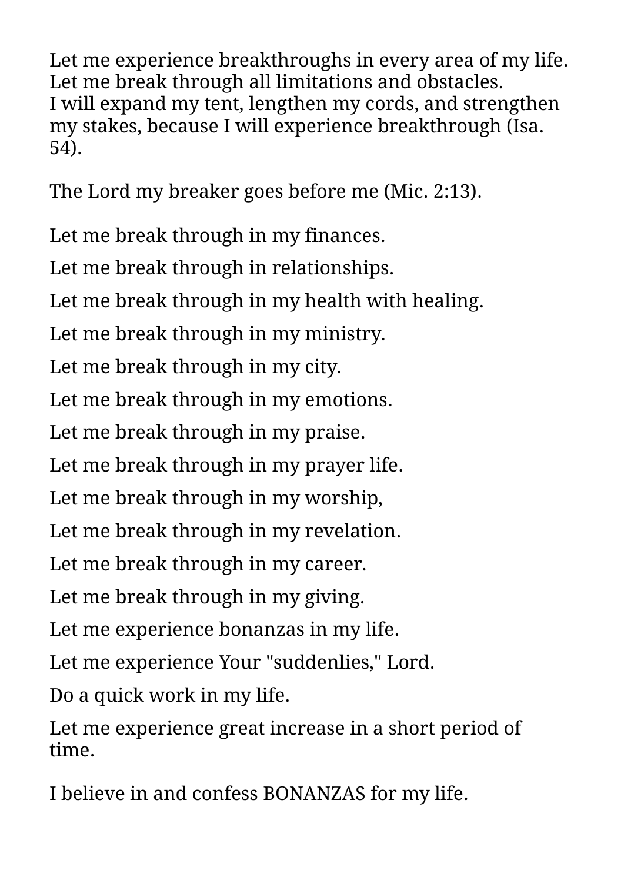Let me experience breakthroughs in every area of my life.
Let me break through all limitations and obstacles.
I will expand my tent, lengthen my cords, and strengthen my stakes, because I will experience breakthrough (Isa. 54).

The Lord my breaker goes before me (Mic. 2:13).

Let me break through in my finances.

Let me break through in relationships.

Let me break through in my health with healing.

Let me break through in my ministry.

Let me break through in my city.

Let me break through in my emotions.

Let me break through in my praise.

Let me break through in my prayer life.

Let me break through in my worship,

Let me break through in my revelation.

Let me break through in my career.

Let me break through in my giving.

Let me experience bonanzas in my life.

Let me experience Your "suddenlies," Lord.

Do a quick work in my life.

Let me experience great increase in a short period of time.

I believe in and confess BONANZAS for my life.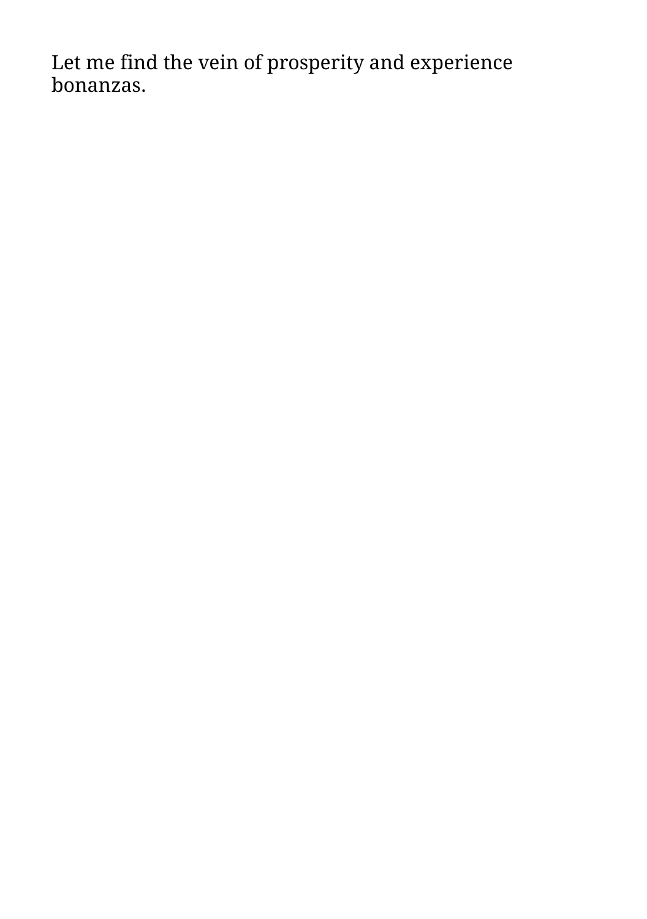Let me find the vein of prosperity and experience bonanzas.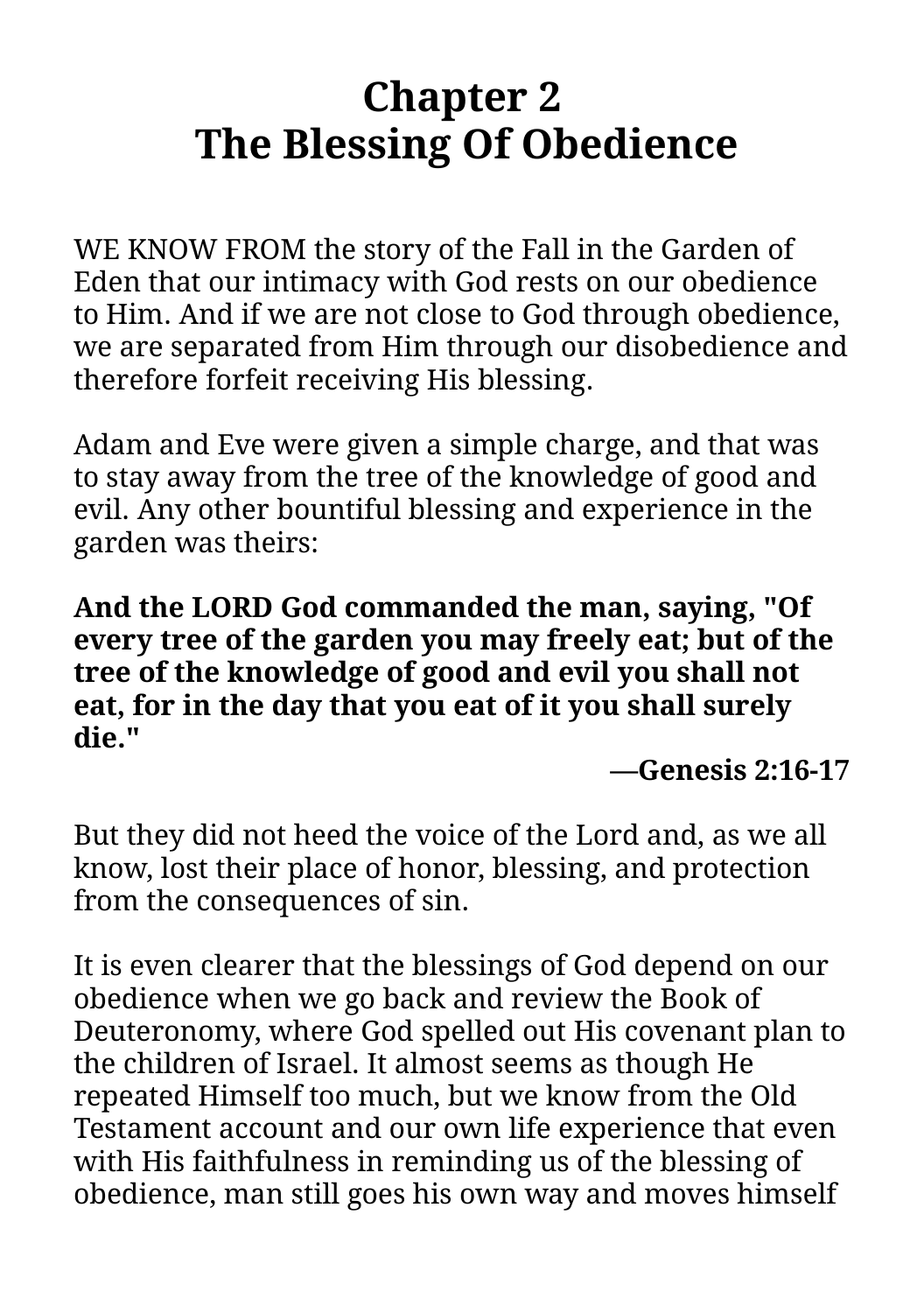# Chapter 2
# The Blessing Of Obedience

WE KNOW FROM the story of the Fall in the Garden of Eden that our intimacy with God rests on our obedience to Him. And if we are not close to God through obedience, we are separated from Him through our disobedience and therefore forfeit receiving His blessing.

Adam and Eve were given a simple charge, and that was to stay away from the tree of the knowledge of good and evil. Any other bountiful blessing and experience in the garden was theirs:

**And the LORD God commanded the man, saying, "Of every tree of the garden you may freely eat; but of the tree of the knowledge of good and evil you shall not eat, for in the day that you eat of it you shall surely die."**

**—Genesis 2:16-17**

But they did not heed the voice of the Lord and, as we all know, lost their place of honor, blessing, and protection from the consequences of sin.

It is even clearer that the blessings of God depend on our obedience when we go back and review the Book of Deuteronomy, where God spelled out His covenant plan to the children of Israel. It almost seems as though He repeated Himself too much, but we know from the Old Testament account and our own life experience that even with His faithfulness in reminding us of the blessing of obedience, man still goes his own way and moves himself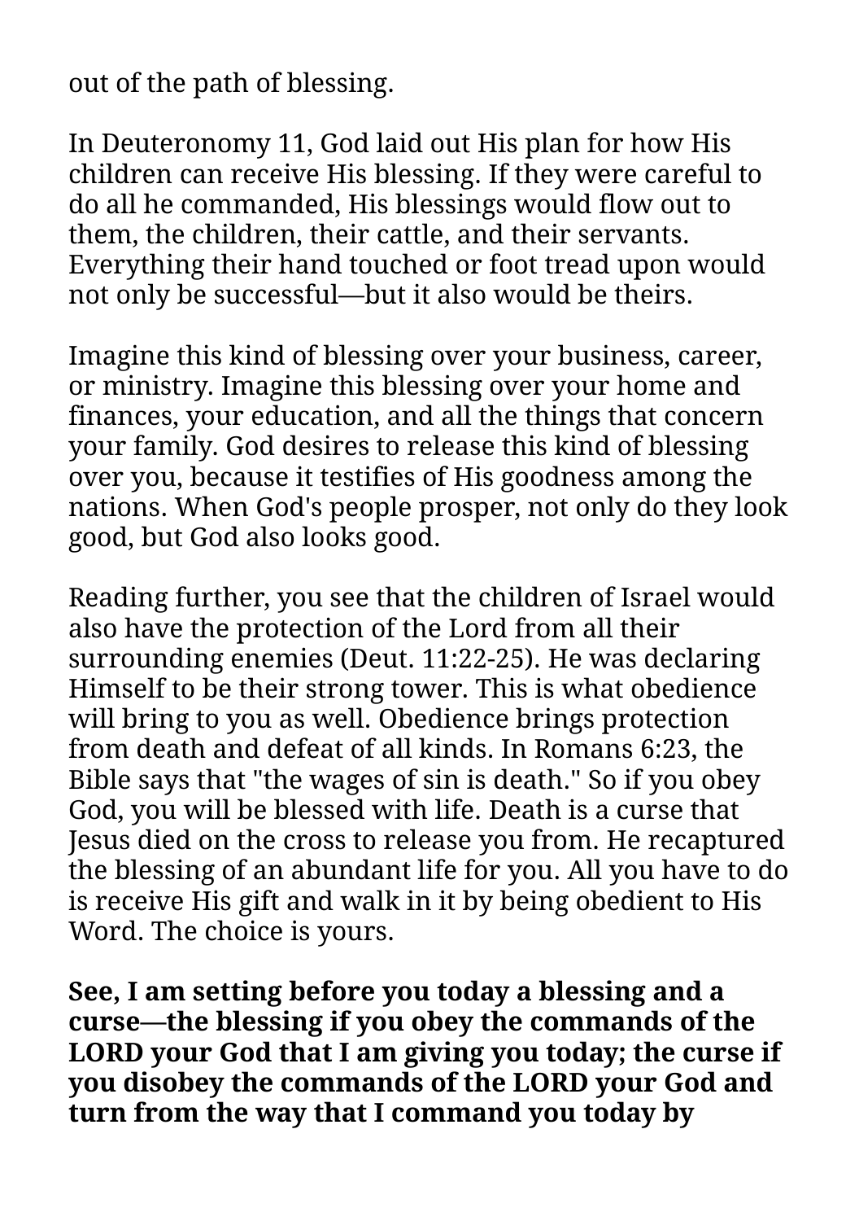out of the path of blessing.

In Deuteronomy 11, God laid out His plan for how His children can receive His blessing. If they were careful to do all he commanded, His blessings would flow out to them, the children, their cattle, and their servants. Everything their hand touched or foot tread upon would not only be successful—but it also would be theirs.

Imagine this kind of blessing over your business, career, or ministry. Imagine this blessing over your home and finances, your education, and all the things that concern your family. God desires to release this kind of blessing over you, because it testifies of His goodness among the nations. When God's people prosper, not only do they look good, but God also looks good.

Reading further, you see that the children of Israel would also have the protection of the Lord from all their surrounding enemies (Deut. 11:22-25). He was declaring Himself to be their strong tower. This is what obedience will bring to you as well. Obedience brings protection from death and defeat of all kinds. In Romans 6:23, the Bible says that "the wages of sin is death." So if you obey God, you will be blessed with life. Death is a curse that Jesus died on the cross to release you from. He recaptured the blessing of an abundant life for you. All you have to do is receive His gift and walk in it by being obedient to His Word. The choice is yours.

**See, I am setting before you today a blessing and a curse—the blessing if you obey the commands of the LORD your God that I am giving you today; the curse if you disobey the commands of the LORD your God and turn from the way that I command you today by**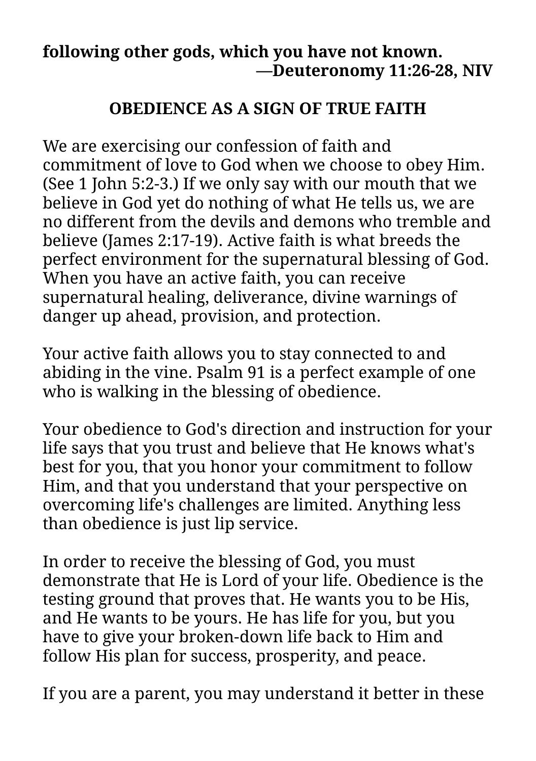**following other gods, which you have not known.**
**—Deuteronomy 11:26-28, NIV**

## OBEDIENCE AS A SIGN OF TRUE FAITH

We are exercising our confession of faith and commitment of love to God when we choose to obey Him. (See 1 John 5:2-3.) If we only say with our mouth that we believe in God yet do nothing of what He tells us, we are no different from the devils and demons who tremble and believe (James 2:17-19). Active faith is what breeds the perfect environment for the supernatural blessing of God. When you have an active faith, you can receive supernatural healing, deliverance, divine warnings of danger up ahead, provision, and protection.

Your active faith allows you to stay connected to and abiding in the vine. Psalm 91 is a perfect example of one who is walking in the blessing of obedience.

Your obedience to God's direction and instruction for your life says that you trust and believe that He knows what's best for you, that you honor your commitment to follow Him, and that you understand that your perspective on overcoming life's challenges are limited. Anything less than obedience is just lip service.

In order to receive the blessing of God, you must demonstrate that He is Lord of your life. Obedience is the testing ground that proves that. He wants you to be His, and He wants to be yours. He has life for you, but you have to give your broken-down life back to Him and follow His plan for success, prosperity, and peace.

If you are a parent, you may understand it better in these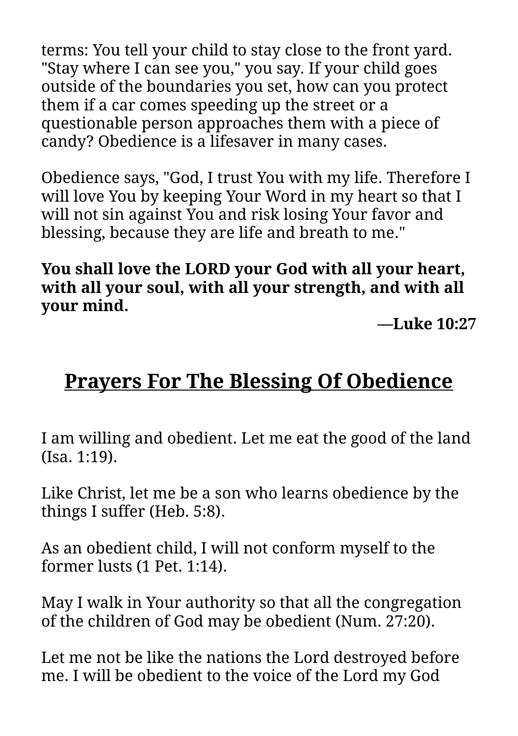terms: You tell your child to stay close to the front yard. "Stay where I can see you," you say. If your child goes outside of the boundaries you set, how can you protect them if a car comes speeding up the street or a questionable person approaches them with a piece of candy? Obedience is a lifesaver in many cases.

Obedience says, "God, I trust You with my life. Therefore I will love You by keeping Your Word in my heart so that I will not sin against You and risk losing Your favor and blessing, because they are life and breath to me."

**You shall love the LORD your God with all your heart, with all your soul, with all your strength, and with all your mind.**

**—Luke 10:27**

## Prayers For The Blessing Of Obedience

I am willing and obedient. Let me eat the good of the land (Isa. 1:19).

Like Christ, let me be a son who learns obedience by the things I suffer (Heb. 5:8).

As an obedient child, I will not conform myself to the former lusts (1 Pet. 1:14).

May I walk in Your authority so that all the congregation of the children of God may be obedient (Num. 27:20).

Let me not be like the nations the Lord destroyed before me. I will be obedient to the voice of the Lord my God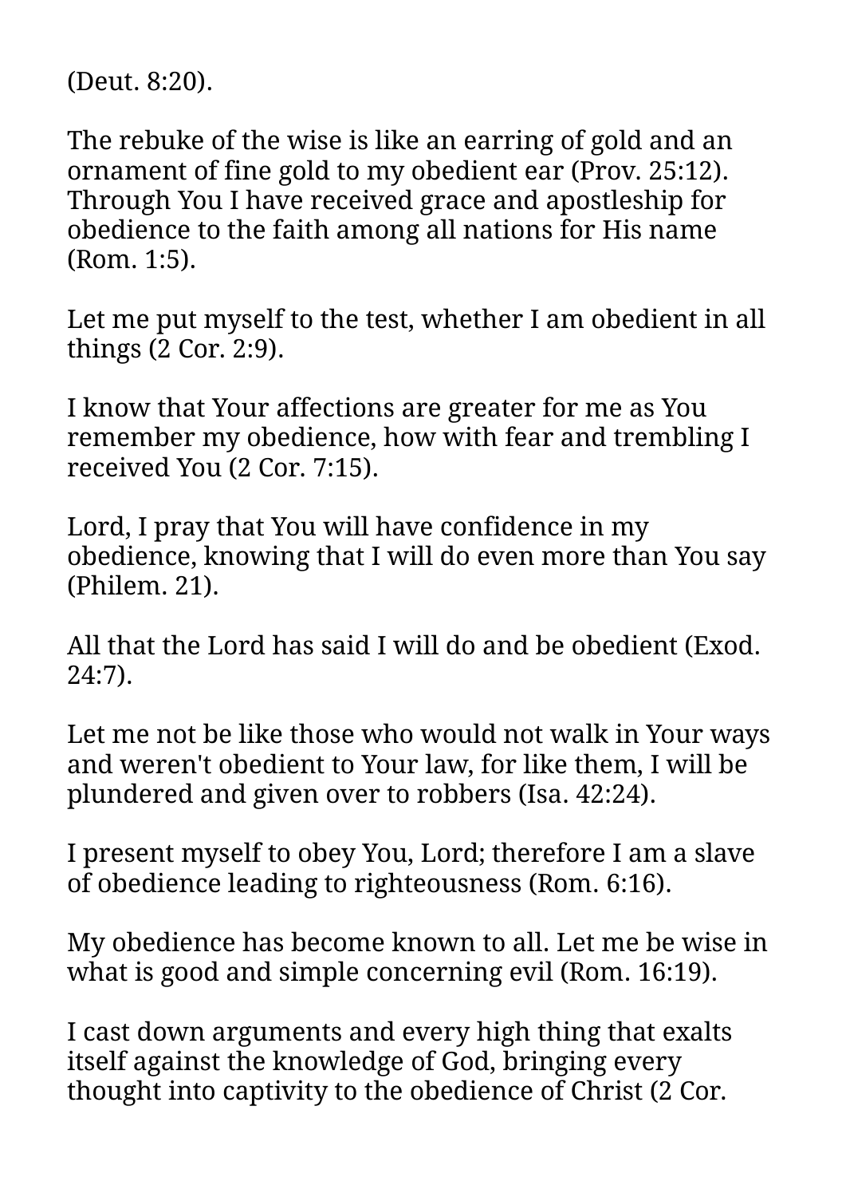(Deut. 8:20).

The rebuke of the wise is like an earring of gold and an ornament of fine gold to my obedient ear (Prov. 25:12). Through You I have received grace and apostleship for obedience to the faith among all nations for His name (Rom. 1:5).

Let me put myself to the test, whether I am obedient in all things (2 Cor. 2:9).

I know that Your affections are greater for me as You remember my obedience, how with fear and trembling I received You (2 Cor. 7:15).

Lord, I pray that You will have confidence in my obedience, knowing that I will do even more than You say (Philem. 21).

All that the Lord has said I will do and be obedient (Exod. 24:7).

Let me not be like those who would not walk in Your ways and weren't obedient to Your law, for like them, I will be plundered and given over to robbers (Isa. 42:24).

I present myself to obey You, Lord; therefore I am a slave of obedience leading to righteousness (Rom. 6:16).

My obedience has become known to all. Let me be wise in what is good and simple concerning evil (Rom. 16:19).

I cast down arguments and every high thing that exalts itself against the knowledge of God, bringing every thought into captivity to the obedience of Christ (2 Cor.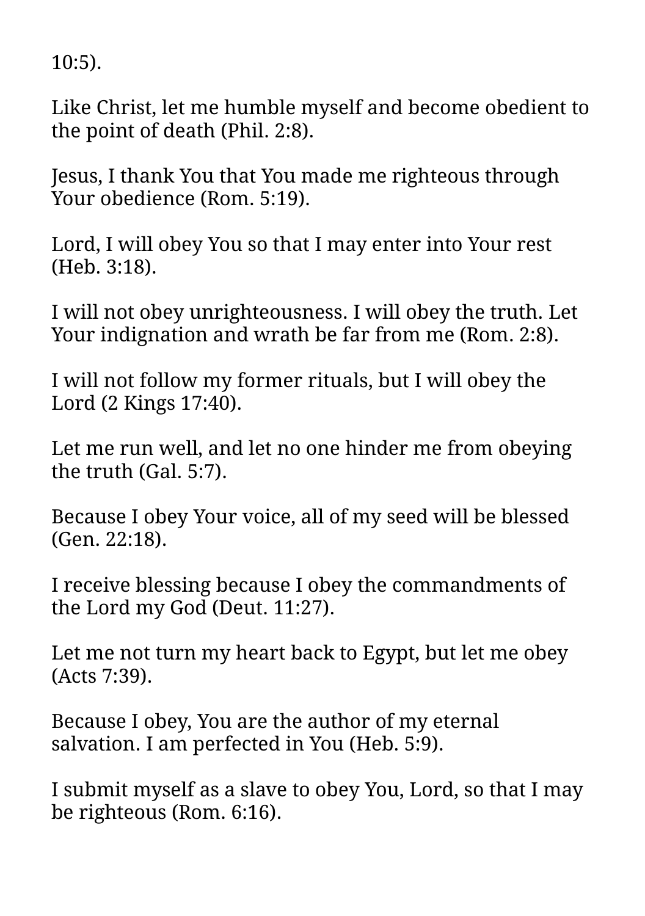10:5).

Like Christ, let me humble myself and become obedient to the point of death (Phil. 2:8).

Jesus, I thank You that You made me righteous through Your obedience (Rom. 5:19).

Lord, I will obey You so that I may enter into Your rest (Heb. 3:18).

I will not obey unrighteousness. I will obey the truth. Let Your indignation and wrath be far from me (Rom. 2:8).

I will not follow my former rituals, but I will obey the Lord (2 Kings 17:40).

Let me run well, and let no one hinder me from obeying the truth (Gal. 5:7).

Because I obey Your voice, all of my seed will be blessed (Gen. 22:18).

I receive blessing because I obey the commandments of the Lord my God (Deut. 11:27).

Let me not turn my heart back to Egypt, but let me obey (Acts 7:39).

Because I obey, You are the author of my eternal salvation. I am perfected in You (Heb. 5:9).

I submit myself as a slave to obey You, Lord, so that I may be righteous (Rom. 6:16).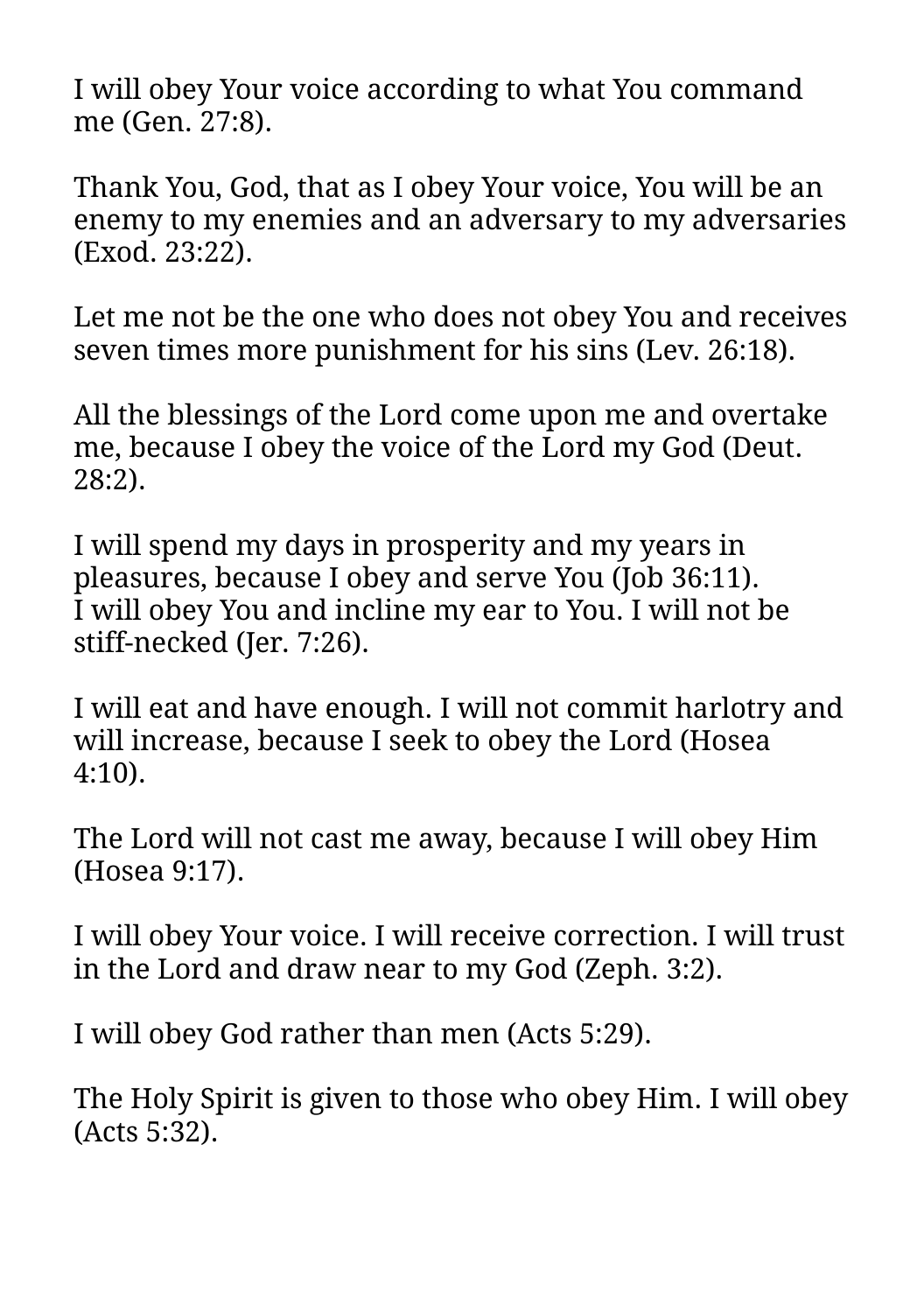I will obey Your voice according to what You command me (Gen. 27:8).

Thank You, God, that as I obey Your voice, You will be an enemy to my enemies and an adversary to my adversaries (Exod. 23:22).

Let me not be the one who does not obey You and receives seven times more punishment for his sins (Lev. 26:18).

All the blessings of the Lord come upon me and overtake me, because I obey the voice of the Lord my God (Deut. 28:2).

I will spend my days in prosperity and my years in pleasures, because I obey and serve You (Job 36:11).
I will obey You and incline my ear to You. I will not be stiff-necked (Jer. 7:26).

I will eat and have enough. I will not commit harlotry and will increase, because I seek to obey the Lord (Hosea 4:10).

The Lord will not cast me away, because I will obey Him (Hosea 9:17).

I will obey Your voice. I will receive correction. I will trust in the Lord and draw near to my God (Zeph. 3:2).

I will obey God rather than men (Acts 5:29).

The Holy Spirit is given to those who obey Him. I will obey (Acts 5:32).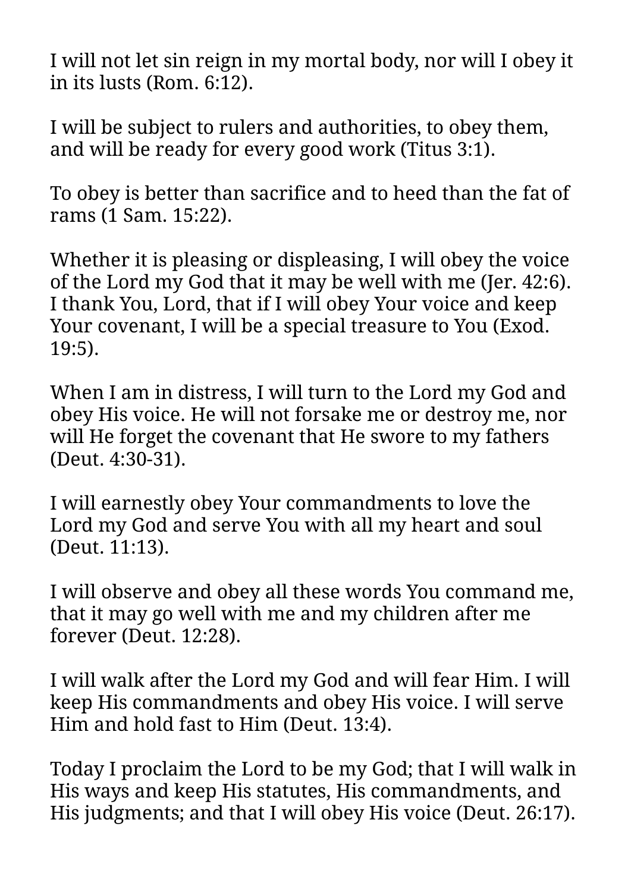I will not let sin reign in my mortal body, nor will I obey it in its lusts (Rom. 6:12).

I will be subject to rulers and authorities, to obey them, and will be ready for every good work (Titus 3:1).

To obey is better than sacrifice and to heed than the fat of rams (1 Sam. 15:22).

Whether it is pleasing or displeasing, I will obey the voice of the Lord my God that it may be well with me (Jer. 42:6). I thank You, Lord, that if I will obey Your voice and keep Your covenant, I will be a special treasure to You (Exod. 19:5).

When I am in distress, I will turn to the Lord my God and obey His voice. He will not forsake me or destroy me, nor will He forget the covenant that He swore to my fathers (Deut. 4:30-31).

I will earnestly obey Your commandments to love the Lord my God and serve You with all my heart and soul (Deut. 11:13).

I will observe and obey all these words You command me, that it may go well with me and my children after me forever (Deut. 12:28).

I will walk after the Lord my God and will fear Him. I will keep His commandments and obey His voice. I will serve Him and hold fast to Him (Deut. 13:4).

Today I proclaim the Lord to be my God; that I will walk in His ways and keep His statutes, His commandments, and His judgments; and that I will obey His voice (Deut. 26:17).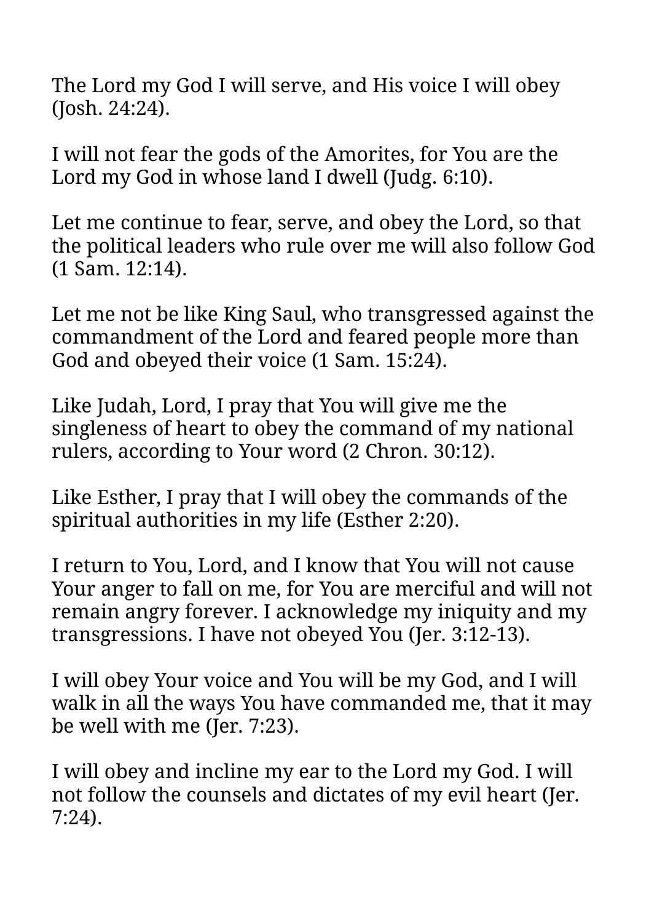The Lord my God I will serve, and His voice I will obey (Josh. 24:24).

I will not fear the gods of the Amorites, for You are the Lord my God in whose land I dwell (Judg. 6:10).

Let me continue to fear, serve, and obey the Lord, so that the political leaders who rule over me will also follow God (1 Sam. 12:14).

Let me not be like King Saul, who transgressed against the commandment of the Lord and feared people more than God and obeyed their voice (1 Sam. 15:24).

Like Judah, Lord, I pray that You will give me the singleness of heart to obey the command of my national rulers, according to Your word (2 Chron. 30:12).

Like Esther, I pray that I will obey the commands of the spiritual authorities in my life (Esther 2:20).

I return to You, Lord, and I know that You will not cause Your anger to fall on me, for You are merciful and will not remain angry forever. I acknowledge my iniquity and my transgressions. I have not obeyed You (Jer. 3:12-13).

I will obey Your voice and You will be my God, and I will walk in all the ways You have commanded me, that it may be well with me (Jer. 7:23).

I will obey and incline my ear to the Lord my God. I will not follow the counsels and dictates of my evil heart (Jer. 7:24).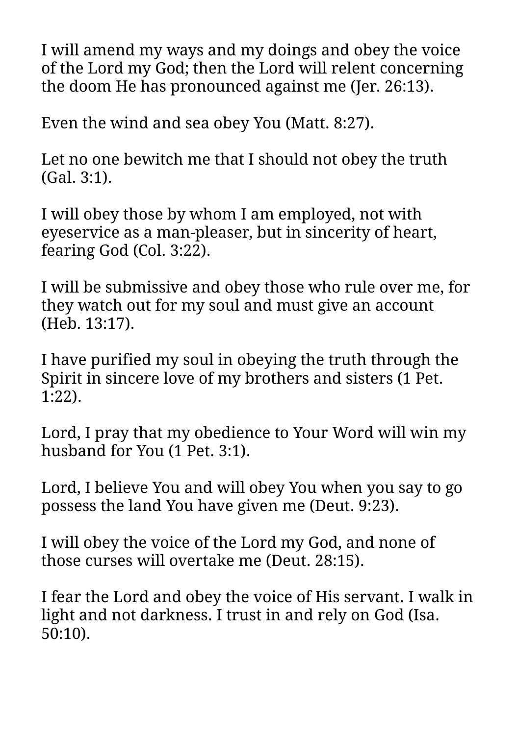I will amend my ways and my doings and obey the voice of the Lord my God; then the Lord will relent concerning the doom He has pronounced against me (Jer. 26:13).

Even the wind and sea obey You (Matt. 8:27).

Let no one bewitch me that I should not obey the truth (Gal. 3:1).

I will obey those by whom I am employed, not with eyeservice as a man-pleaser, but in sincerity of heart, fearing God (Col. 3:22).

I will be submissive and obey those who rule over me, for they watch out for my soul and must give an account (Heb. 13:17).

I have purified my soul in obeying the truth through the Spirit in sincere love of my brothers and sisters (1 Pet. 1:22).

Lord, I pray that my obedience to Your Word will win my husband for You (1 Pet. 3:1).

Lord, I believe You and will obey You when you say to go possess the land You have given me (Deut. 9:23).

I will obey the voice of the Lord my God, and none of those curses will overtake me (Deut. 28:15).

I fear the Lord and obey the voice of His servant. I walk in light and not darkness. I trust in and rely on God (Isa. 50:10).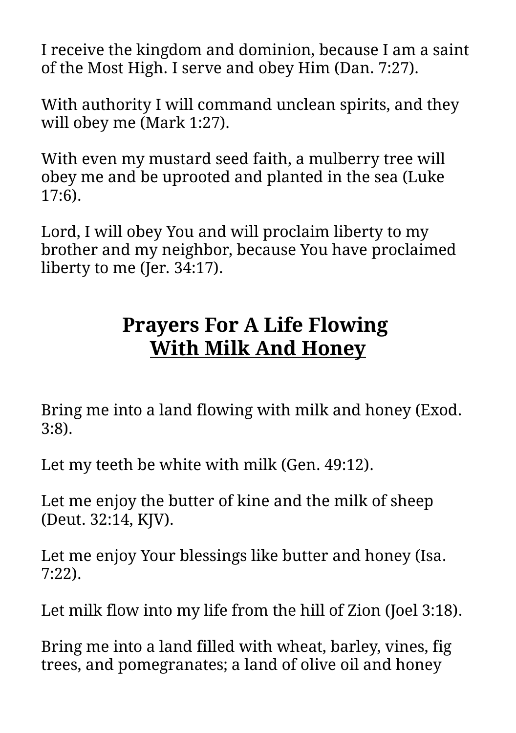I receive the kingdom and dominion, because I am a saint of the Most High. I serve and obey Him (Dan. 7:27).

With authority I will command unclean spirits, and they will obey me (Mark 1:27).

With even my mustard seed faith, a mulberry tree will obey me and be uprooted and planted in the sea (Luke 17:6).

Lord, I will obey You and will proclaim liberty to my brother and my neighbor, because You have proclaimed liberty to me (Jer. 34:17).

## Prayers For A Life Flowing With Milk And Honey

Bring me into a land flowing with milk and honey (Exod. 3:8).

Let my teeth be white with milk (Gen. 49:12).

Let me enjoy the butter of kine and the milk of sheep (Deut. 32:14, KJV).

Let me enjoy Your blessings like butter and honey (Isa. 7:22).

Let milk flow into my life from the hill of Zion (Joel 3:18).

Bring me into a land filled with wheat, barley, vines, fig trees, and pomegranates; a land of olive oil and honey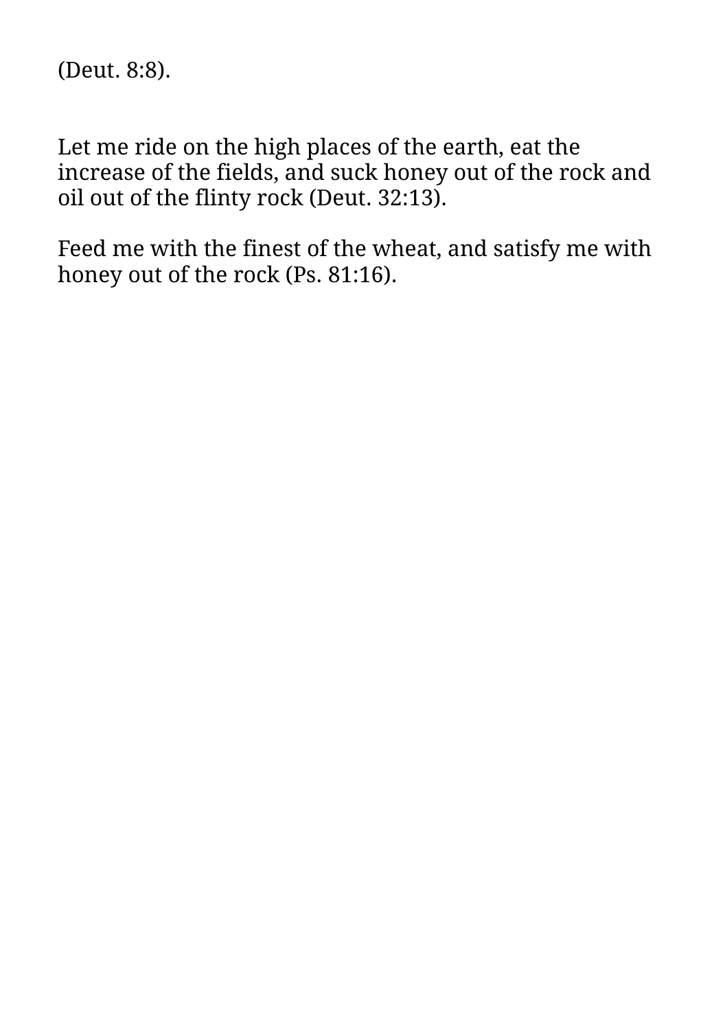(Deut. 8:8).

Let me ride on the high places of the earth, eat the increase of the fields, and suck honey out of the rock and oil out of the flinty rock (Deut. 32:13).

Feed me with the finest of the wheat, and satisfy me with honey out of the rock (Ps. 81:16).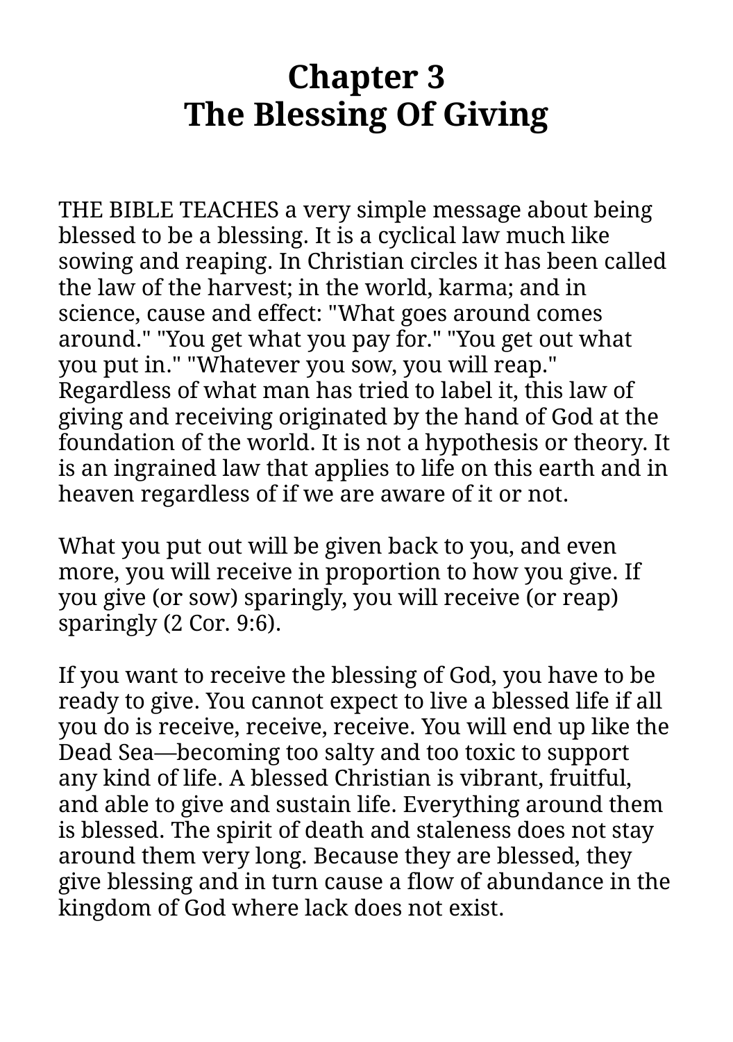# Chapter 3
# The Blessing Of Giving

THE BIBLE TEACHES a very simple message about being blessed to be a blessing. It is a cyclical law much like sowing and reaping. In Christian circles it has been called the law of the harvest; in the world, karma; and in science, cause and effect: "What goes around comes around." "You get what you pay for." "You get out what you put in." "Whatever you sow, you will reap." Regardless of what man has tried to label it, this law of giving and receiving originated by the hand of God at the foundation of the world. It is not a hypothesis or theory. It is an ingrained law that applies to life on this earth and in heaven regardless of if we are aware of it or not.

What you put out will be given back to you, and even more, you will receive in proportion to how you give. If you give (or sow) sparingly, you will receive (or reap) sparingly (2 Cor. 9:6).

If you want to receive the blessing of God, you have to be ready to give. You cannot expect to live a blessed life if all you do is receive, receive, receive. You will end up like the Dead Sea—becoming too salty and too toxic to support any kind of life. A blessed Christian is vibrant, fruitful, and able to give and sustain life. Everything around them is blessed. The spirit of death and staleness does not stay around them very long. Because they are blessed, they give blessing and in turn cause a flow of abundance in the kingdom of God where lack does not exist.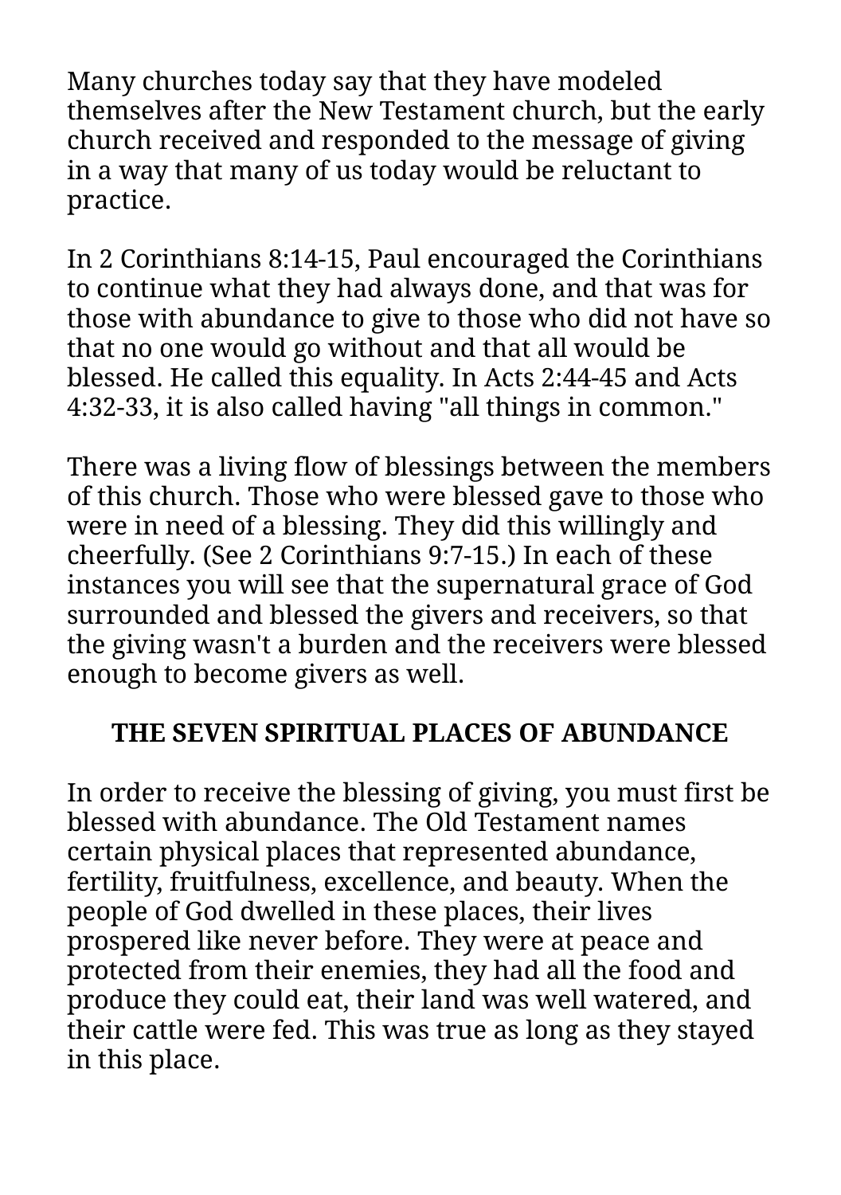Many churches today say that they have modeled themselves after the New Testament church, but the early church received and responded to the message of giving in a way that many of us today would be reluctant to practice.

In 2 Corinthians 8:14-15, Paul encouraged the Corinthians to continue what they had always done, and that was for those with abundance to give to those who did not have so that no one would go without and that all would be blessed. He called this equality. In Acts 2:44-45 and Acts 4:32-33, it is also called having "all things in common."

There was a living flow of blessings between the members of this church. Those who were blessed gave to those who were in need of a blessing. They did this willingly and cheerfully. (See 2 Corinthians 9:7-15.) In each of these instances you will see that the supernatural grace of God surrounded and blessed the givers and receivers, so that the giving wasn't a burden and the receivers were blessed enough to become givers as well.

## THE SEVEN SPIRITUAL PLACES OF ABUNDANCE

In order to receive the blessing of giving, you must first be blessed with abundance. The Old Testament names certain physical places that represented abundance, fertility, fruitfulness, excellence, and beauty. When the people of God dwelled in these places, their lives prospered like never before. They were at peace and protected from their enemies, they had all the food and produce they could eat, their land was well watered, and their cattle were fed. This was true as long as they stayed in this place.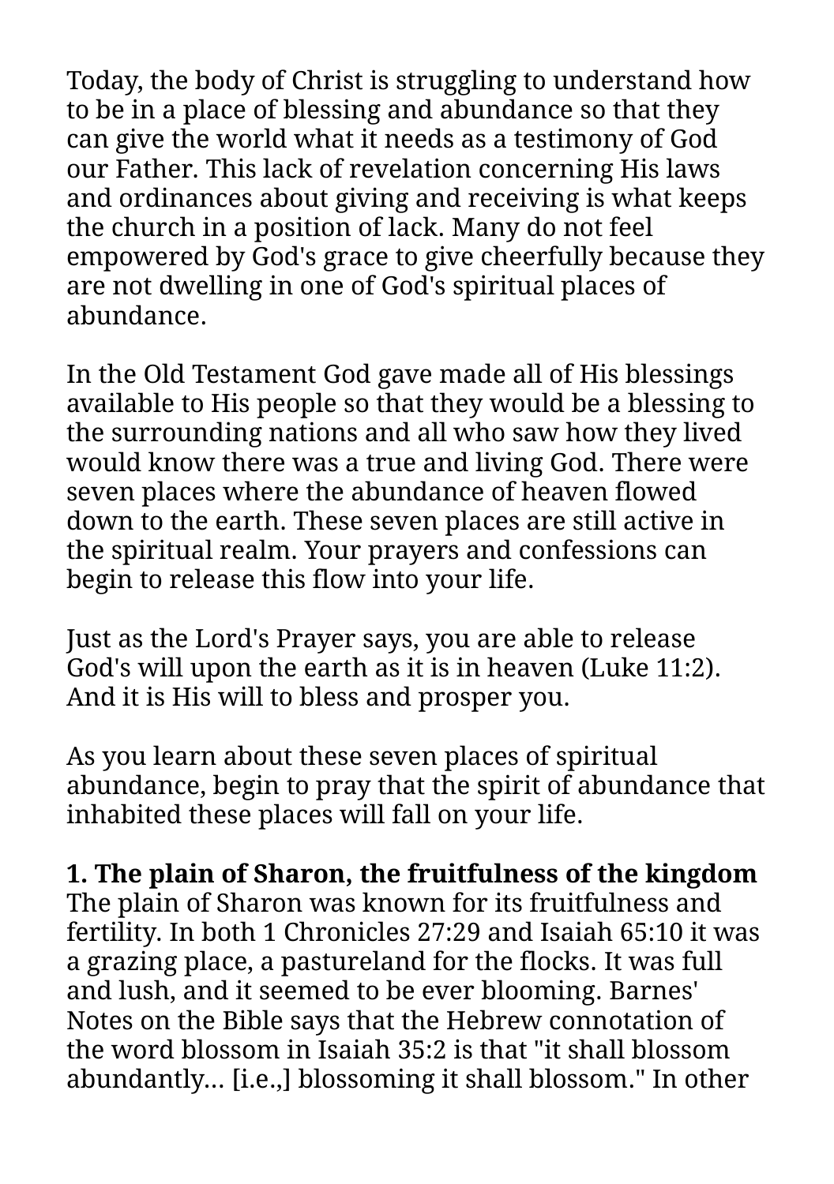Today, the body of Christ is struggling to understand how to be in a place of blessing and abundance so that they can give the world what it needs as a testimony of God our Father. This lack of revelation concerning His laws and ordinances about giving and receiving is what keeps the church in a position of lack. Many do not feel empowered by God's grace to give cheerfully because they are not dwelling in one of God's spiritual places of abundance.

In the Old Testament God gave made all of His blessings available to His people so that they would be a blessing to the surrounding nations and all who saw how they lived would know there was a true and living God. There were seven places where the abundance of heaven flowed down to the earth. These seven places are still active in the spiritual realm. Your prayers and confessions can begin to release this flow into your life.

Just as the Lord's Prayer says, you are able to release God's will upon the earth as it is in heaven (Luke 11:2). And it is His will to bless and prosper you.

As you learn about these seven places of spiritual abundance, begin to pray that the spirit of abundance that inhabited these places will fall on your life.

**1. The plain of Sharon, the fruitfulness of the kingdom**
The plain of Sharon was known for its fruitfulness and fertility. In both 1 Chronicles 27:29 and Isaiah 65:10 it was a grazing place, a pastureland for the flocks. It was full and lush, and it seemed to be ever blooming. Barnes' Notes on the Bible says that the Hebrew connotation of the word blossom in Isaiah 35:2 is that "it shall blossom abundantly… [i.e.,] blossoming it shall blossom." In other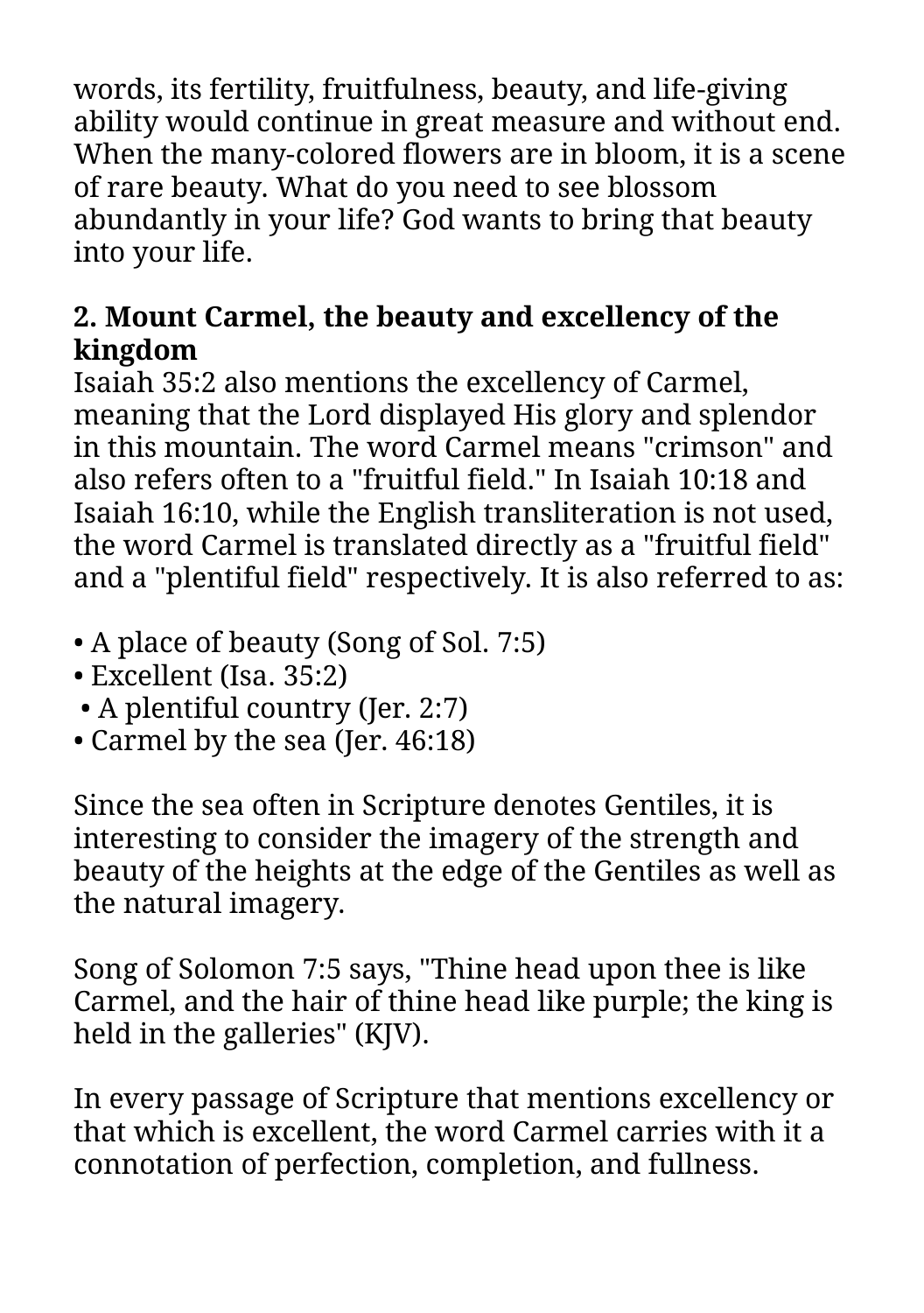words, its fertility, fruitfulness, beauty, and life-giving ability would continue in great measure and without end. When the many-colored flowers are in bloom, it is a scene of rare beauty. What do you need to see blossom abundantly in your life? God wants to bring that beauty into your life.

**2. Mount Carmel, the beauty and excellency of the kingdom**

Isaiah 35:2 also mentions the excellency of Carmel, meaning that the Lord displayed His glory and splendor in this mountain. The word Carmel means "crimson" and also refers often to a "fruitful field." In Isaiah 10:18 and Isaiah 16:10, while the English transliteration is not used, the word Carmel is translated directly as a "fruitful field" and a "plentiful field" respectively. It is also referred to as:

- A place of beauty (Song of Sol. 7:5)
- Excellent (Isa. 35:2)
- A plentiful country (Jer. 2:7)
- Carmel by the sea (Jer. 46:18)

Since the sea often in Scripture denotes Gentiles, it is interesting to consider the imagery of the strength and beauty of the heights at the edge of the Gentiles as well as the natural imagery.

Song of Solomon 7:5 says, "Thine head upon thee is like Carmel, and the hair of thine head like purple; the king is held in the galleries" (KJV).

In every passage of Scripture that mentions excellency or that which is excellent, the word Carmel carries with it a connotation of perfection, completion, and fullness.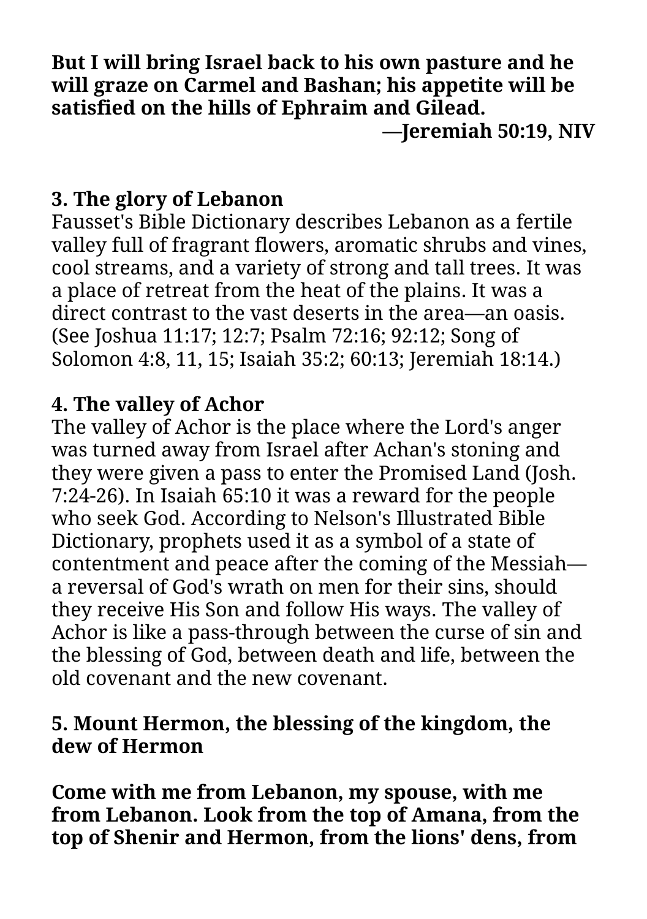**But I will bring Israel back to his own pasture and he will graze on Carmel and Bashan; his appetite will be satisfied on the hills of Ephraim and Gilead.**
**—Jeremiah 50:19, NIV**

**3. The glory of Lebanon**
Fausset's Bible Dictionary describes Lebanon as a fertile valley full of fragrant flowers, aromatic shrubs and vines, cool streams, and a variety of strong and tall trees. It was a place of retreat from the heat of the plains. It was a direct contrast to the vast deserts in the area—an oasis. (See Joshua 11:17; 12:7; Psalm 72:16; 92:12; Song of Solomon 4:8, 11, 15; Isaiah 35:2; 60:13; Jeremiah 18:14.)

**4. The valley of Achor**
The valley of Achor is the place where the Lord's anger was turned away from Israel after Achan's stoning and they were given a pass to enter the Promised Land (Josh. 7:24-26). In Isaiah 65:10 it was a reward for the people who seek God. According to Nelson's Illustrated Bible Dictionary, prophets used it as a symbol of a state of contentment and peace after the coming of the Messiah—a reversal of God's wrath on men for their sins, should they receive His Son and follow His ways. The valley of Achor is like a pass-through between the curse of sin and the blessing of God, between death and life, between the old covenant and the new covenant.

**5. Mount Hermon, the blessing of the kingdom, the dew of Hermon**

**Come with me from Lebanon, my spouse, with me from Lebanon. Look from the top of Amana, from the top of Shenir and Hermon, from the lions' dens, from**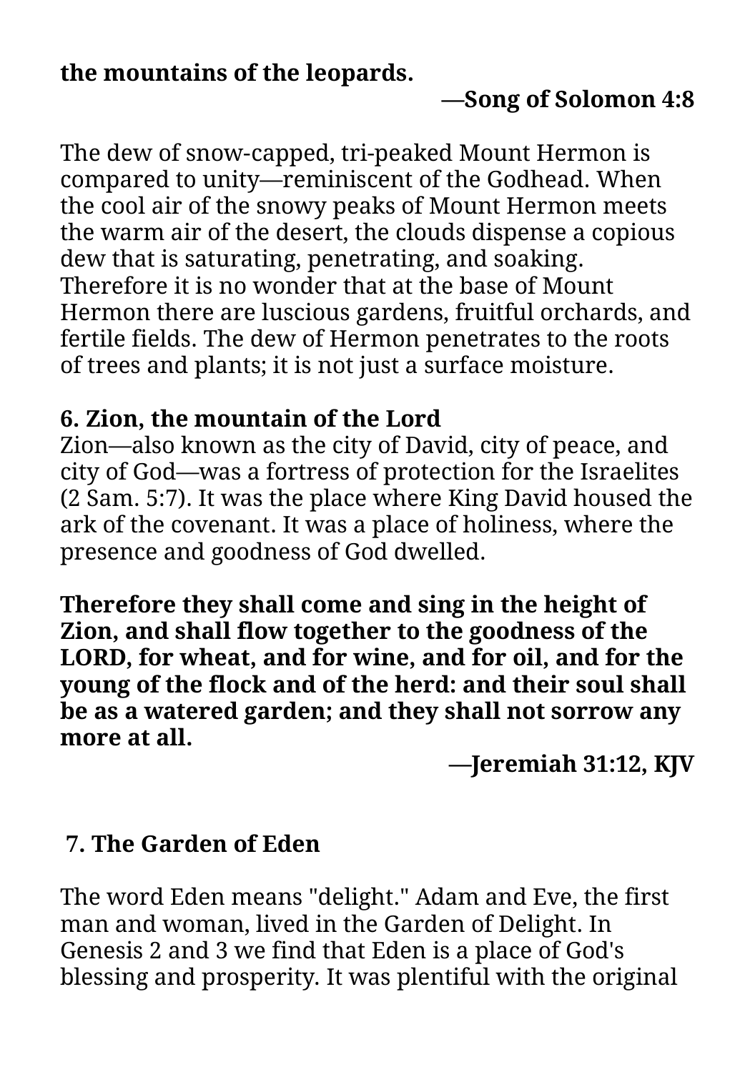**the mountains of the leopards.**

**—Song of Solomon 4:8**

The dew of snow-capped, tri-peaked Mount Hermon is compared to unity—reminiscent of the Godhead. When the cool air of the snowy peaks of Mount Hermon meets the warm air of the desert, the clouds dispense a copious dew that is saturating, penetrating, and soaking. Therefore it is no wonder that at the base of Mount Hermon there are luscious gardens, fruitful orchards, and fertile fields. The dew of Hermon penetrates to the roots of trees and plants; it is not just a surface moisture.

**6. Zion, the mountain of the Lord**

Zion—also known as the city of David, city of peace, and city of God—was a fortress of protection for the Israelites (2 Sam. 5:7). It was the place where King David housed the ark of the covenant. It was a place of holiness, where the presence and goodness of God dwelled.

**Therefore they shall come and sing in the height of Zion, and shall flow together to the goodness of the LORD, for wheat, and for wine, and for oil, and for the young of the flock and of the herd: and their soul shall be as a watered garden; and they shall not sorrow any more at all.**

**—Jeremiah 31:12, KJV**

**7. The Garden of Eden**

The word Eden means "delight." Adam and Eve, the first man and woman, lived in the Garden of Delight. In Genesis 2 and 3 we find that Eden is a place of God's blessing and prosperity. It was plentiful with the original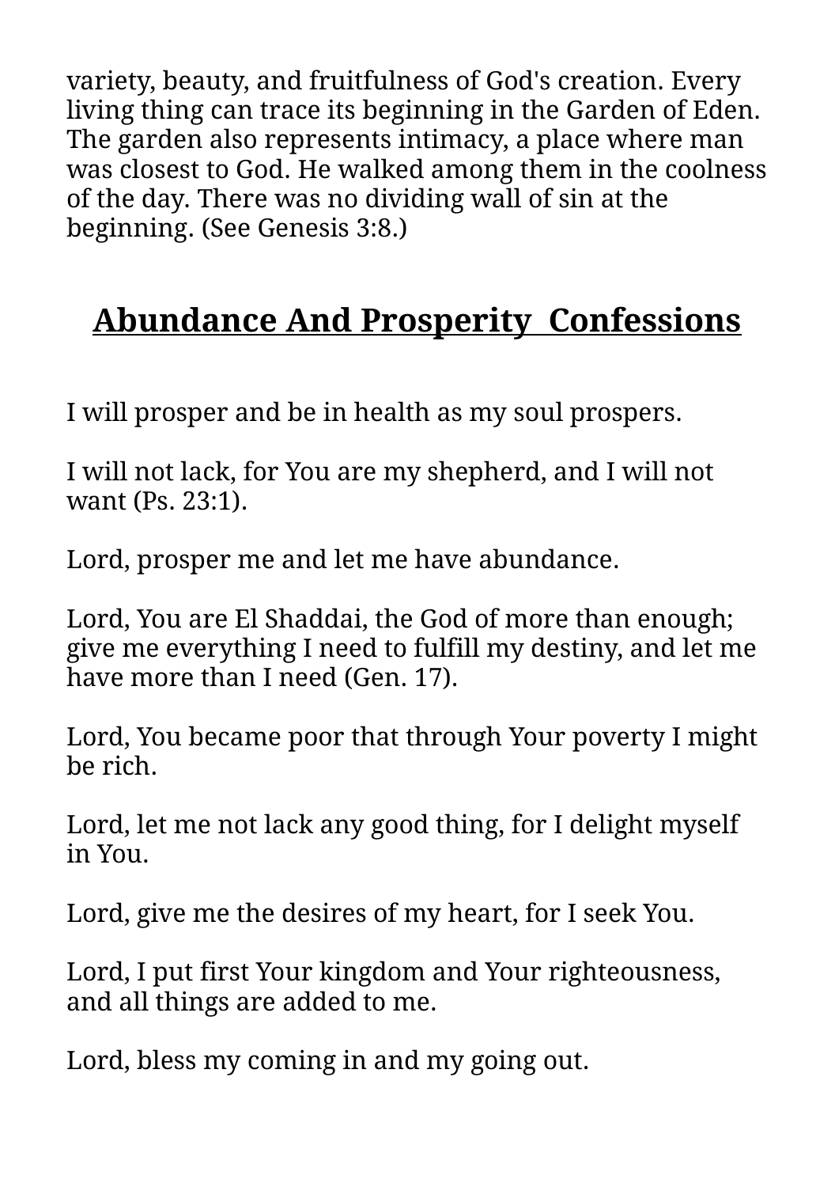variety, beauty, and fruitfulness of God's creation. Every living thing can trace its beginning in the Garden of Eden. The garden also represents intimacy, a place where man was closest to God. He walked among them in the coolness of the day. There was no dividing wall of sin at the beginning. (See Genesis 3:8.)

## Abundance And Prosperity Confessions

I will prosper and be in health as my soul prospers.

I will not lack, for You are my shepherd, and I will not want (Ps. 23:1).

Lord, prosper me and let me have abundance.

Lord, You are El Shaddai, the God of more than enough; give me everything I need to fulfill my destiny, and let me have more than I need (Gen. 17).

Lord, You became poor that through Your poverty I might be rich.

Lord, let me not lack any good thing, for I delight myself in You.

Lord, give me the desires of my heart, for I seek You.

Lord, I put first Your kingdom and Your righteousness, and all things are added to me.

Lord, bless my coming in and my going out.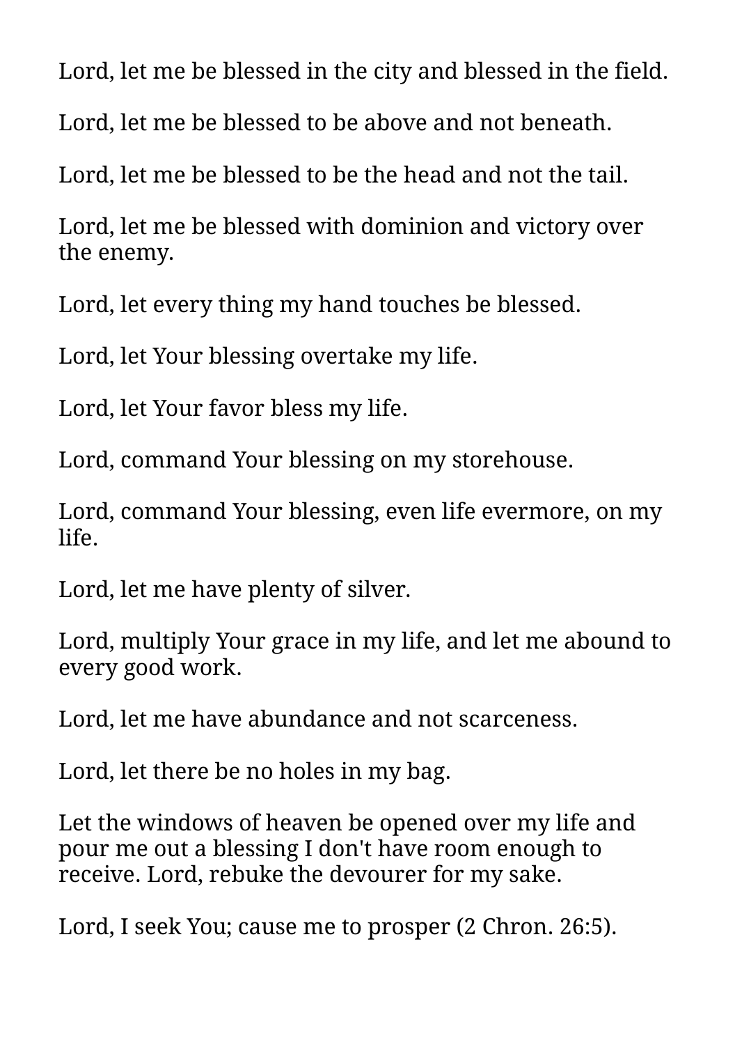Lord, let me be blessed in the city and blessed in the field.

Lord, let me be blessed to be above and not beneath.

Lord, let me be blessed to be the head and not the tail.

Lord, let me be blessed with dominion and victory over the enemy.

Lord, let every thing my hand touches be blessed.

Lord, let Your blessing overtake my life.

Lord, let Your favor bless my life.

Lord, command Your blessing on my storehouse.

Lord, command Your blessing, even life evermore, on my life.

Lord, let me have plenty of silver.

Lord, multiply Your grace in my life, and let me abound to every good work.

Lord, let me have abundance and not scarceness.

Lord, let there be no holes in my bag.

Let the windows of heaven be opened over my life and pour me out a blessing I don't have room enough to receive. Lord, rebuke the devourer for my sake.

Lord, I seek You; cause me to prosper (2 Chron. 26:5).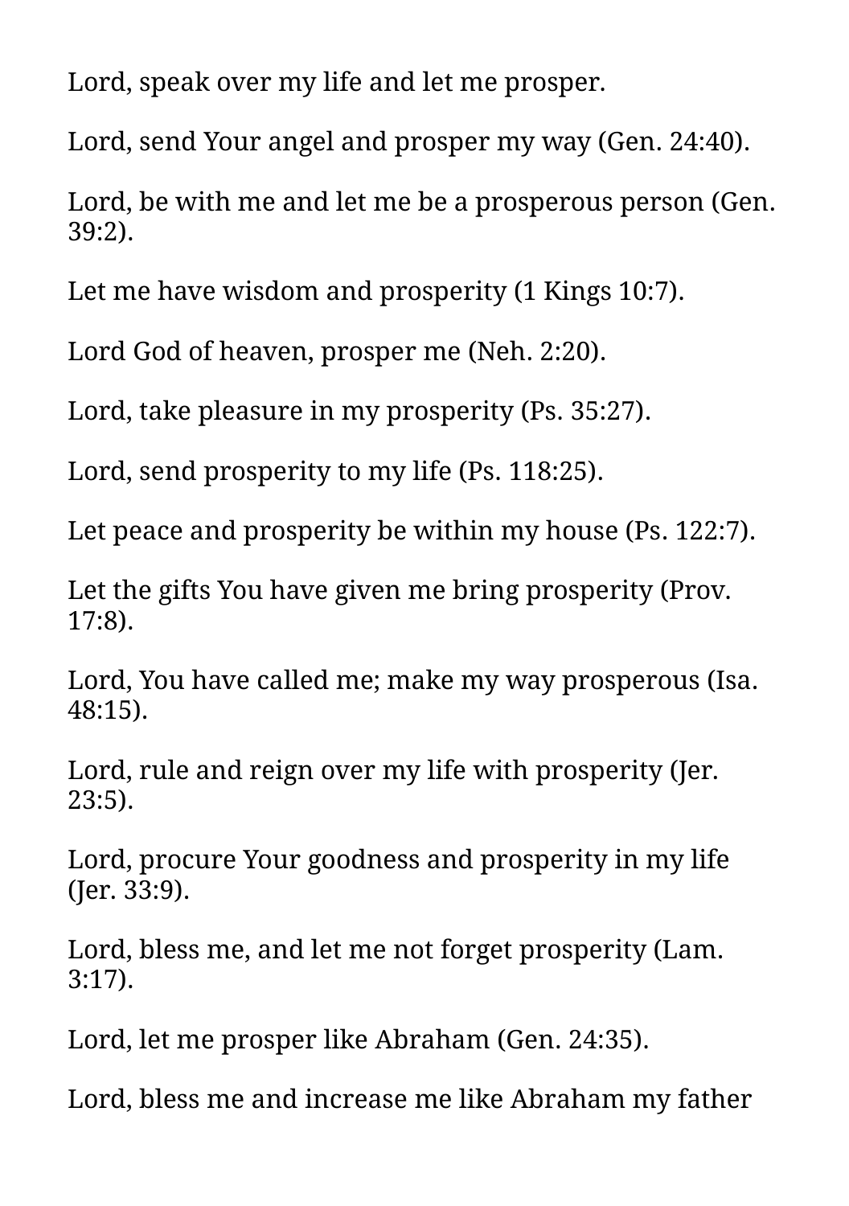Lord, speak over my life and let me prosper.

Lord, send Your angel and prosper my way (Gen. 24:40).

Lord, be with me and let me be a prosperous person (Gen. 39:2).

Let me have wisdom and prosperity (1 Kings 10:7).

Lord God of heaven, prosper me (Neh. 2:20).

Lord, take pleasure in my prosperity (Ps. 35:27).

Lord, send prosperity to my life (Ps. 118:25).

Let peace and prosperity be within my house (Ps. 122:7).

Let the gifts You have given me bring prosperity (Prov. 17:8).

Lord, You have called me; make my way prosperous (Isa. 48:15).

Lord, rule and reign over my life with prosperity (Jer. 23:5).

Lord, procure Your goodness and prosperity in my life (Jer. 33:9).

Lord, bless me, and let me not forget prosperity (Lam. 3:17).

Lord, let me prosper like Abraham (Gen. 24:35).

Lord, bless me and increase me like Abraham my father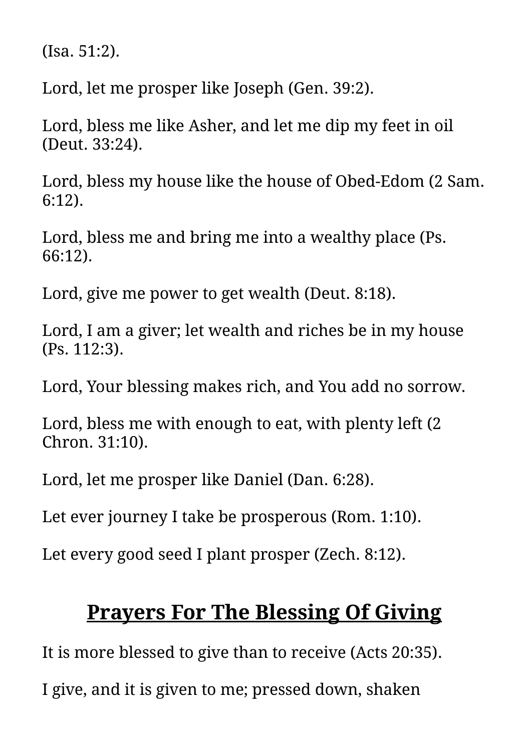(Isa. 51:2).

Lord, let me prosper like Joseph (Gen. 39:2).

Lord, bless me like Asher, and let me dip my feet in oil (Deut. 33:24).

Lord, bless my house like the house of Obed-Edom (2 Sam. 6:12).

Lord, bless me and bring me into a wealthy place (Ps. 66:12).

Lord, give me power to get wealth (Deut. 8:18).

Lord, I am a giver; let wealth and riches be in my house (Ps. 112:3).

Lord, Your blessing makes rich, and You add no sorrow.

Lord, bless me with enough to eat, with plenty left (2 Chron. 31:10).

Lord, let me prosper like Daniel (Dan. 6:28).

Let ever journey I take be prosperous (Rom. 1:10).

Let every good seed I plant prosper (Zech. 8:12).

## Prayers For The Blessing Of Giving

It is more blessed to give than to receive (Acts 20:35).

I give, and it is given to me; pressed down, shaken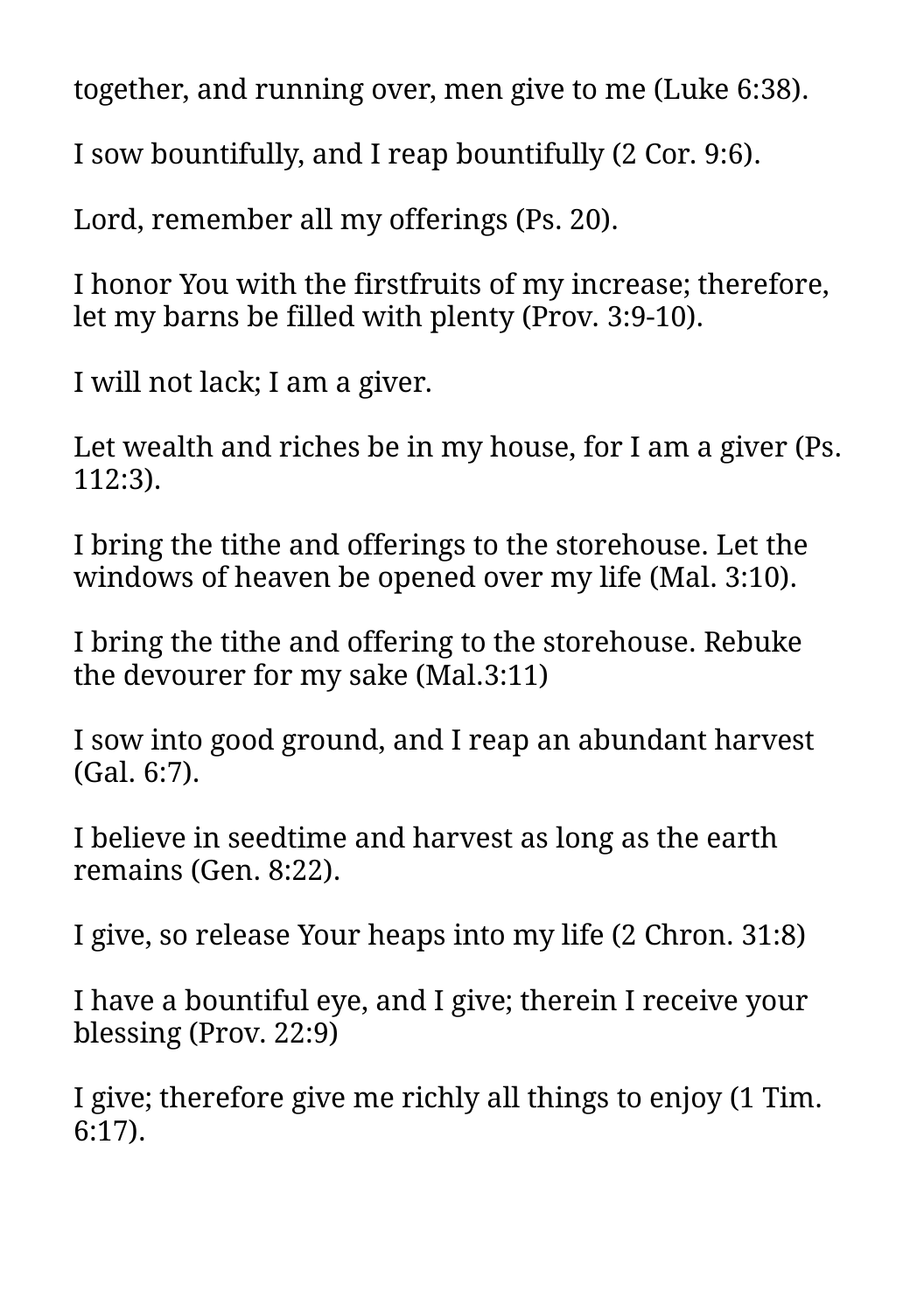together, and running over, men give to me (Luke 6:38).

I sow bountifully, and I reap bountifully (2 Cor. 9:6).

Lord, remember all my offerings (Ps. 20).

I honor You with the firstfruits of my increase; therefore, let my barns be filled with plenty (Prov. 3:9-10).

I will not lack; I am a giver.

Let wealth and riches be in my house, for I am a giver (Ps. 112:3).

I bring the tithe and offerings to the storehouse. Let the windows of heaven be opened over my life (Mal. 3:10).

I bring the tithe and offering to the storehouse. Rebuke the devourer for my sake (Mal.3:11)

I sow into good ground, and I reap an abundant harvest (Gal. 6:7).

I believe in seedtime and harvest as long as the earth remains (Gen. 8:22).

I give, so release Your heaps into my life (2 Chron. 31:8)

I have a bountiful eye, and I give; therein I receive your blessing (Prov. 22:9)

I give; therefore give me richly all things to enjoy (1 Tim. 6:17).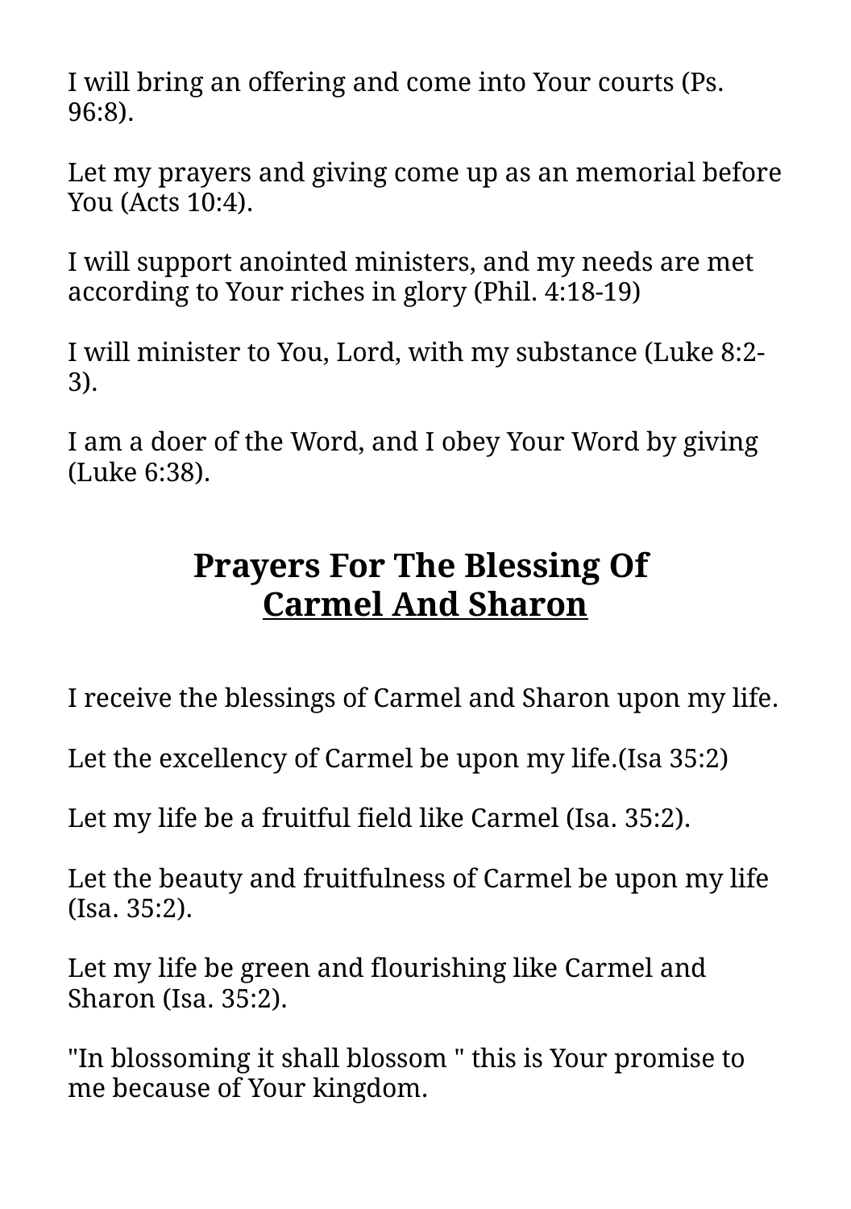I will bring an offering and come into Your courts (Ps. 96:8).

Let my prayers and giving come up as an memorial before You (Acts 10:4).

I will support anointed ministers, and my needs are met according to Your riches in glory (Phil. 4:18-19)

I will minister to You, Lord, with my substance (Luke 8:2-3).

I am a doer of the Word, and I obey Your Word by giving (Luke 6:38).

## Prayers For The Blessing Of Carmel And Sharon

I receive the blessings of Carmel and Sharon upon my life.

Let the excellency of Carmel be upon my life.(Isa 35:2)

Let my life be a fruitful field like Carmel (Isa. 35:2).

Let the beauty and fruitfulness of Carmel be upon my life (Isa. 35:2).

Let my life be green and flourishing like Carmel and Sharon (Isa. 35:2).

"In blossoming it shall blossom " this is Your promise to me because of Your kingdom.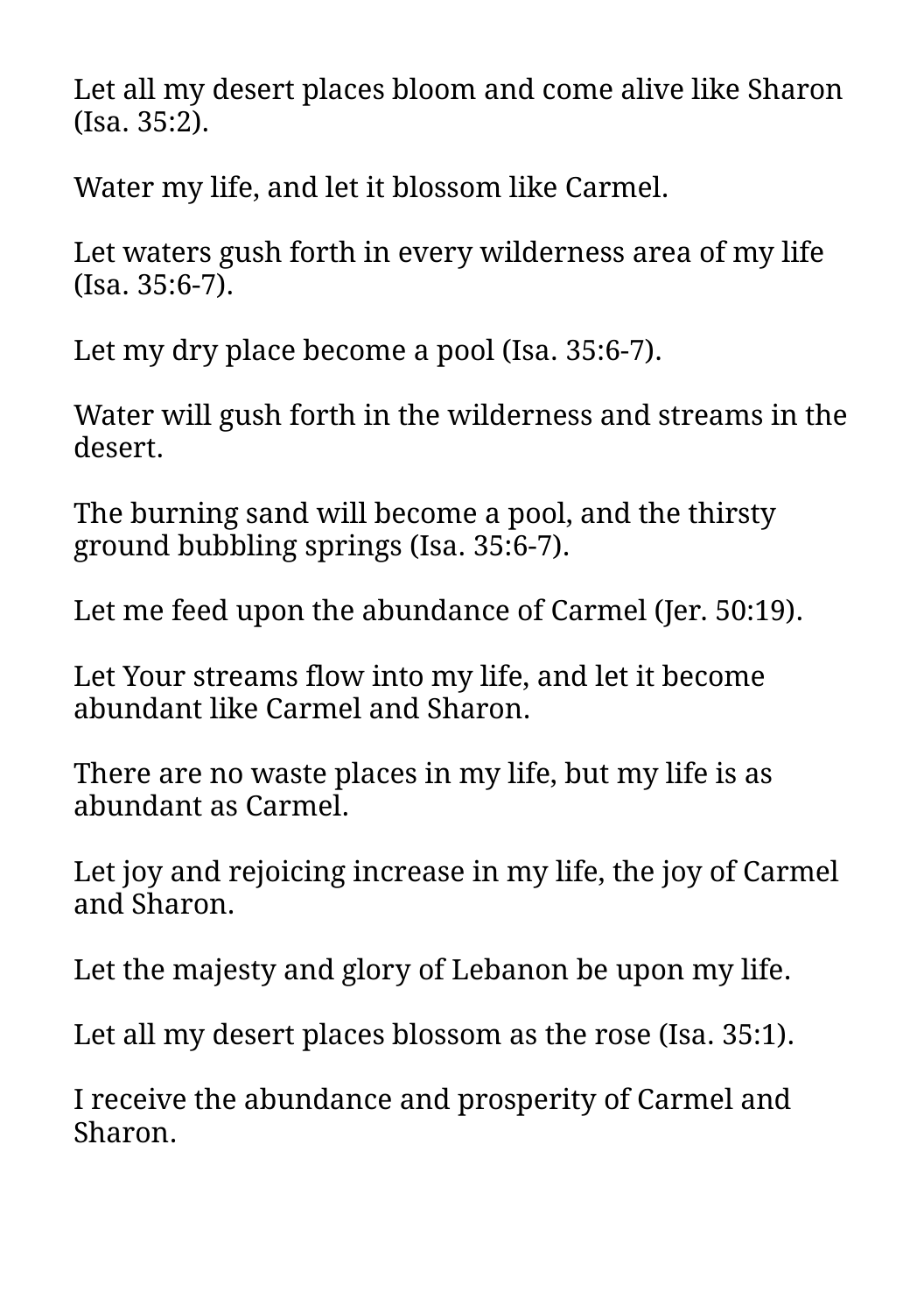Let all my desert places bloom and come alive like Sharon (Isa. 35:2).

Water my life, and let it blossom like Carmel.

Let waters gush forth in every wilderness area of my life (Isa. 35:6-7).

Let my dry place become a pool (Isa. 35:6-7).

Water will gush forth in the wilderness and streams in the desert.

The burning sand will become a pool, and the thirsty ground bubbling springs (Isa. 35:6-7).

Let me feed upon the abundance of Carmel (Jer. 50:19).

Let Your streams flow into my life, and let it become abundant like Carmel and Sharon.

There are no waste places in my life, but my life is as abundant as Carmel.

Let joy and rejoicing increase in my life, the joy of Carmel and Sharon.

Let the majesty and glory of Lebanon be upon my life.

Let all my desert places blossom as the rose (Isa. 35:1).

I receive the abundance and prosperity of Carmel and Sharon.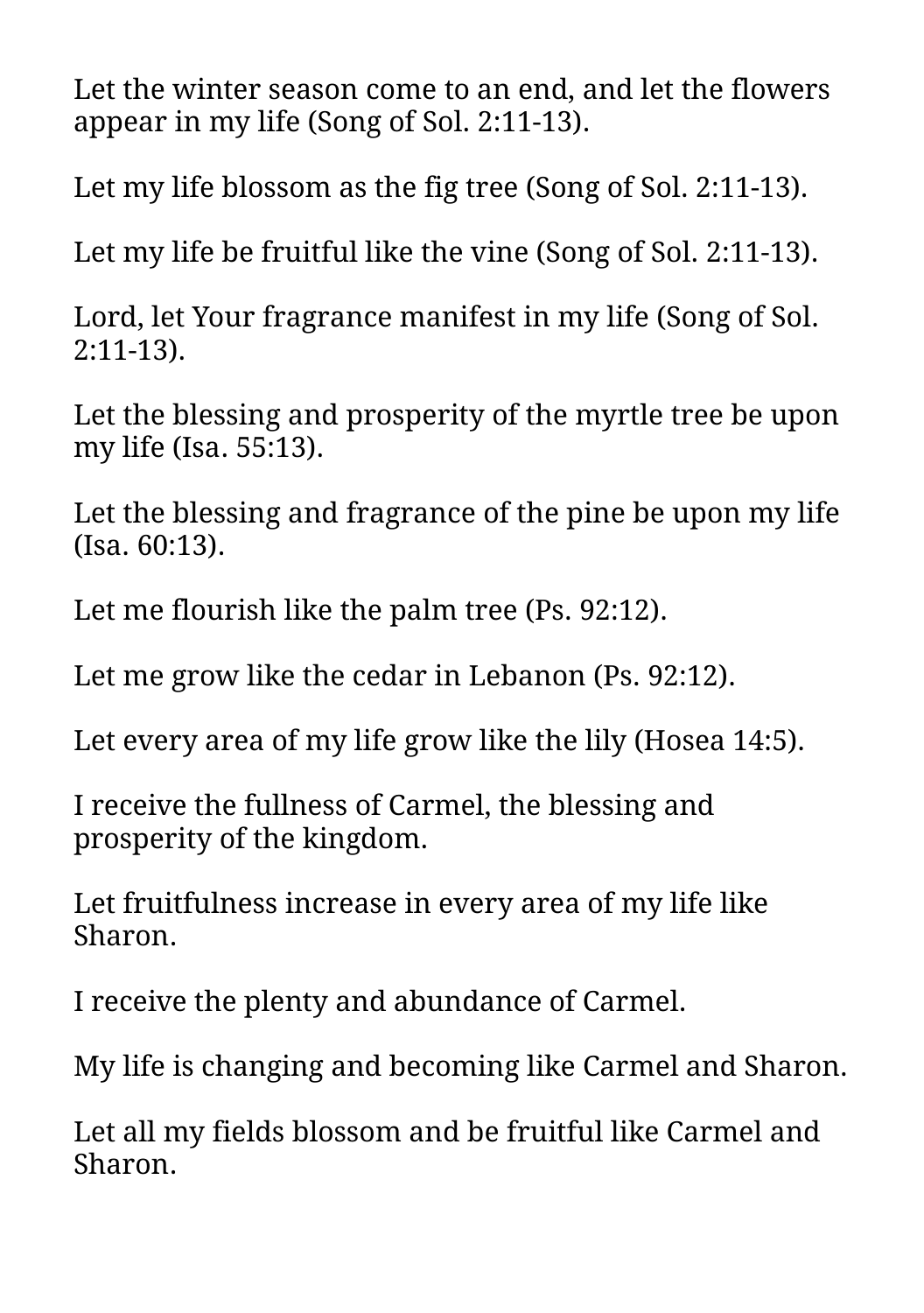Let the winter season come to an end, and let the flowers appear in my life (Song of Sol. 2:11-13).

Let my life blossom as the fig tree (Song of Sol. 2:11-13).

Let my life be fruitful like the vine (Song of Sol. 2:11-13).

Lord, let Your fragrance manifest in my life (Song of Sol. 2:11-13).

Let the blessing and prosperity of the myrtle tree be upon my life (Isa. 55:13).

Let the blessing and fragrance of the pine be upon my life (Isa. 60:13).

Let me flourish like the palm tree (Ps. 92:12).

Let me grow like the cedar in Lebanon (Ps. 92:12).

Let every area of my life grow like the lily (Hosea 14:5).

I receive the fullness of Carmel, the blessing and prosperity of the kingdom.

Let fruitfulness increase in every area of my life like Sharon.

I receive the plenty and abundance of Carmel.

My life is changing and becoming like Carmel and Sharon.

Let all my fields blossom and be fruitful like Carmel and Sharon.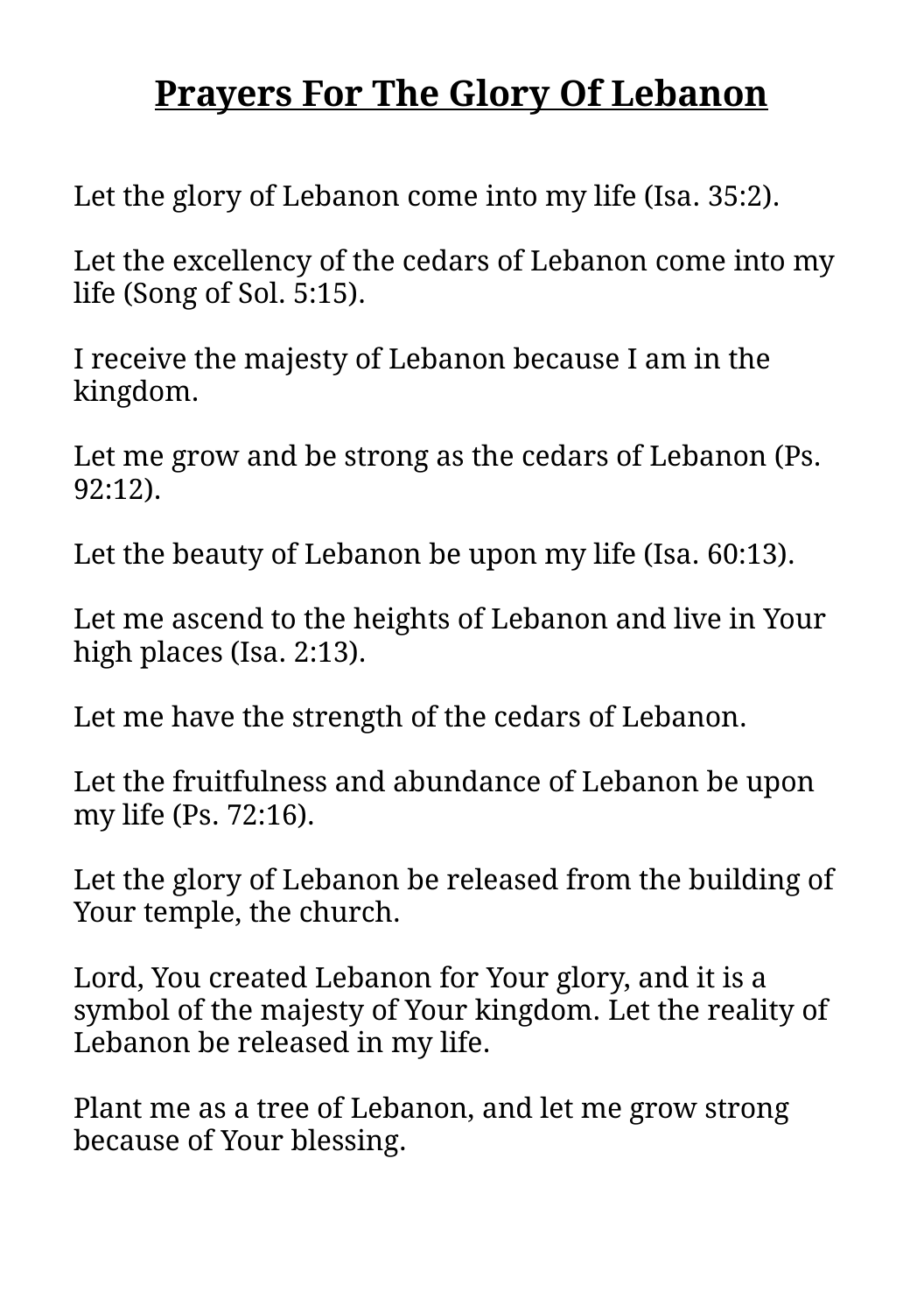# **Prayers For The Glory Of Lebanon**

Let the glory of Lebanon come into my life (Isa. 35:2).

Let the excellency of the cedars of Lebanon come into my life (Song of Sol. 5:15).

I receive the majesty of Lebanon because I am in the kingdom.

Let me grow and be strong as the cedars of Lebanon (Ps. 92:12).

Let the beauty of Lebanon be upon my life (Isa. 60:13).

Let me ascend to the heights of Lebanon and live in Your high places (Isa. 2:13).

Let me have the strength of the cedars of Lebanon.

Let the fruitfulness and abundance of Lebanon be upon my life (Ps. 72:16).

Let the glory of Lebanon be released from the building of Your temple, the church.

Lord, You created Lebanon for Your glory, and it is a symbol of the majesty of Your kingdom. Let the reality of Lebanon be released in my life.

Plant me as a tree of Lebanon, and let me grow strong because of Your blessing.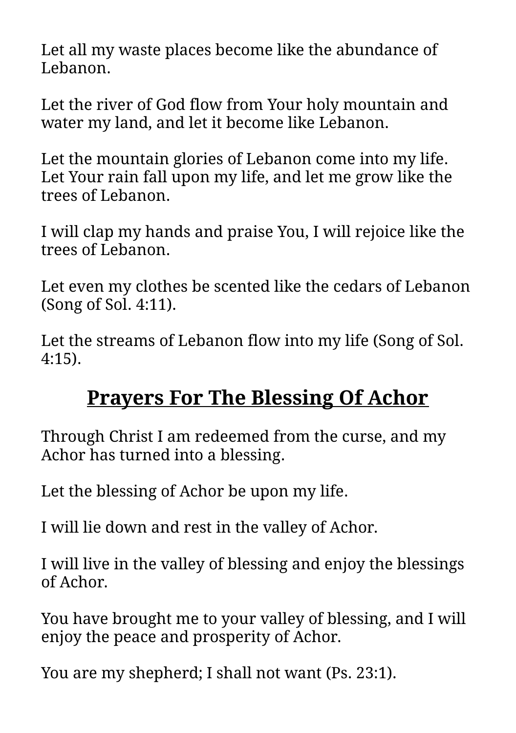Let all my waste places become like the abundance of Lebanon.

Let the river of God flow from Your holy mountain and water my land, and let it become like Lebanon.

Let the mountain glories of Lebanon come into my life. Let Your rain fall upon my life, and let me grow like the trees of Lebanon.

I will clap my hands and praise You, I will rejoice like the trees of Lebanon.

Let even my clothes be scented like the cedars of Lebanon (Song of Sol. 4:11).

Let the streams of Lebanon flow into my life (Song of Sol. 4:15).

## Prayers For The Blessing Of Achor

Through Christ I am redeemed from the curse, and my Achor has turned into a blessing.

Let the blessing of Achor be upon my life.

I will lie down and rest in the valley of Achor.

I will live in the valley of blessing and enjoy the blessings of Achor.

You have brought me to your valley of blessing, and I will enjoy the peace and prosperity of Achor.

You are my shepherd; I shall not want (Ps. 23:1).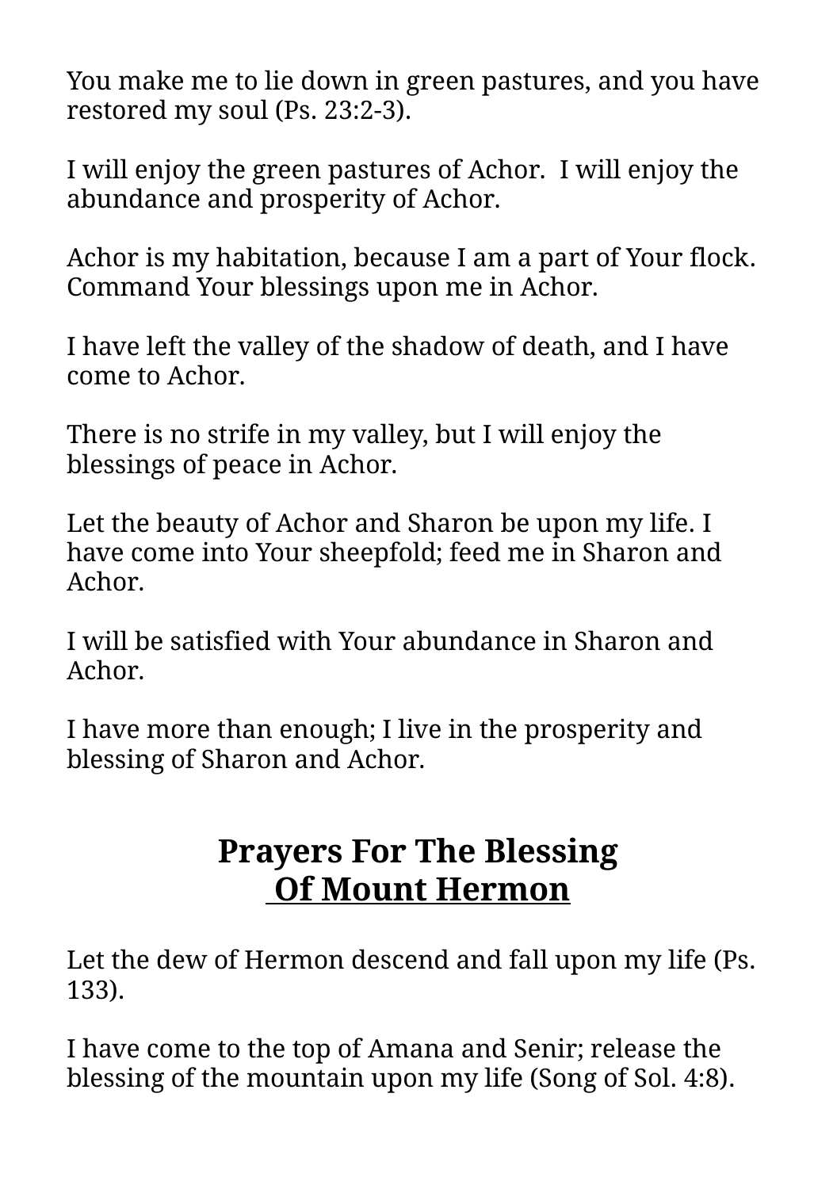You make me to lie down in green pastures, and you have restored my soul (Ps. 23:2-3).

I will enjoy the green pastures of Achor.  I will enjoy the abundance and prosperity of Achor.

Achor is my habitation, because I am a part of Your flock. Command Your blessings upon me in Achor.

I have left the valley of the shadow of death, and I have come to Achor.

There is no strife in my valley, but I will enjoy the blessings of peace in Achor.

Let the beauty of Achor and Sharon be upon my life. I have come into Your sheepfold; feed me in Sharon and Achor.

I will be satisfied with Your abundance in Sharon and Achor.

I have more than enough; I live in the prosperity and blessing of Sharon and Achor.

## Prayers For The Blessing Of Mount Hermon

Let the dew of Hermon descend and fall upon my life (Ps. 133).

I have come to the top of Amana and Senir; release the blessing of the mountain upon my life (Song of Sol. 4:8).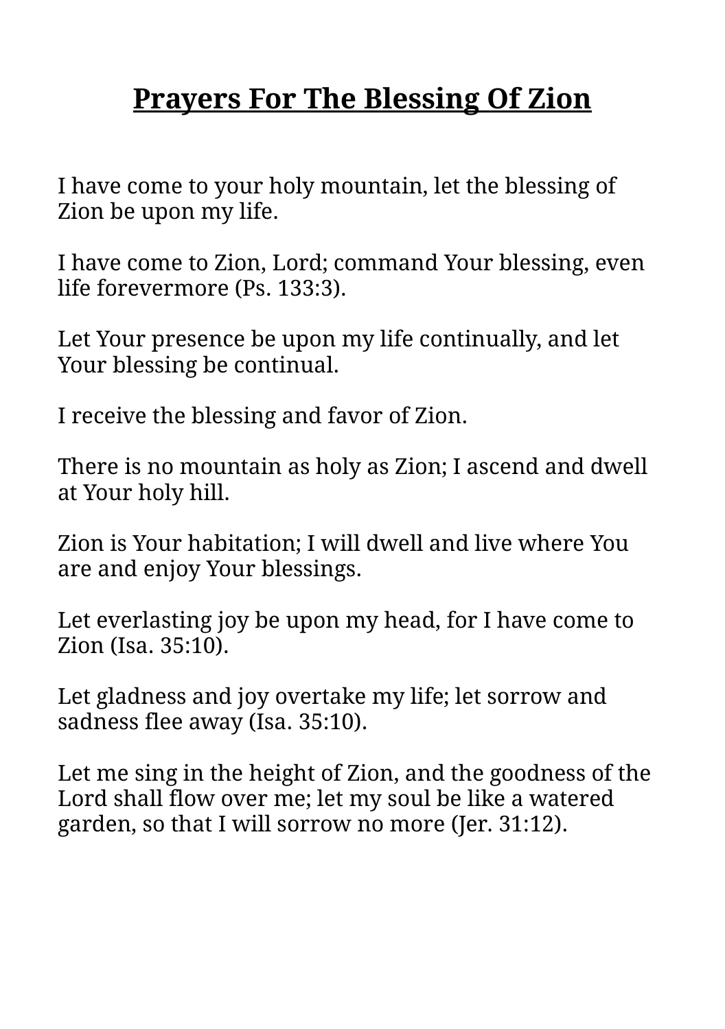## **Prayers For The Blessing Of Zion**

I have come to your holy mountain, let the blessing of Zion be upon my life.

I have come to Zion, Lord; command Your blessing, even life forevermore (Ps. 133:3).

Let Your presence be upon my life continually, and let Your blessing be continual.

I receive the blessing and favor of Zion.

There is no mountain as holy as Zion; I ascend and dwell at Your holy hill.

Zion is Your habitation; I will dwell and live where You are and enjoy Your blessings.

Let everlasting joy be upon my head, for I have come to Zion (Isa. 35:10).

Let gladness and joy overtake my life; let sorrow and sadness flee away (Isa. 35:10).

Let me sing in the height of Zion, and the goodness of the Lord shall flow over me; let my soul be like a watered garden, so that I will sorrow no more (Jer. 31:12).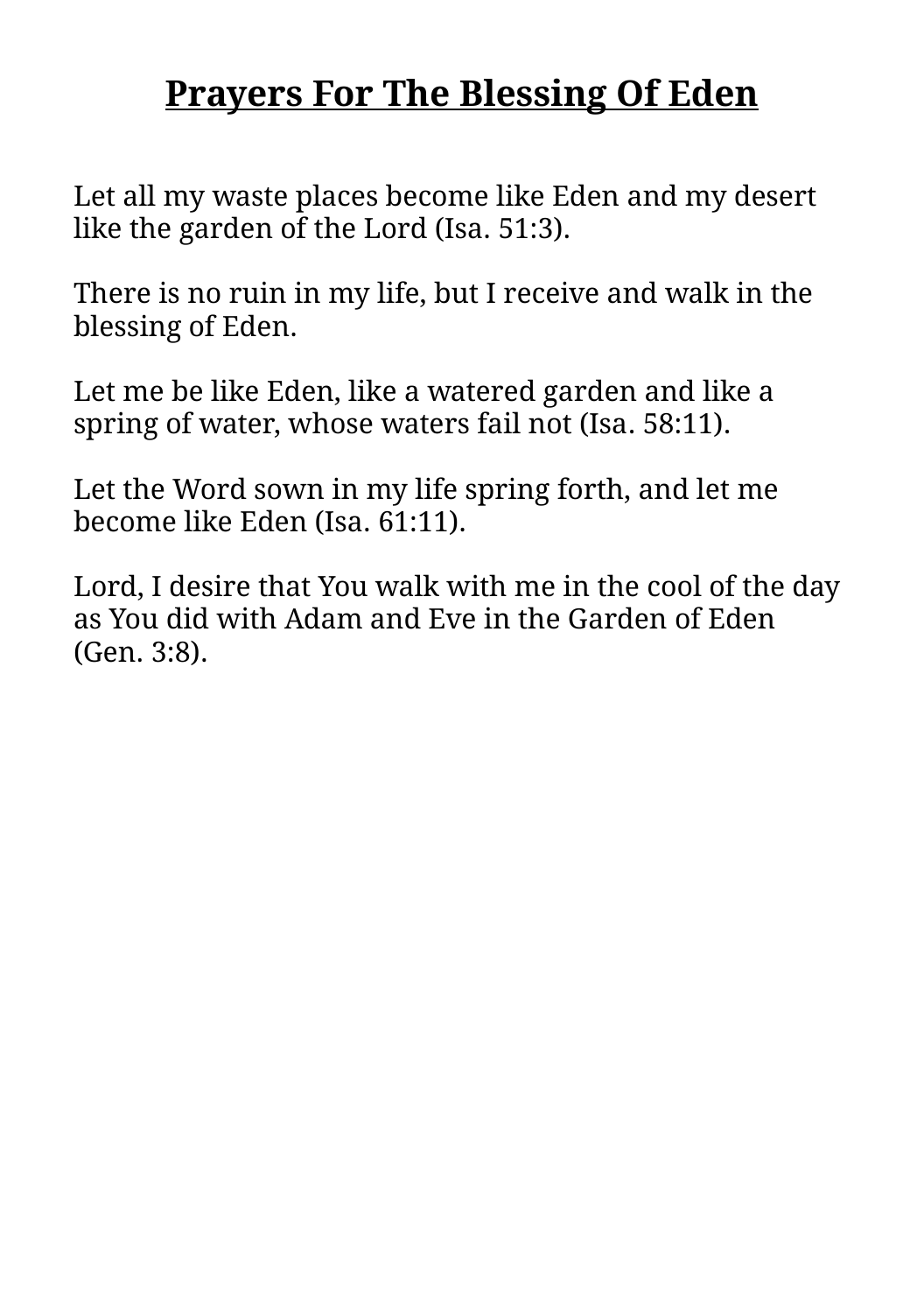# Prayers For The Blessing Of Eden

Let all my waste places become like Eden and my desert like the garden of the Lord (Isa. 51:3).

There is no ruin in my life, but I receive and walk in the blessing of Eden.

Let me be like Eden, like a watered garden and like a spring of water, whose waters fail not (Isa. 58:11).

Let the Word sown in my life spring forth, and let me become like Eden (Isa. 61:11).

Lord, I desire that You walk with me in the cool of the day as You did with Adam and Eve in the Garden of Eden (Gen. 3:8).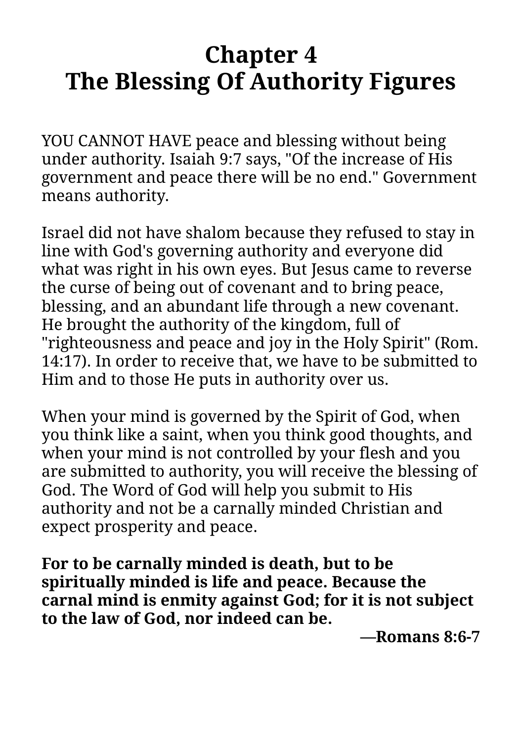# Chapter 4
# The Blessing Of Authority Figures

YOU CANNOT HAVE peace and blessing without being under authority. Isaiah 9:7 says, "Of the increase of His government and peace there will be no end." Government means authority.

Israel did not have shalom because they refused to stay in line with God's governing authority and everyone did what was right in his own eyes. But Jesus came to reverse the curse of being out of covenant and to bring peace, blessing, and an abundant life through a new covenant. He brought the authority of the kingdom, full of "righteousness and peace and joy in the Holy Spirit" (Rom. 14:17). In order to receive that, we have to be submitted to Him and to those He puts in authority over us.

When your mind is governed by the Spirit of God, when you think like a saint, when you think good thoughts, and when your mind is not controlled by your flesh and you are submitted to authority, you will receive the blessing of God. The Word of God will help you submit to His authority and not be a carnally minded Christian and expect prosperity and peace.

**For to be carnally minded is death, but to be spiritually minded is life and peace. Because the carnal mind is enmity against God; for it is not subject to the law of God, nor indeed can be.**

**—Romans 8:6-7**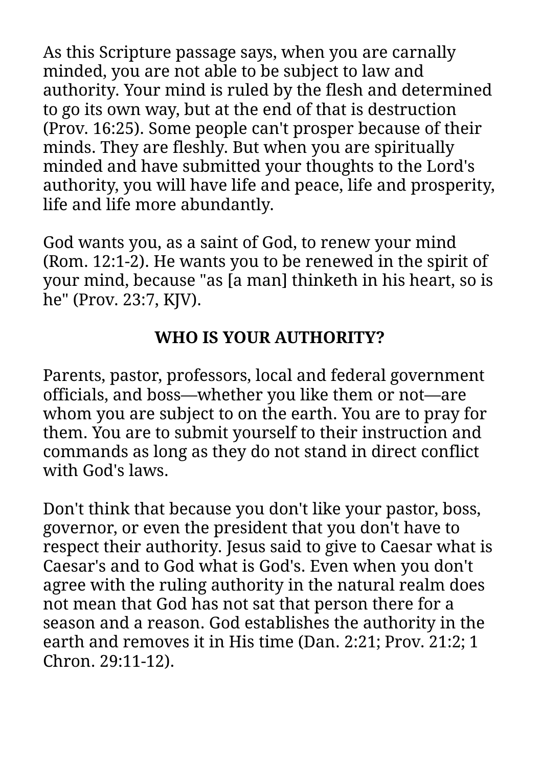As this Scripture passage says, when you are carnally minded, you are not able to be subject to law and authority. Your mind is ruled by the flesh and determined to go its own way, but at the end of that is destruction (Prov. 16:25). Some people can't prosper because of their minds. They are fleshly. But when you are spiritually minded and have submitted your thoughts to the Lord's authority, you will have life and peace, life and prosperity, life and life more abundantly.

God wants you, as a saint of God, to renew your mind (Rom. 12:1-2). He wants you to be renewed in the spirit of your mind, because "as [a man] thinketh in his heart, so is he" (Prov. 23:7, KJV).

## WHO IS YOUR AUTHORITY?

Parents, pastor, professors, local and federal government officials, and boss—whether you like them or not—are whom you are subject to on the earth. You are to pray for them. You are to submit yourself to their instruction and commands as long as they do not stand in direct conflict with God's laws.

Don't think that because you don't like your pastor, boss, governor, or even the president that you don't have to respect their authority. Jesus said to give to Caesar what is Caesar's and to God what is God's. Even when you don't agree with the ruling authority in the natural realm does not mean that God has not sat that person there for a season and a reason. God establishes the authority in the earth and removes it in His time (Dan. 2:21; Prov. 21:2; 1 Chron. 29:11-12).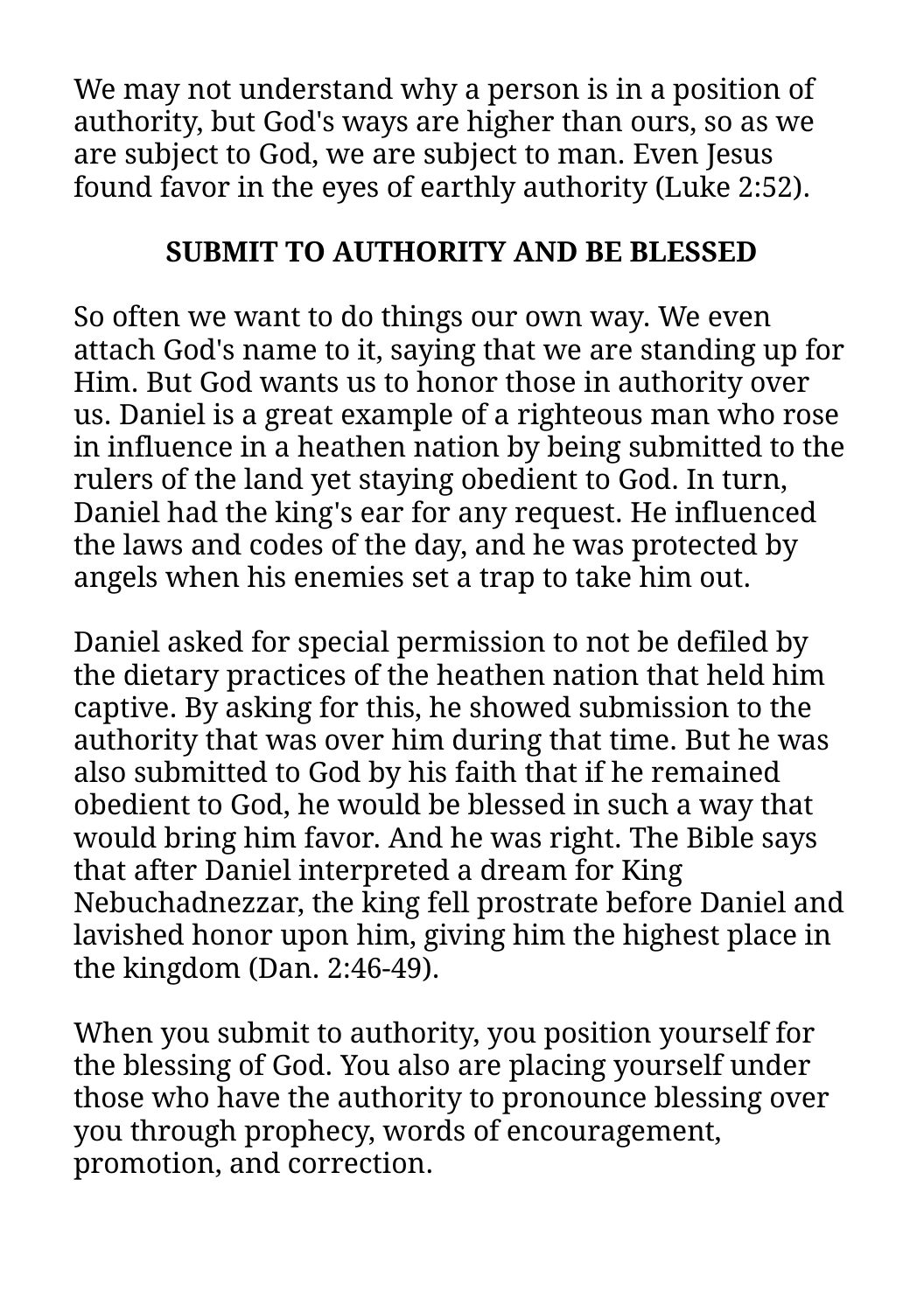We may not understand why a person is in a position of authority, but God's ways are higher than ours, so as we are subject to God, we are subject to man. Even Jesus found favor in the eyes of earthly authority (Luke 2:52).

## SUBMIT TO AUTHORITY AND BE BLESSED

So often we want to do things our own way. We even attach God's name to it, saying that we are standing up for Him. But God wants us to honor those in authority over us. Daniel is a great example of a righteous man who rose in influence in a heathen nation by being submitted to the rulers of the land yet staying obedient to God. In turn, Daniel had the king's ear for any request. He influenced the laws and codes of the day, and he was protected by angels when his enemies set a trap to take him out.

Daniel asked for special permission to not be defiled by the dietary practices of the heathen nation that held him captive. By asking for this, he showed submission to the authority that was over him during that time. But he was also submitted to God by his faith that if he remained obedient to God, he would be blessed in such a way that would bring him favor. And he was right. The Bible says that after Daniel interpreted a dream for King Nebuchadnezzar, the king fell prostrate before Daniel and lavished honor upon him, giving him the highest place in the kingdom (Dan. 2:46-49).

When you submit to authority, you position yourself for the blessing of God. You also are placing yourself under those who have the authority to pronounce blessing over you through prophecy, words of encouragement, promotion, and correction.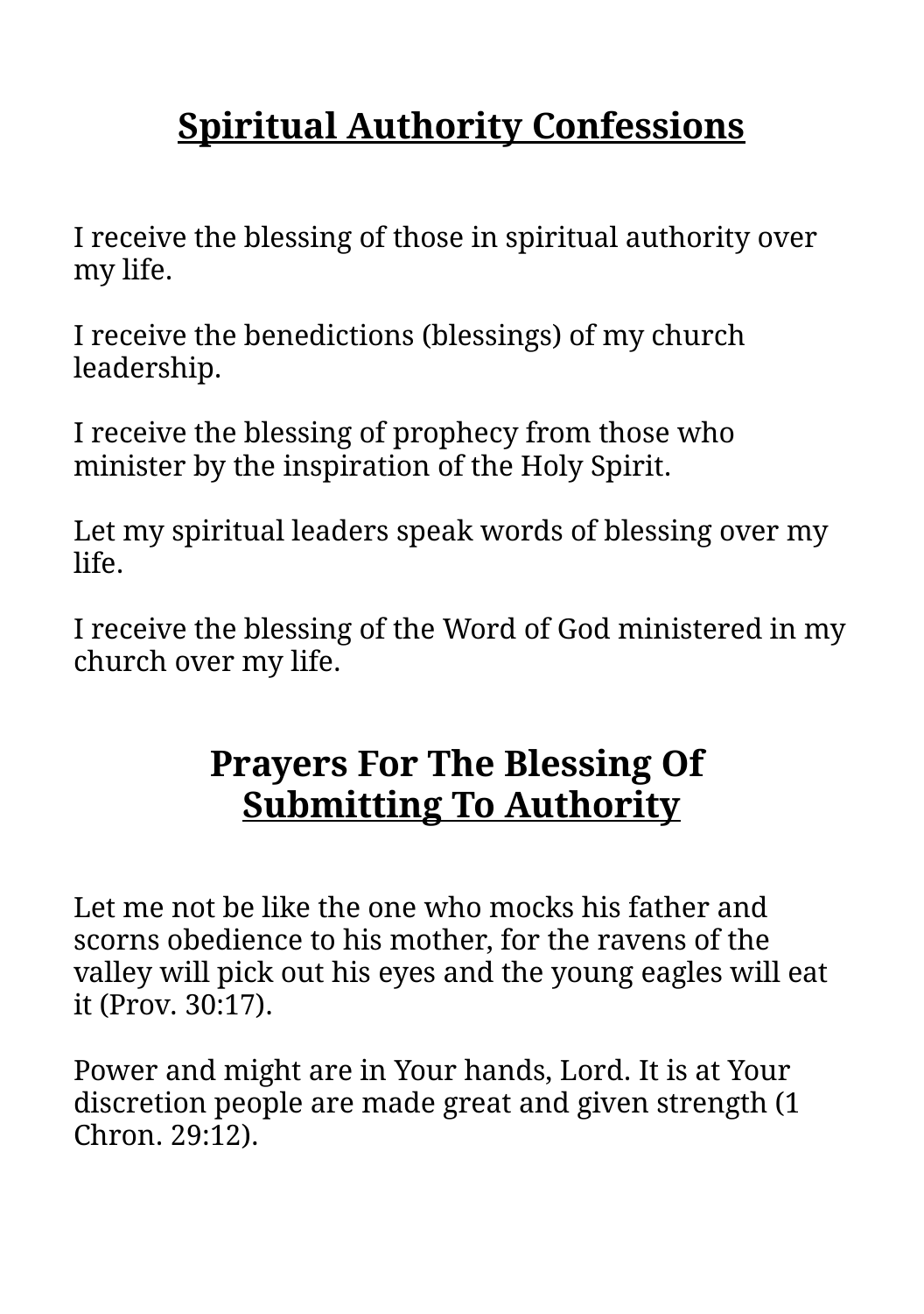## Spiritual Authority Confessions

I receive the blessing of those in spiritual authority over my life.

I receive the benedictions (blessings) of my church leadership.

I receive the blessing of prophecy from those who minister by the inspiration of the Holy Spirit.

Let my spiritual leaders speak words of blessing over my life.

I receive the blessing of the Word of God ministered in my church over my life.

## Prayers For The Blessing Of Submitting To Authority

Let me not be like the one who mocks his father and scorns obedience to his mother, for the ravens of the valley will pick out his eyes and the young eagles will eat it (Prov. 30:17).

Power and might are in Your hands, Lord. It is at Your discretion people are made great and given strength (1 Chron. 29:12).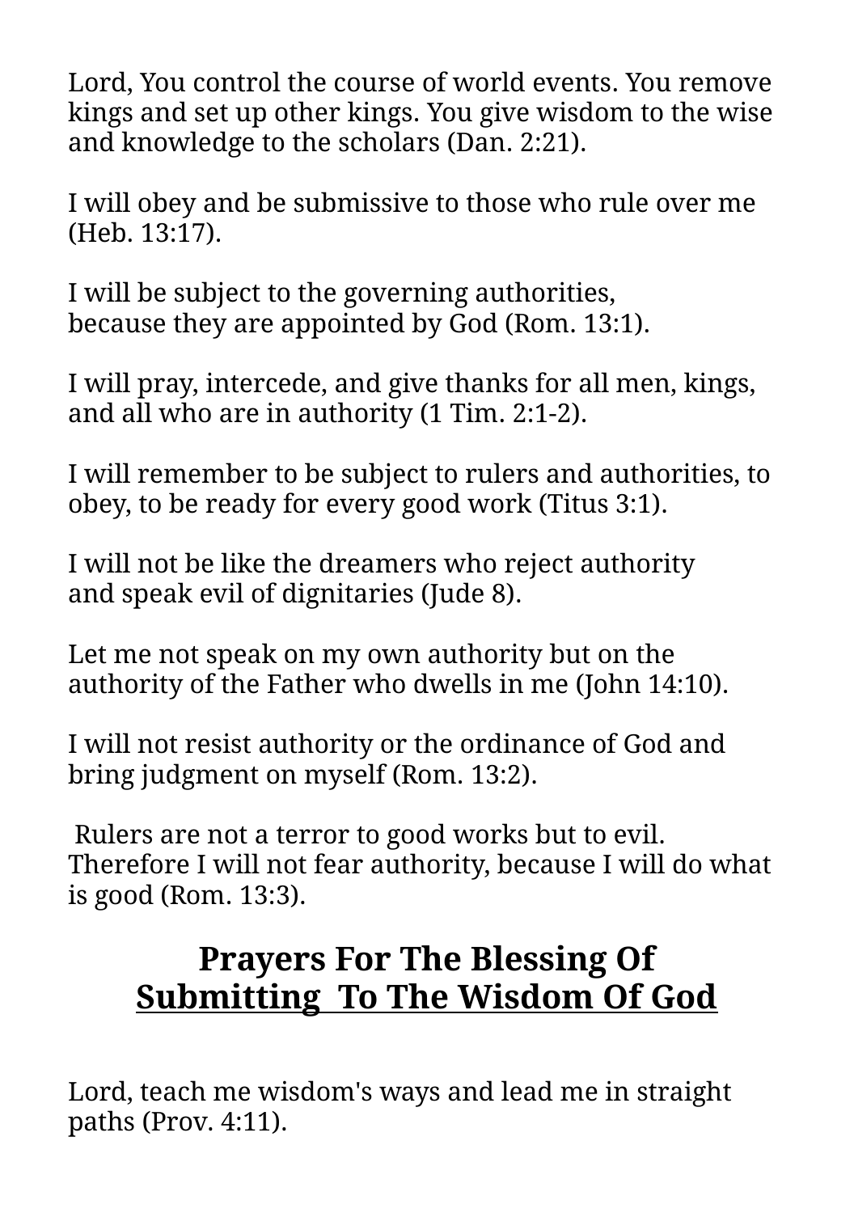Lord, You control the course of world events. You remove kings and set up other kings. You give wisdom to the wise and knowledge to the scholars (Dan. 2:21).

I will obey and be submissive to those who rule over me (Heb. 13:17).

I will be subject to the governing authorities, because they are appointed by God (Rom. 13:1).

I will pray, intercede, and give thanks for all men, kings, and all who are in authority (1 Tim. 2:1-2).

I will remember to be subject to rulers and authorities, to obey, to be ready for every good work (Titus 3:1).

I will not be like the dreamers who reject authority and speak evil of dignitaries (Jude 8).

Let me not speak on my own authority but on the authority of the Father who dwells in me (John 14:10).

I will not resist authority or the ordinance of God and bring judgment on myself (Rom. 13:2).

Rulers are not a terror to good works but to evil. Therefore I will not fear authority, because I will do what is good (Rom. 13:3).

## Prayers For The Blessing Of Submitting To The Wisdom Of God

Lord, teach me wisdom's ways and lead me in straight paths (Prov. 4:11).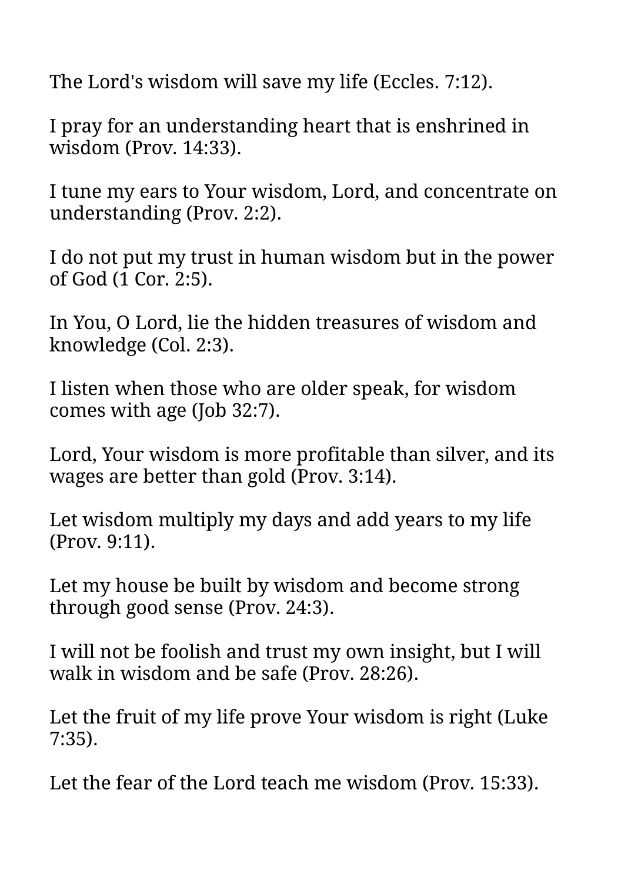The Lord's wisdom will save my life (Eccles. 7:12).

I pray for an understanding heart that is enshrined in wisdom (Prov. 14:33).

I tune my ears to Your wisdom, Lord, and concentrate on understanding (Prov. 2:2).

I do not put my trust in human wisdom but in the power of God (1 Cor. 2:5).

In You, O Lord, lie the hidden treasures of wisdom and knowledge (Col. 2:3).

I listen when those who are older speak, for wisdom comes with age (Job 32:7).

Lord, Your wisdom is more profitable than silver, and its wages are better than gold (Prov. 3:14).

Let wisdom multiply my days and add years to my life (Prov. 9:11).

Let my house be built by wisdom and become strong through good sense (Prov. 24:3).

I will not be foolish and trust my own insight, but I will walk in wisdom and be safe (Prov. 28:26).

Let the fruit of my life prove Your wisdom is right (Luke 7:35).

Let the fear of the Lord teach me wisdom (Prov. 15:33).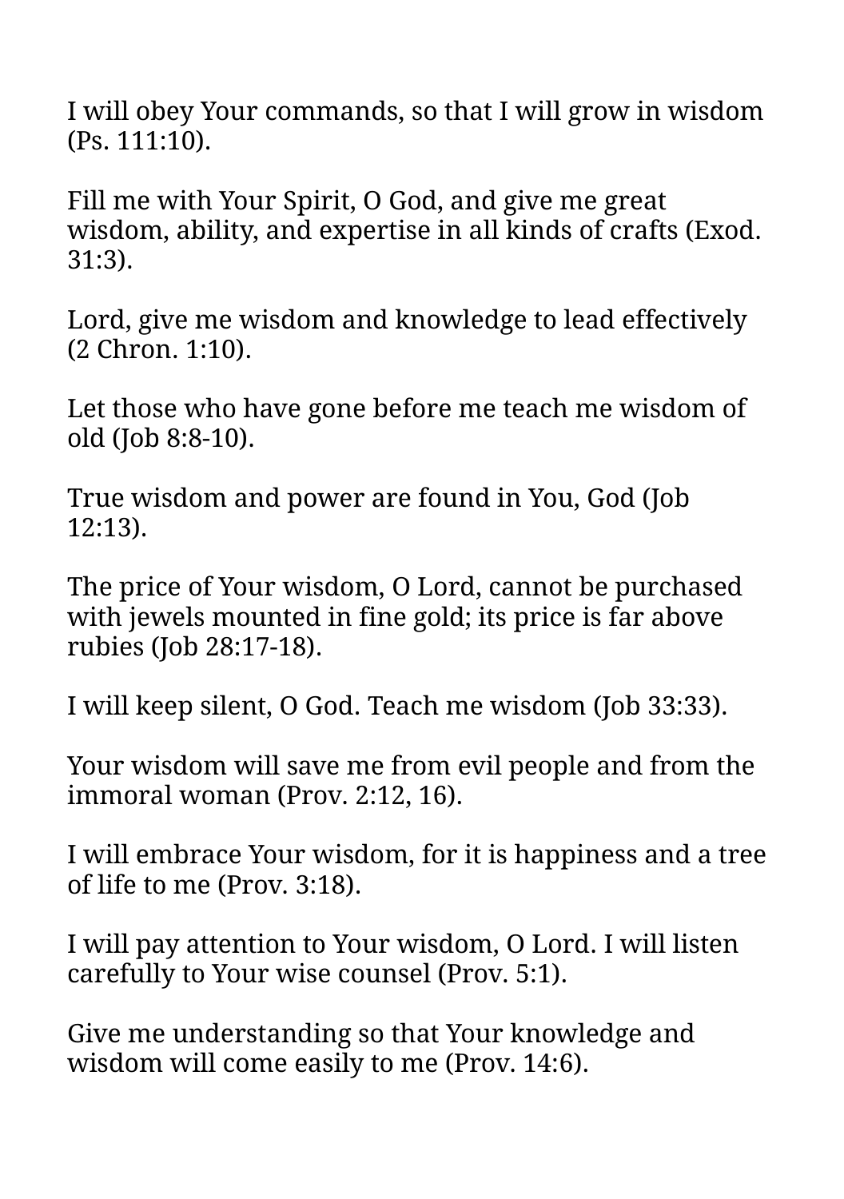I will obey Your commands, so that I will grow in wisdom (Ps. 111:10).

Fill me with Your Spirit, O God, and give me great wisdom, ability, and expertise in all kinds of crafts (Exod. 31:3).

Lord, give me wisdom and knowledge to lead effectively (2 Chron. 1:10).

Let those who have gone before me teach me wisdom of old (Job 8:8-10).

True wisdom and power are found in You, God (Job 12:13).

The price of Your wisdom, O Lord, cannot be purchased with jewels mounted in fine gold; its price is far above rubies (Job 28:17-18).

I will keep silent, O God. Teach me wisdom (Job 33:33).

Your wisdom will save me from evil people and from the immoral woman (Prov. 2:12, 16).

I will embrace Your wisdom, for it is happiness and a tree of life to me (Prov. 3:18).

I will pay attention to Your wisdom, O Lord. I will listen carefully to Your wise counsel (Prov. 5:1).

Give me understanding so that Your knowledge and wisdom will come easily to me (Prov. 14:6).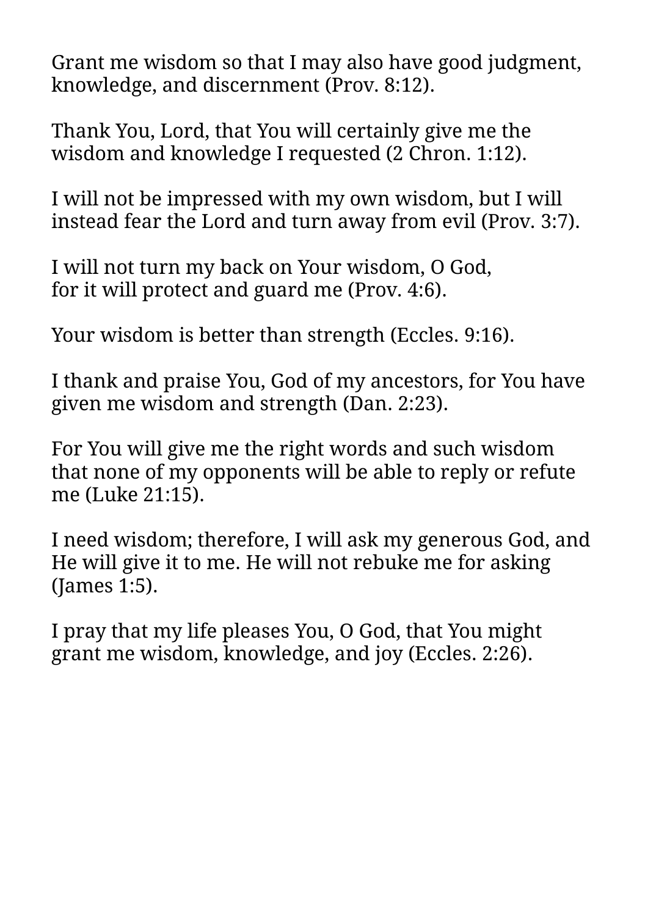Grant me wisdom so that I may also have good judgment, knowledge, and discernment (Prov. 8:12).

Thank You, Lord, that You will certainly give me the wisdom and knowledge I requested (2 Chron. 1:12).

I will not be impressed with my own wisdom, but I will instead fear the Lord and turn away from evil (Prov. 3:7).

I will not turn my back on Your wisdom, O God,
for it will protect and guard me (Prov. 4:6).

Your wisdom is better than strength (Eccles. 9:16).

I thank and praise You, God of my ancestors, for You have given me wisdom and strength (Dan. 2:23).

For You will give me the right words and such wisdom that none of my opponents will be able to reply or refute me (Luke 21:15).

I need wisdom; therefore, I will ask my generous God, and He will give it to me. He will not rebuke me for asking (James 1:5).

I pray that my life pleases You, O God, that You might grant me wisdom, knowledge, and joy (Eccles. 2:26).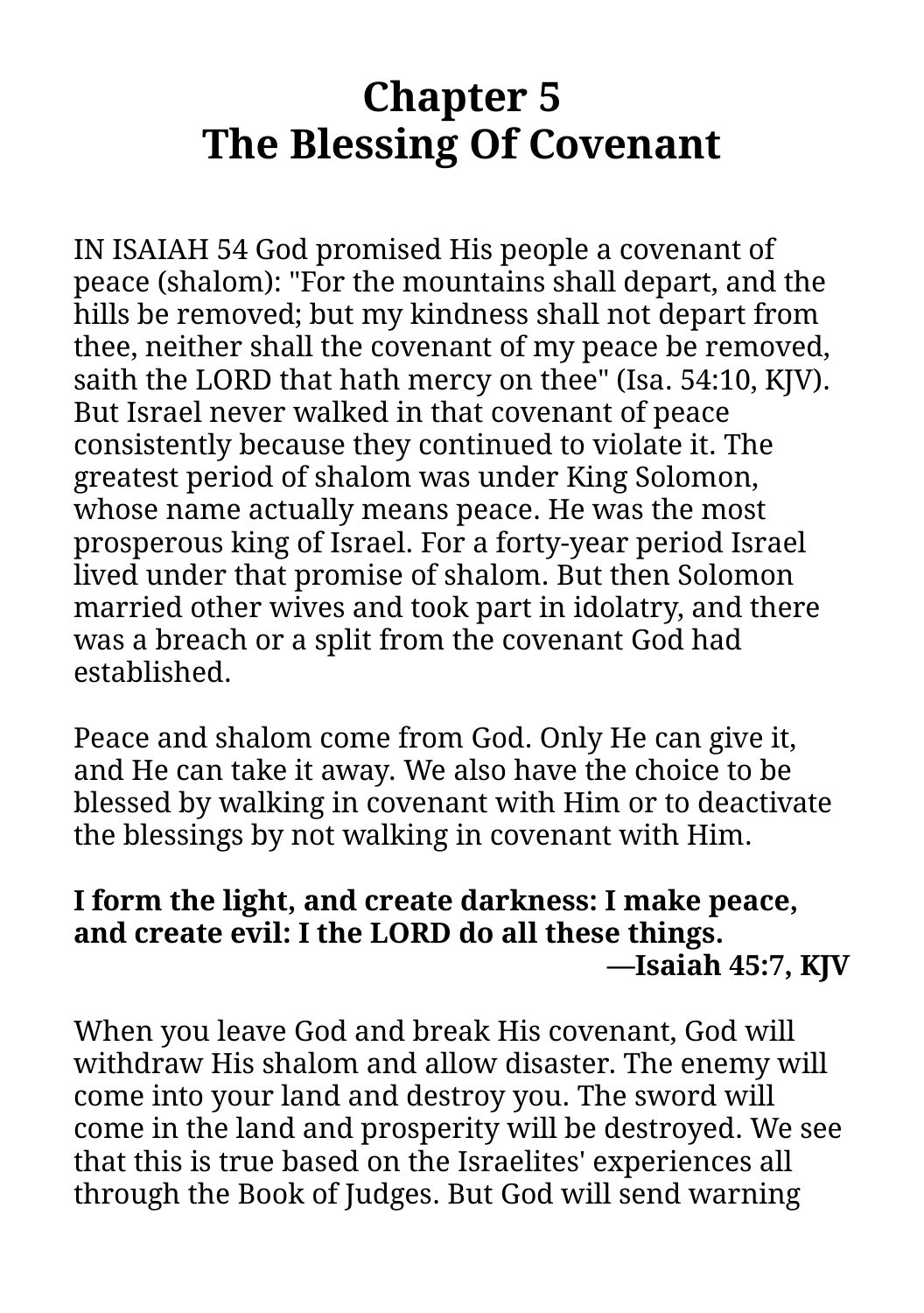# Chapter 5
# The Blessing Of Covenant

IN ISAIAH 54 God promised His people a covenant of peace (shalom): "For the mountains shall depart, and the hills be removed; but my kindness shall not depart from thee, neither shall the covenant of my peace be removed, saith the LORD that hath mercy on thee" (Isa. 54:10, KJV). But Israel never walked in that covenant of peace consistently because they continued to violate it. The greatest period of shalom was under King Solomon, whose name actually means peace. He was the most prosperous king of Israel. For a forty-year period Israel lived under that promise of shalom. But then Solomon married other wives and took part in idolatry, and there was a breach or a split from the covenant God had established.

Peace and shalom come from God. Only He can give it, and He can take it away. We also have the choice to be blessed by walking in covenant with Him or to deactivate the blessings by not walking in covenant with Him.

**I form the light, and create darkness: I make peace, and create evil: I the LORD do all these things.**
**—Isaiah 45:7, KJV**

When you leave God and break His covenant, God will withdraw His shalom and allow disaster. The enemy will come into your land and destroy you. The sword will come in the land and prosperity will be destroyed. We see that this is true based on the Israelites' experiences all through the Book of Judges. But God will send warning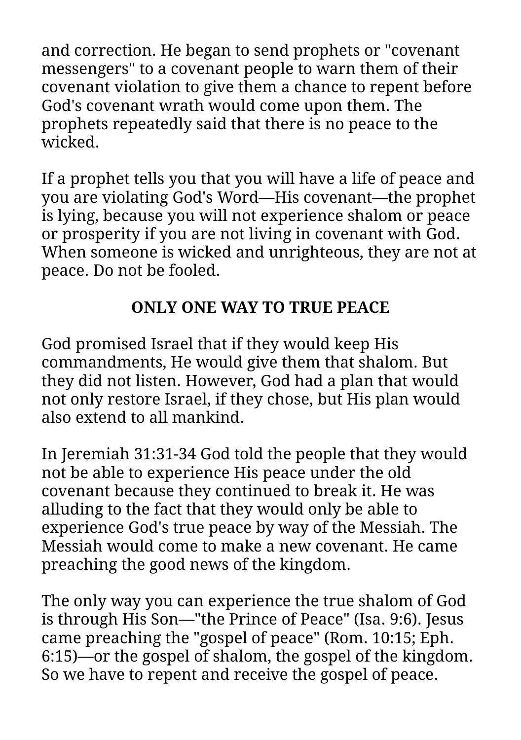and correction. He began to send prophets or "covenant messengers" to a covenant people to warn them of their covenant violation to give them a chance to repent before God's covenant wrath would come upon them. The prophets repeatedly said that there is no peace to the wicked.

If a prophet tells you that you will have a life of peace and you are violating God's Word—His covenant—the prophet is lying, because you will not experience shalom or peace or prosperity if you are not living in covenant with God. When someone is wicked and unrighteous, they are not at peace. Do not be fooled.

## ONLY ONE WAY TO TRUE PEACE

God promised Israel that if they would keep His commandments, He would give them that shalom. But they did not listen. However, God had a plan that would not only restore Israel, if they chose, but His plan would also extend to all mankind.

In Jeremiah 31:31-34 God told the people that they would not be able to experience His peace under the old covenant because they continued to break it. He was alluding to the fact that they would only be able to experience God's true peace by way of the Messiah. The Messiah would come to make a new covenant. He came preaching the good news of the kingdom.

The only way you can experience the true shalom of God is through His Son—"the Prince of Peace" (Isa. 9:6). Jesus came preaching the "gospel of peace" (Rom. 10:15; Eph. 6:15)—or the gospel of shalom, the gospel of the kingdom. So we have to repent and receive the gospel of peace.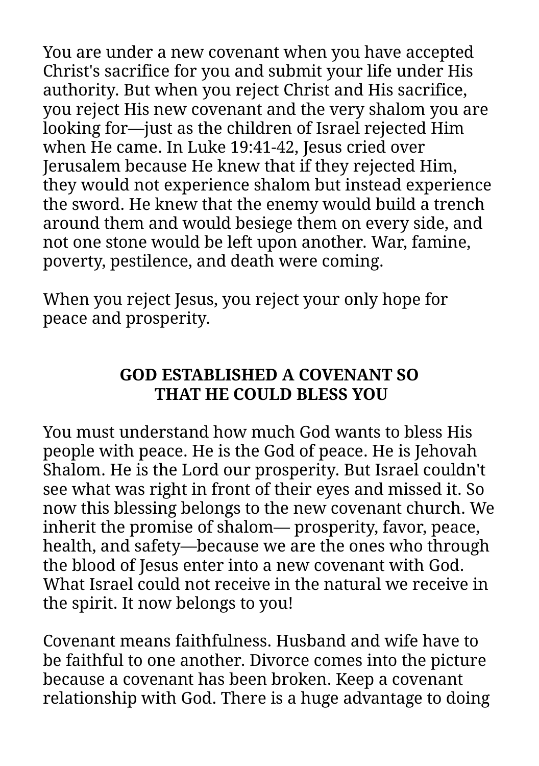You are under a new covenant when you have accepted Christ's sacrifice for you and submit your life under His authority. But when you reject Christ and His sacrifice, you reject His new covenant and the very shalom you are looking for—just as the children of Israel rejected Him when He came. In Luke 19:41-42, Jesus cried over Jerusalem because He knew that if they rejected Him, they would not experience shalom but instead experience the sword. He knew that the enemy would build a trench around them and would besiege them on every side, and not one stone would be left upon another. War, famine, poverty, pestilence, and death were coming.

When you reject Jesus, you reject your only hope for peace and prosperity.

## GOD ESTABLISHED A COVENANT SO THAT HE COULD BLESS YOU

You must understand how much God wants to bless His people with peace. He is the God of peace. He is Jehovah Shalom. He is the Lord our prosperity. But Israel couldn't see what was right in front of their eyes and missed it. So now this blessing belongs to the new covenant church. We inherit the promise of shalom— prosperity, favor, peace, health, and safety—because we are the ones who through the blood of Jesus enter into a new covenant with God. What Israel could not receive in the natural we receive in the spirit. It now belongs to you!

Covenant means faithfulness. Husband and wife have to be faithful to one another. Divorce comes into the picture because a covenant has been broken. Keep a covenant relationship with God. There is a huge advantage to doing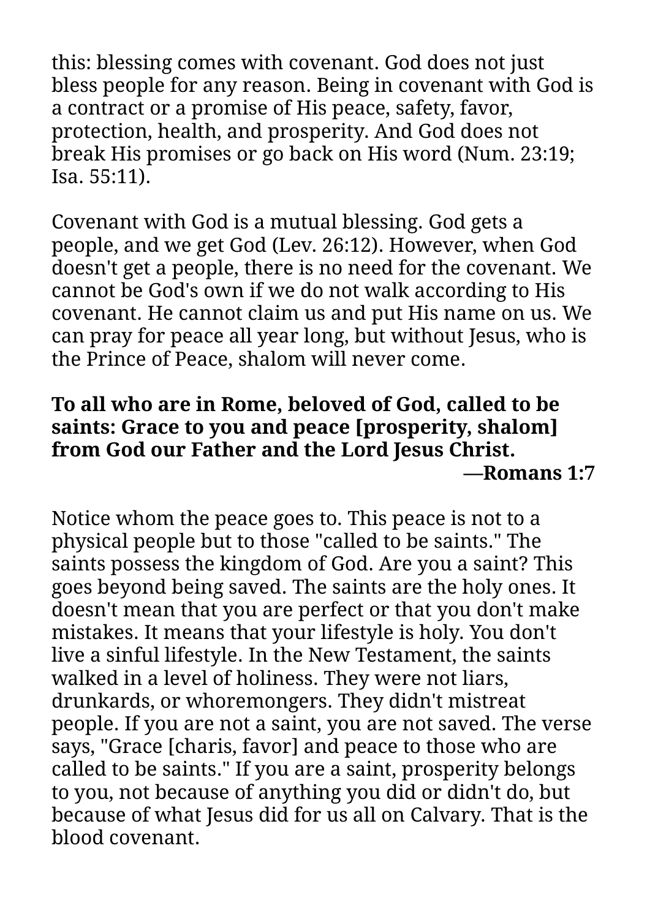this: blessing comes with covenant. God does not just bless people for any reason. Being in covenant with God is a contract or a promise of His peace, safety, favor, protection, health, and prosperity. And God does not break His promises or go back on His word (Num. 23:19; Isa. 55:11).

Covenant with God is a mutual blessing. God gets a people, and we get God (Lev. 26:12). However, when God doesn't get a people, there is no need for the covenant. We cannot be God's own if we do not walk according to His covenant. He cannot claim us and put His name on us. We can pray for peace all year long, but without Jesus, who is the Prince of Peace, shalom will never come.

**To all who are in Rome, beloved of God, called to be saints: Grace to you and peace [prosperity, shalom] from God our Father and the Lord Jesus Christ.**

**—Romans 1:7**

Notice whom the peace goes to. This peace is not to a physical people but to those "called to be saints." The saints possess the kingdom of God. Are you a saint? This goes beyond being saved. The saints are the holy ones. It doesn't mean that you are perfect or that you don't make mistakes. It means that your lifestyle is holy. You don't live a sinful lifestyle. In the New Testament, the saints walked in a level of holiness. They were not liars, drunkards, or whoremongers. They didn't mistreat people. If you are not a saint, you are not saved. The verse says, "Grace [charis, favor] and peace to those who are called to be saints." If you are a saint, prosperity belongs to you, not because of anything you did or didn't do, but because of what Jesus did for us all on Calvary. That is the blood covenant.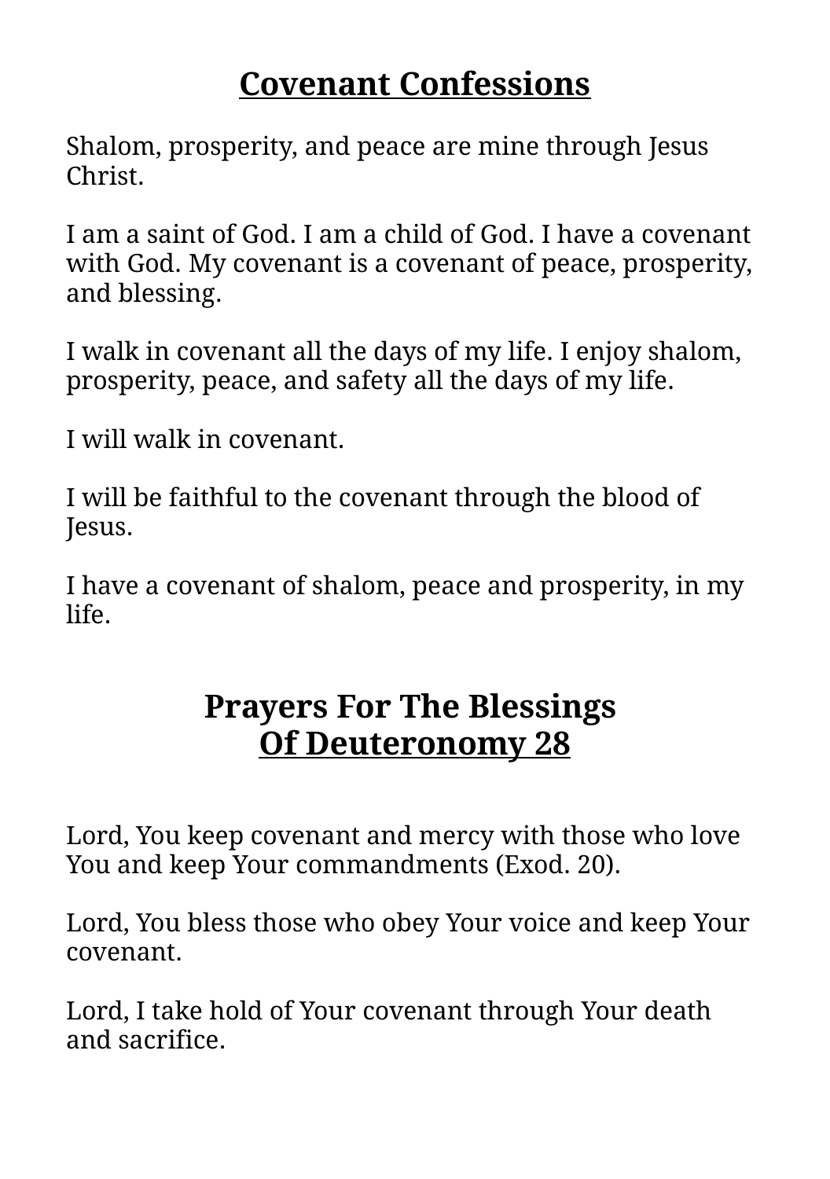## Covenant Confessions

Shalom, prosperity, and peace are mine through Jesus Christ.

I am a saint of God. I am a child of God. I have a covenant with God. My covenant is a covenant of peace, prosperity, and blessing.

I walk in covenant all the days of my life. I enjoy shalom, prosperity, peace, and safety all the days of my life.

I will walk in covenant.

I will be faithful to the covenant through the blood of Jesus.

I have a covenant of shalom, peace and prosperity, in my life.

## Prayers For The Blessings Of Deuteronomy 28

Lord, You keep covenant and mercy with those who love You and keep Your commandments (Exod. 20).

Lord, You bless those who obey Your voice and keep Your covenant.

Lord, I take hold of Your covenant through Your death and sacrifice.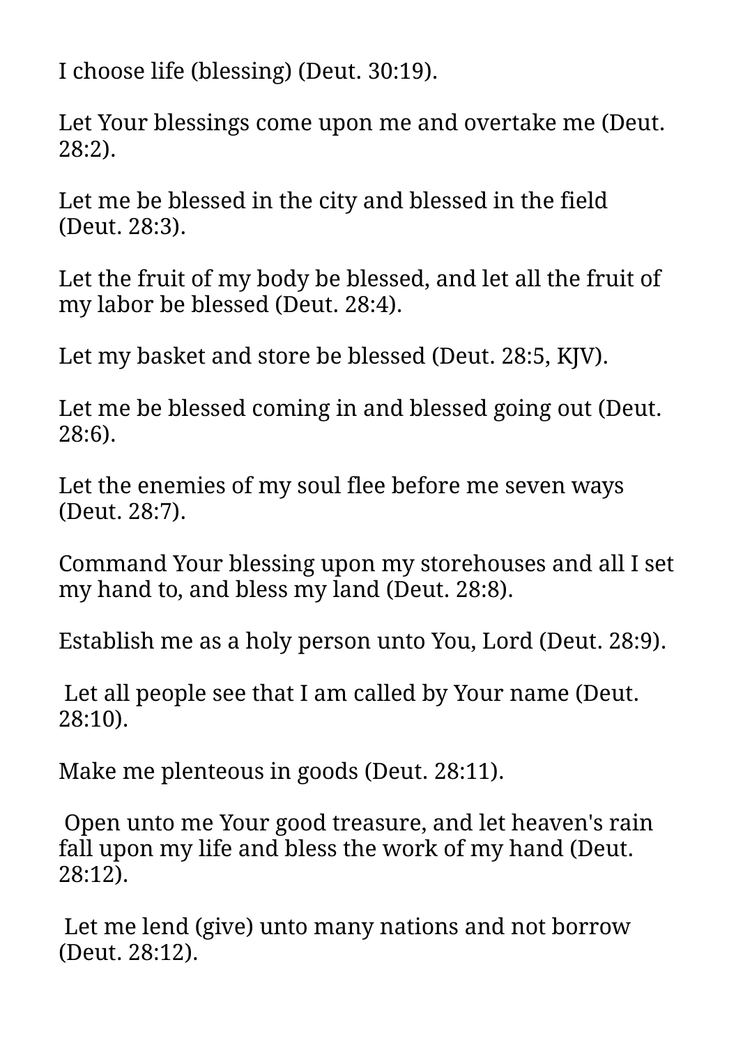I choose life (blessing) (Deut. 30:19).

Let Your blessings come upon me and overtake me (Deut. 28:2).

Let me be blessed in the city and blessed in the field (Deut. 28:3).

Let the fruit of my body be blessed, and let all the fruit of my labor be blessed (Deut. 28:4).

Let my basket and store be blessed (Deut. 28:5, KJV).

Let me be blessed coming in and blessed going out (Deut. 28:6).

Let the enemies of my soul flee before me seven ways (Deut. 28:7).

Command Your blessing upon my storehouses and all I set my hand to, and bless my land (Deut. 28:8).

Establish me as a holy person unto You, Lord (Deut. 28:9).

Let all people see that I am called by Your name (Deut. 28:10).

Make me plenteous in goods (Deut. 28:11).

Open unto me Your good treasure, and let heaven's rain fall upon my life and bless the work of my hand (Deut. 28:12).

Let me lend (give) unto many nations and not borrow (Deut. 28:12).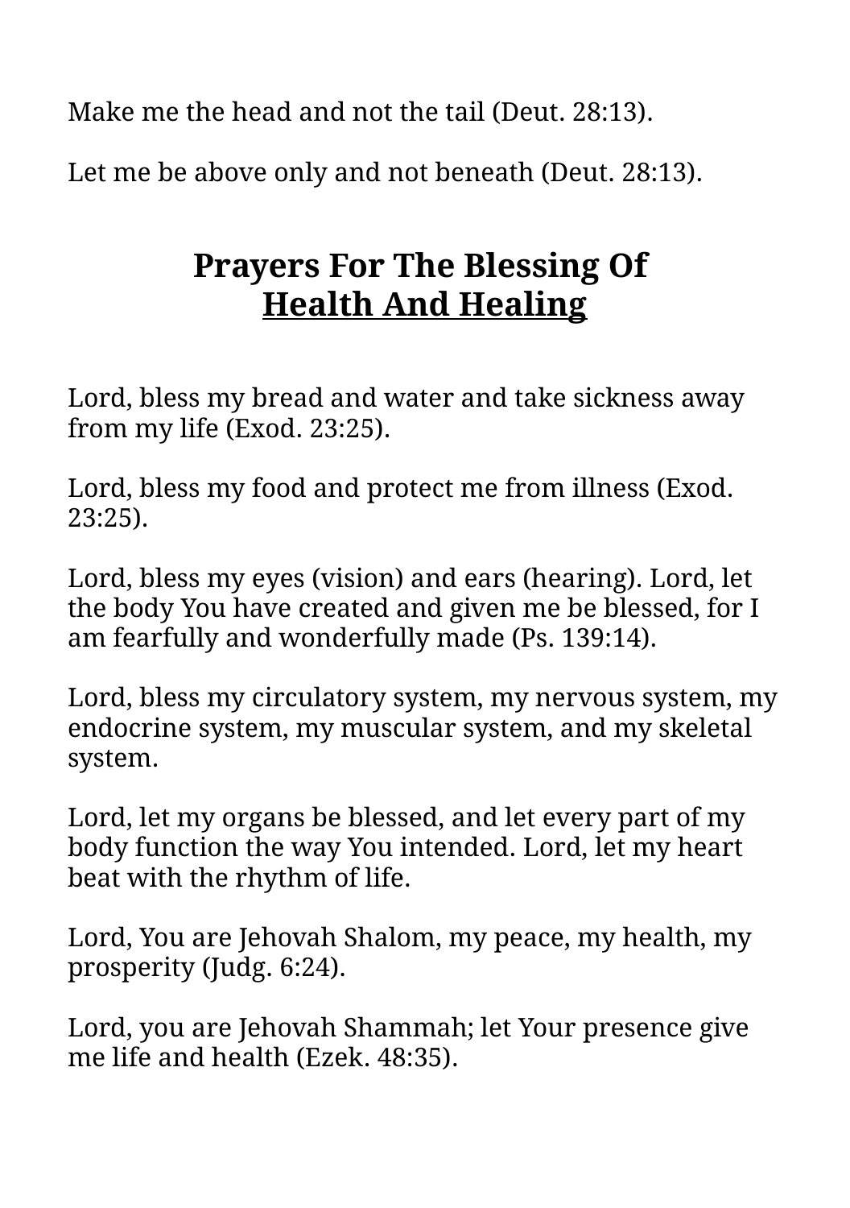Make me the head and not the tail (Deut. 28:13).

Let me be above only and not beneath (Deut. 28:13).

## Prayers For The Blessing Of Health And Healing

Lord, bless my bread and water and take sickness away from my life (Exod. 23:25).

Lord, bless my food and protect me from illness (Exod. 23:25).

Lord, bless my eyes (vision) and ears (hearing). Lord, let the body You have created and given me be blessed, for I am fearfully and wonderfully made (Ps. 139:14).

Lord, bless my circulatory system, my nervous system, my endocrine system, my muscular system, and my skeletal system.

Lord, let my organs be blessed, and let every part of my body function the way You intended. Lord, let my heart beat with the rhythm of life.

Lord, You are Jehovah Shalom, my peace, my health, my prosperity (Judg. 6:24).

Lord, you are Jehovah Shammah; let Your presence give me life and health (Ezek. 48:35).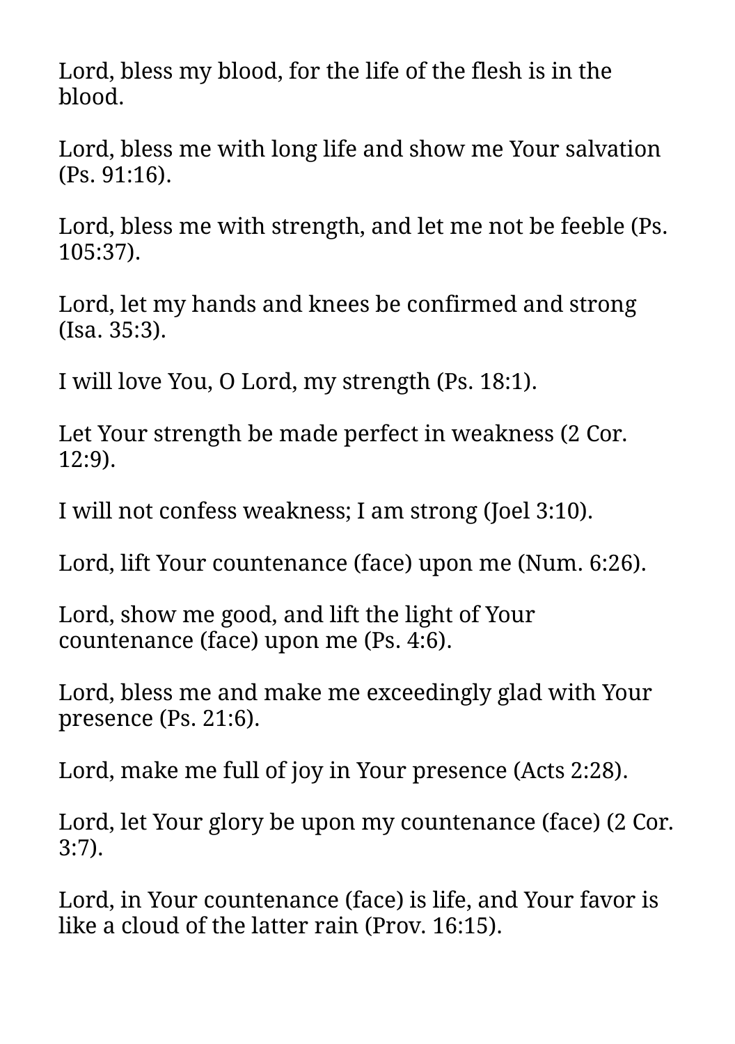Lord, bless my blood, for the life of the flesh is in the blood.

Lord, bless me with long life and show me Your salvation (Ps. 91:16).

Lord, bless me with strength, and let me not be feeble (Ps. 105:37).

Lord, let my hands and knees be confirmed and strong (Isa. 35:3).

I will love You, O Lord, my strength (Ps. 18:1).

Let Your strength be made perfect in weakness (2 Cor. 12:9).

I will not confess weakness; I am strong (Joel 3:10).

Lord, lift Your countenance (face) upon me (Num. 6:26).

Lord, show me good, and lift the light of Your countenance (face) upon me (Ps. 4:6).

Lord, bless me and make me exceedingly glad with Your presence (Ps. 21:6).

Lord, make me full of joy in Your presence (Acts 2:28).

Lord, let Your glory be upon my countenance (face) (2 Cor. 3:7).

Lord, in Your countenance (face) is life, and Your favor is like a cloud of the latter rain (Prov. 16:15).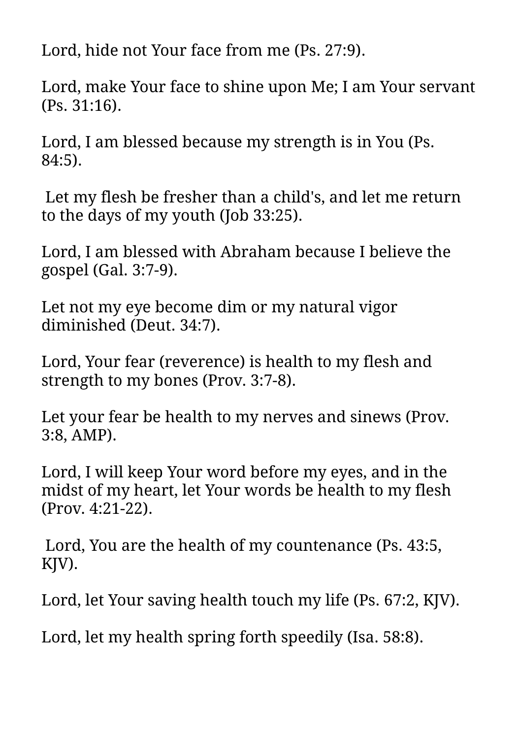Lord, hide not Your face from me (Ps. 27:9).

Lord, make Your face to shine upon Me; I am Your servant (Ps. 31:16).

Lord, I am blessed because my strength is in You (Ps. 84:5).

Let my flesh be fresher than a child's, and let me return to the days of my youth (Job 33:25).

Lord, I am blessed with Abraham because I believe the gospel (Gal. 3:7-9).

Let not my eye become dim or my natural vigor diminished (Deut. 34:7).

Lord, Your fear (reverence) is health to my flesh and strength to my bones (Prov. 3:7-8).

Let your fear be health to my nerves and sinews (Prov. 3:8, AMP).

Lord, I will keep Your word before my eyes, and in the midst of my heart, let Your words be health to my flesh (Prov. 4:21-22).

Lord, You are the health of my countenance (Ps. 43:5, KJV).

Lord, let Your saving health touch my life (Ps. 67:2, KJV).

Lord, let my health spring forth speedily (Isa. 58:8).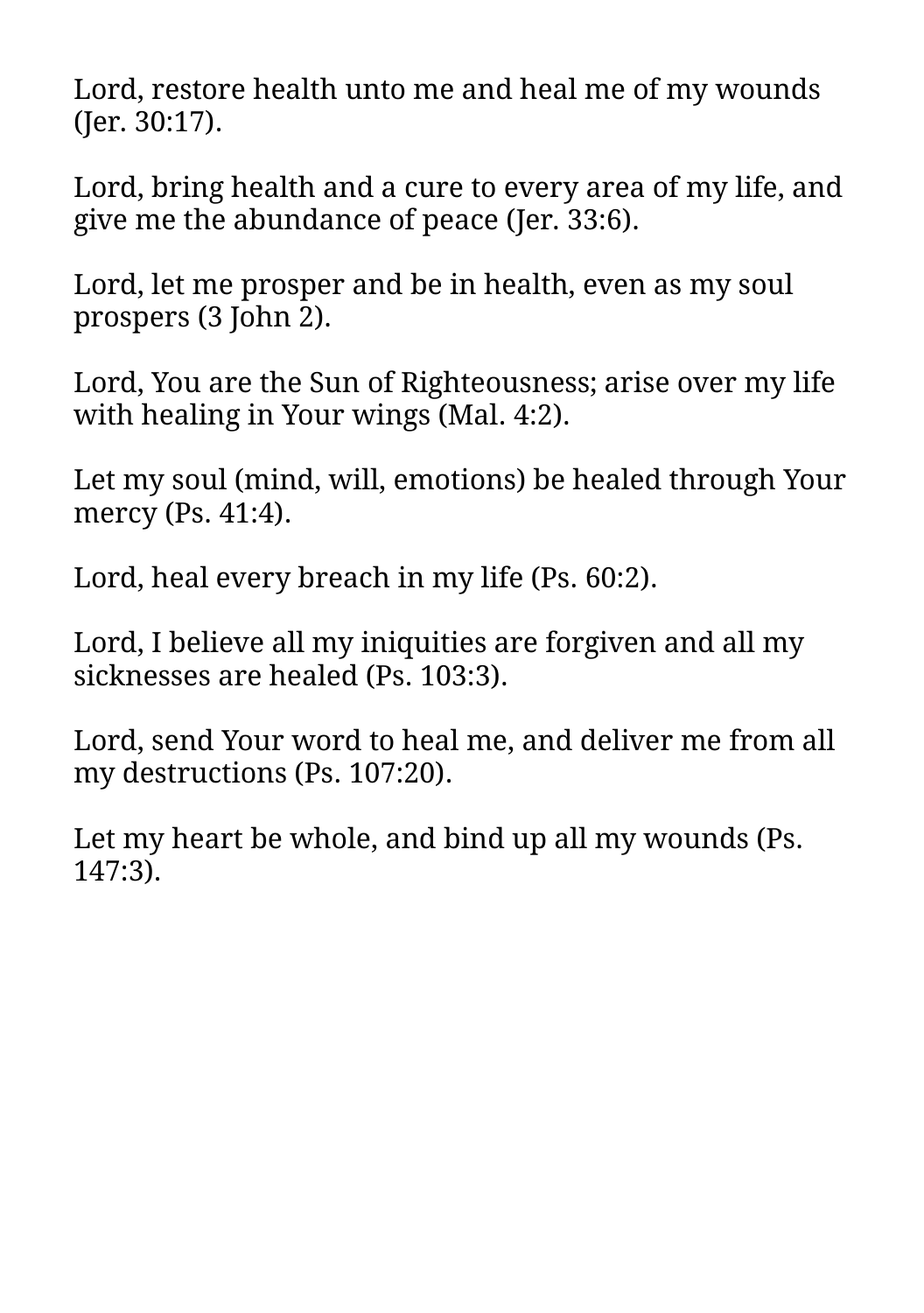Lord, restore health unto me and heal me of my wounds (Jer. 30:17).

Lord, bring health and a cure to every area of my life, and give me the abundance of peace (Jer. 33:6).

Lord, let me prosper and be in health, even as my soul prospers (3 John 2).

Lord, You are the Sun of Righteousness; arise over my life with healing in Your wings (Mal. 4:2).

Let my soul (mind, will, emotions) be healed through Your mercy (Ps. 41:4).

Lord, heal every breach in my life (Ps. 60:2).

Lord, I believe all my iniquities are forgiven and all my sicknesses are healed (Ps. 103:3).

Lord, send Your word to heal me, and deliver me from all my destructions (Ps. 107:20).

Let my heart be whole, and bind up all my wounds (Ps. 147:3).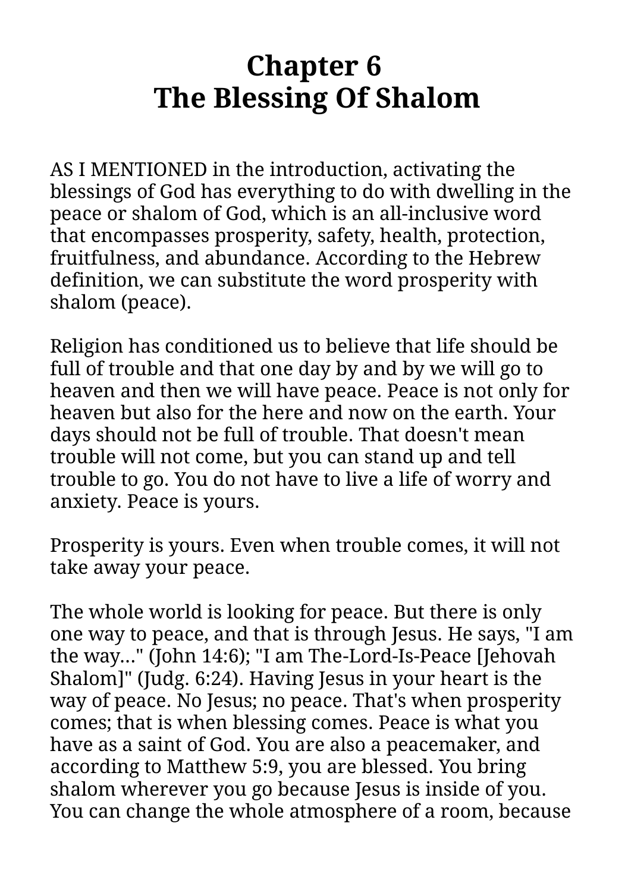# Chapter 6
# The Blessing Of Shalom

AS I MENTIONED in the introduction, activating the blessings of God has everything to do with dwelling in the peace or shalom of God, which is an all-inclusive word that encompasses prosperity, safety, health, protection, fruitfulness, and abundance. According to the Hebrew definition, we can substitute the word prosperity with shalom (peace).

Religion has conditioned us to believe that life should be full of trouble and that one day by and by we will go to heaven and then we will have peace. Peace is not only for heaven but also for the here and now on the earth. Your days should not be full of trouble. That doesn't mean trouble will not come, but you can stand up and tell trouble to go. You do not have to live a life of worry and anxiety. Peace is yours.

Prosperity is yours. Even when trouble comes, it will not take away your peace.

The whole world is looking for peace. But there is only one way to peace, and that is through Jesus. He says, "I am the way..." (John 14:6); "I am The-Lord-Is-Peace [Jehovah Shalom]" (Judg. 6:24). Having Jesus in your heart is the way of peace. No Jesus; no peace. That's when prosperity comes; that is when blessing comes. Peace is what you have as a saint of God. You are also a peacemaker, and according to Matthew 5:9, you are blessed. You bring shalom wherever you go because Jesus is inside of you. You can change the whole atmosphere of a room, because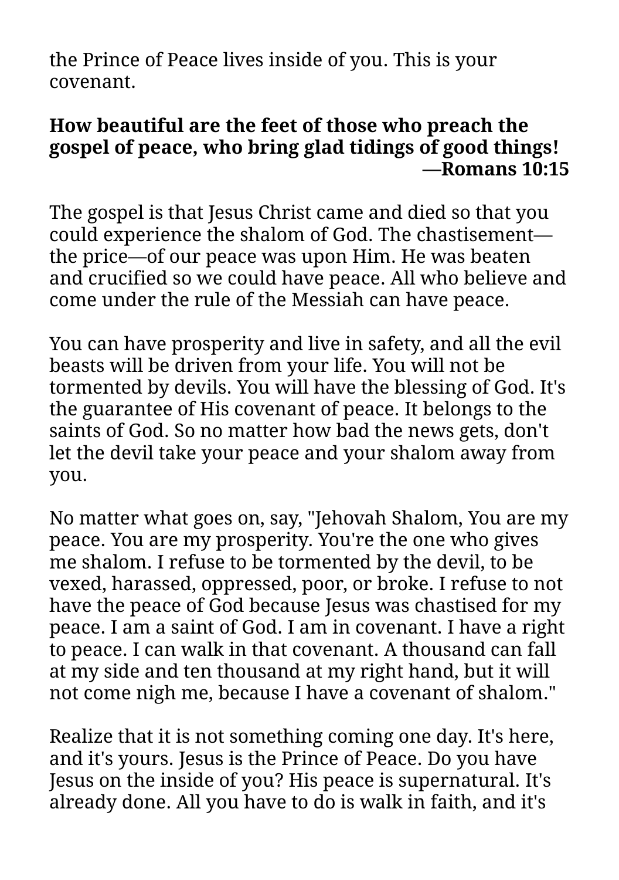the Prince of Peace lives inside of you. This is your covenant.

**How beautiful are the feet of those who preach the gospel of peace, who bring glad tidings of good things!**
**—Romans 10:15**

The gospel is that Jesus Christ came and died so that you could experience the shalom of God. The chastisement—the price—of our peace was upon Him. He was beaten and crucified so we could have peace. All who believe and come under the rule of the Messiah can have peace.

You can have prosperity and live in safety, and all the evil beasts will be driven from your life. You will not be tormented by devils. You will have the blessing of God. It's the guarantee of His covenant of peace. It belongs to the saints of God. So no matter how bad the news gets, don't let the devil take your peace and your shalom away from you.

No matter what goes on, say, "Jehovah Shalom, You are my peace. You are my prosperity. You're the one who gives me shalom. I refuse to be tormented by the devil, to be vexed, harassed, oppressed, poor, or broke. I refuse to not have the peace of God because Jesus was chastised for my peace. I am a saint of God. I am in covenant. I have a right to peace. I can walk in that covenant. A thousand can fall at my side and ten thousand at my right hand, but it will not come nigh me, because I have a covenant of shalom."

Realize that it is not something coming one day. It's here, and it's yours. Jesus is the Prince of Peace. Do you have Jesus on the inside of you? His peace is supernatural. It's already done. All you have to do is walk in faith, and it's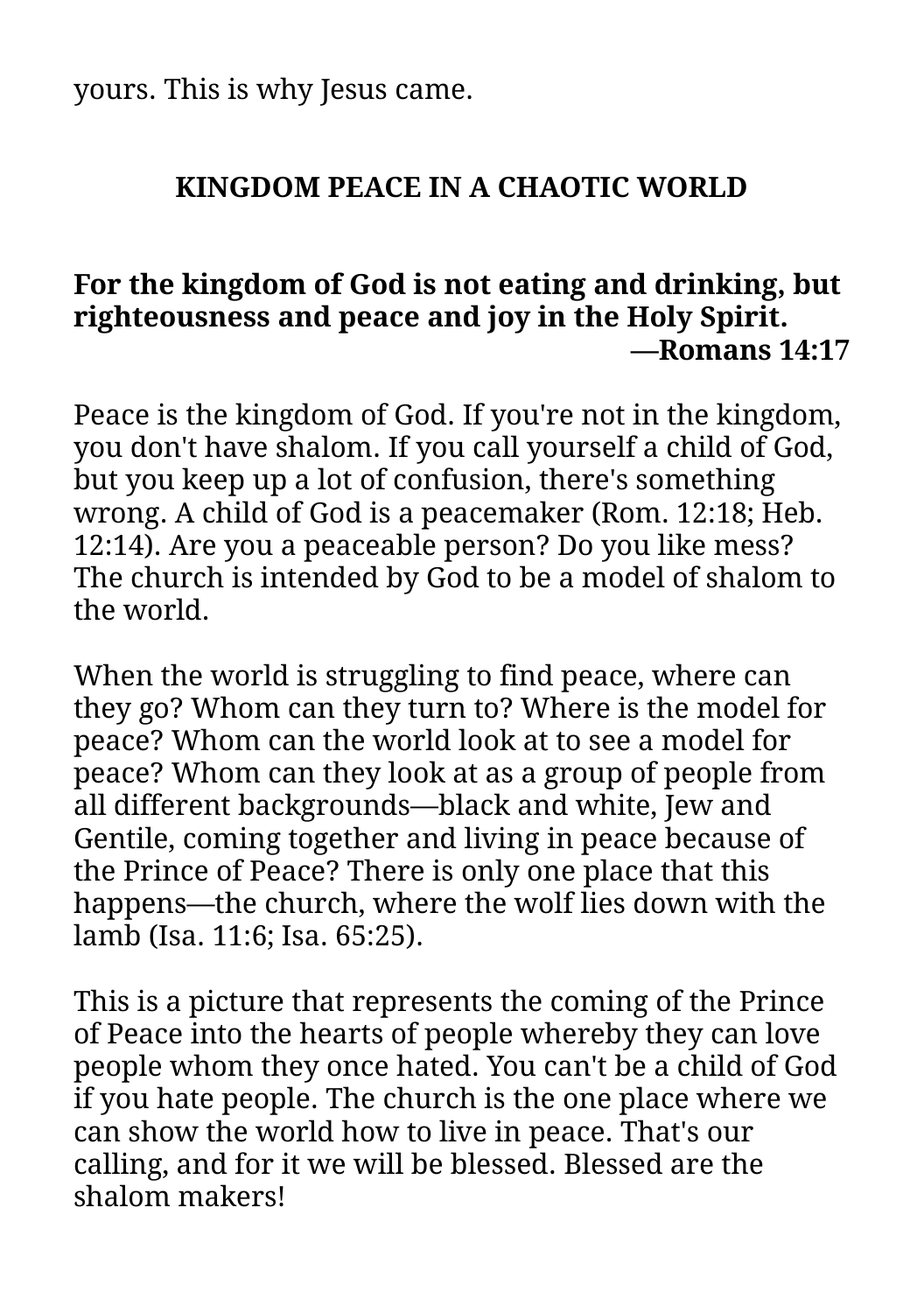yours. This is why Jesus came.

## KINGDOM PEACE IN A CHAOTIC WORLD

**For the kingdom of God is not eating and drinking, but righteousness and peace and joy in the Holy Spirit.**
**—Romans 14:17**

Peace is the kingdom of God. If you're not in the kingdom, you don't have shalom. If you call yourself a child of God, but you keep up a lot of confusion, there's something wrong. A child of God is a peacemaker (Rom. 12:18; Heb. 12:14). Are you a peaceable person? Do you like mess? The church is intended by God to be a model of shalom to the world.

When the world is struggling to find peace, where can they go? Whom can they turn to? Where is the model for peace? Whom can the world look at to see a model for peace? Whom can they look at as a group of people from all different backgrounds—black and white, Jew and Gentile, coming together and living in peace because of the Prince of Peace? There is only one place that this happens—the church, where the wolf lies down with the lamb (Isa. 11:6; Isa. 65:25).

This is a picture that represents the coming of the Prince of Peace into the hearts of people whereby they can love people whom they once hated. You can't be a child of God if you hate people. The church is the one place where we can show the world how to live in peace. That's our calling, and for it we will be blessed. Blessed are the shalom makers!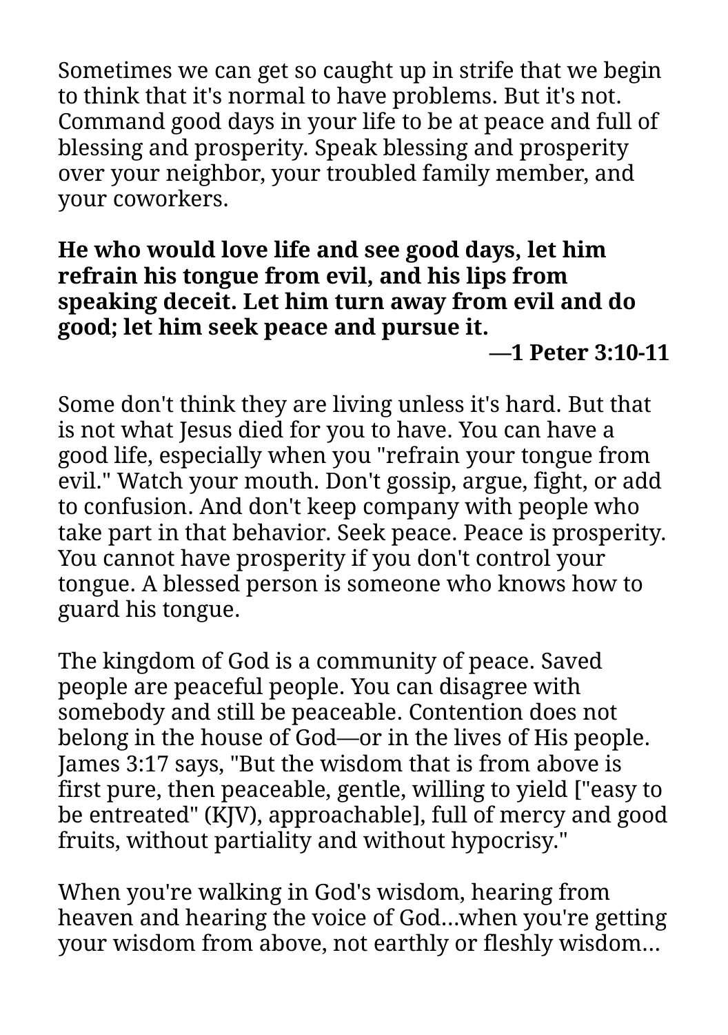Sometimes we can get so caught up in strife that we begin to think that it's normal to have problems. But it's not. Command good days in your life to be at peace and full of blessing and prosperity. Speak blessing and prosperity over your neighbor, your troubled family member, and your coworkers.

**He who would love life and see good days, let him refrain his tongue from evil, and his lips from speaking deceit. Let him turn away from evil and do good; let him seek peace and pursue it.**

**—1 Peter 3:10-11**

Some don't think they are living unless it's hard. But that is not what Jesus died for you to have. You can have a good life, especially when you "refrain your tongue from evil." Watch your mouth. Don't gossip, argue, fight, or add to confusion. And don't keep company with people who take part in that behavior. Seek peace. Peace is prosperity. You cannot have prosperity if you don't control your tongue. A blessed person is someone who knows how to guard his tongue.

The kingdom of God is a community of peace. Saved people are peaceful people. You can disagree with somebody and still be peaceable. Contention does not belong in the house of God—or in the lives of His people. James 3:17 says, "But the wisdom that is from above is first pure, then peaceable, gentle, willing to yield ["easy to be entreated" (KJV), approachable], full of mercy and good fruits, without partiality and without hypocrisy."

When you're walking in God's wisdom, hearing from heaven and hearing the voice of God...when you're getting your wisdom from above, not earthly or fleshly wisdom...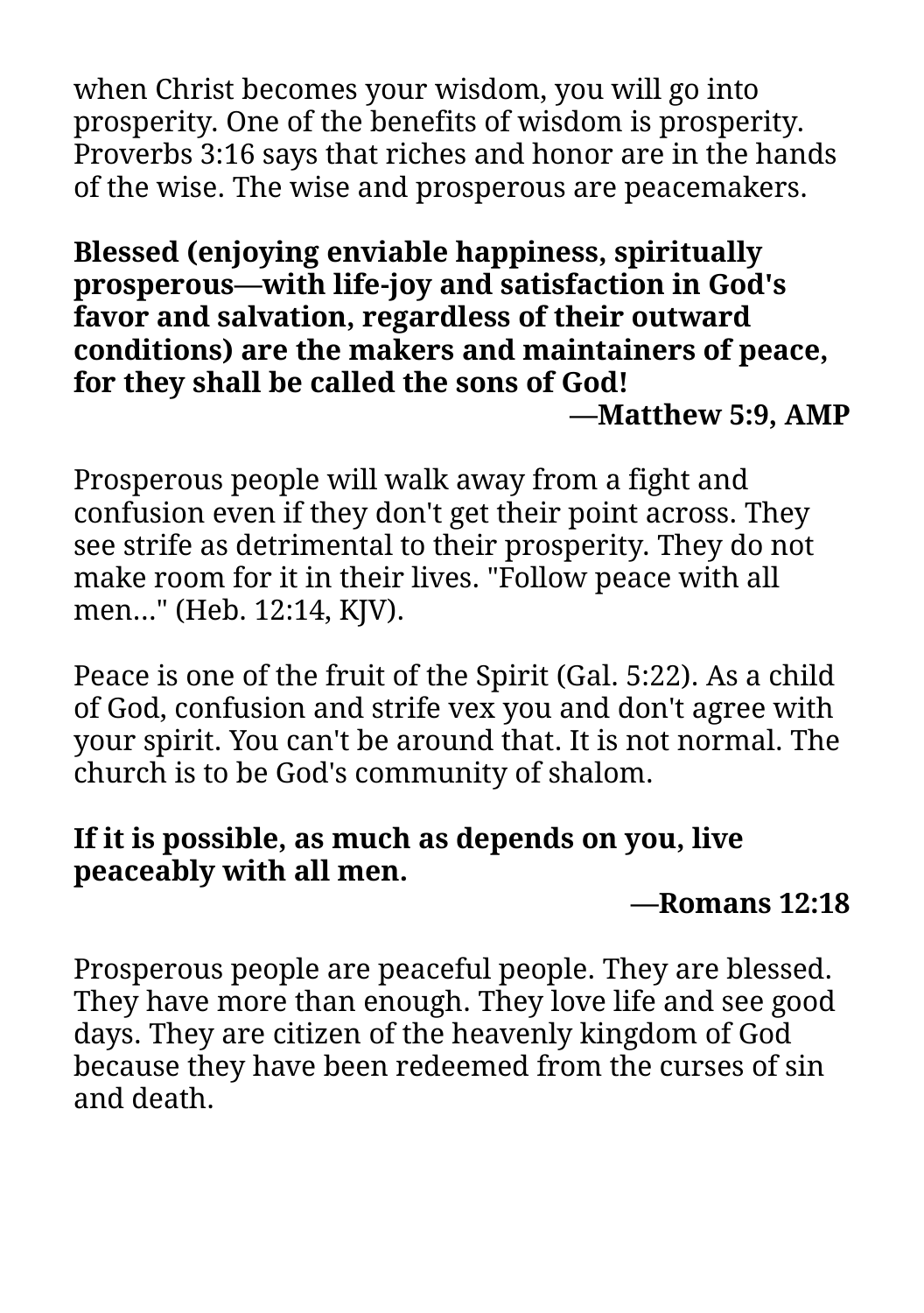when Christ becomes your wisdom, you will go into prosperity. One of the benefits of wisdom is prosperity. Proverbs 3:16 says that riches and honor are in the hands of the wise. The wise and prosperous are peacemakers.

**Blessed (enjoying enviable happiness, spiritually prosperous—with life-joy and satisfaction in God's favor and salvation, regardless of their outward conditions) are the makers and maintainers of peace, for they shall be called the sons of God!**

**—Matthew 5:9, AMP**

Prosperous people will walk away from a fight and confusion even if they don't get their point across. They see strife as detrimental to their prosperity. They do not make room for it in their lives. "Follow peace with all men..." (Heb. 12:14, KJV).

Peace is one of the fruit of the Spirit (Gal. 5:22). As a child of God, confusion and strife vex you and don't agree with your spirit. You can't be around that. It is not normal. The church is to be God's community of shalom.

**If it is possible, as much as depends on you, live peaceably with all men.**

**—Romans 12:18**

Prosperous people are peaceful people. They are blessed. They have more than enough. They love life and see good days. They are citizen of the heavenly kingdom of God because they have been redeemed from the curses of sin and death.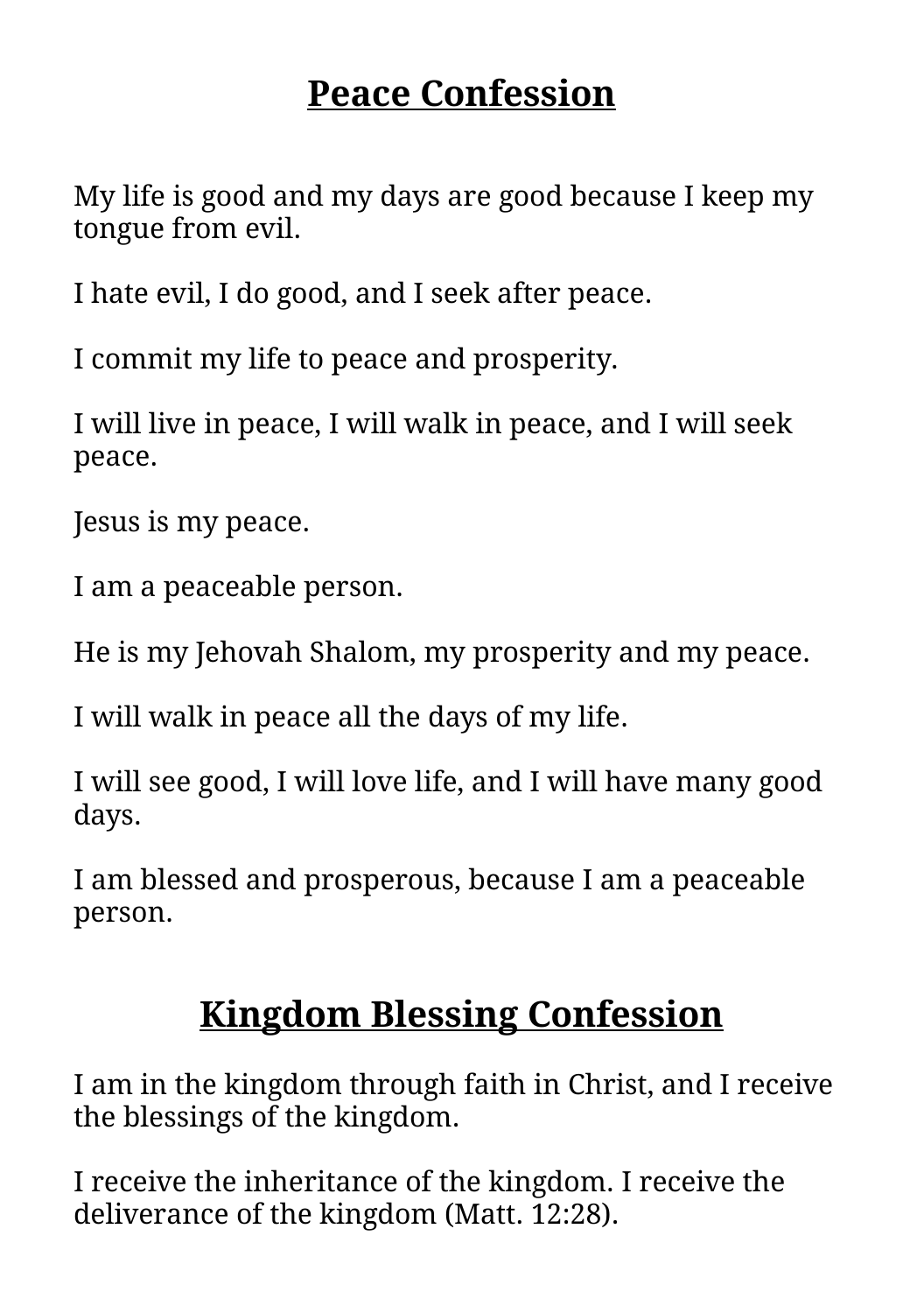## Peace Confession

My life is good and my days are good because I keep my tongue from evil.

I hate evil, I do good, and I seek after peace.

I commit my life to peace and prosperity.

I will live in peace, I will walk in peace, and I will seek peace.

Jesus is my peace.

I am a peaceable person.

He is my Jehovah Shalom, my prosperity and my peace.

I will walk in peace all the days of my life.

I will see good, I will love life, and I will have many good days.

I am blessed and prosperous, because I am a peaceable person.

## Kingdom Blessing Confession

I am in the kingdom through faith in Christ, and I receive the blessings of the kingdom.

I receive the inheritance of the kingdom. I receive the deliverance of the kingdom (Matt. 12:28).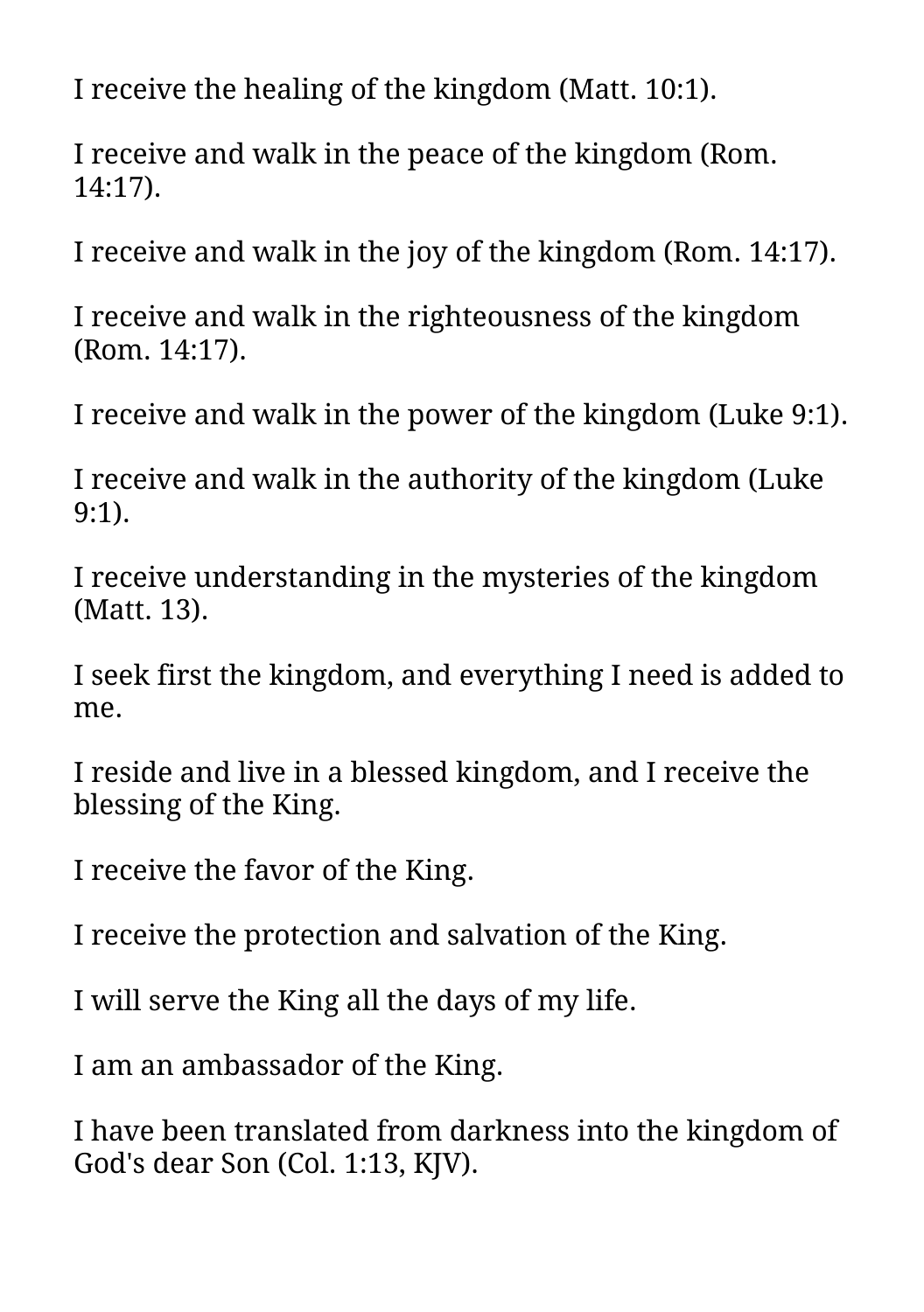I receive the healing of the kingdom (Matt. 10:1).

I receive and walk in the peace of the kingdom (Rom. 14:17).

I receive and walk in the joy of the kingdom (Rom. 14:17).

I receive and walk in the righteousness of the kingdom (Rom. 14:17).

I receive and walk in the power of the kingdom (Luke 9:1).

I receive and walk in the authority of the kingdom (Luke 9:1).

I receive understanding in the mysteries of the kingdom (Matt. 13).

I seek first the kingdom, and everything I need is added to me.

I reside and live in a blessed kingdom, and I receive the blessing of the King.

I receive the favor of the King.

I receive the protection and salvation of the King.

I will serve the King all the days of my life.

I am an ambassador of the King.

I have been translated from darkness into the kingdom of God's dear Son (Col. 1:13, KJV).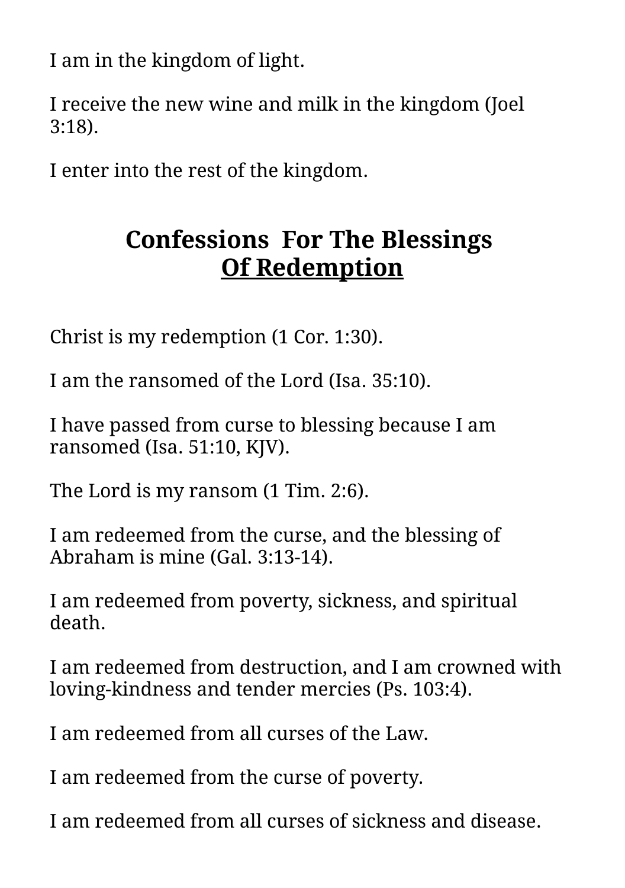I am in the kingdom of light.

I receive the new wine and milk in the kingdom (Joel 3:18).

I enter into the rest of the kingdom.

## Confessions For The Blessings Of Redemption

Christ is my redemption (1 Cor. 1:30).

I am the ransomed of the Lord (Isa. 35:10).

I have passed from curse to blessing because I am ransomed (Isa. 51:10, KJV).

The Lord is my ransom (1 Tim. 2:6).

I am redeemed from the curse, and the blessing of Abraham is mine (Gal. 3:13-14).

I am redeemed from poverty, sickness, and spiritual death.

I am redeemed from destruction, and I am crowned with loving-kindness and tender mercies (Ps. 103:4).

I am redeemed from all curses of the Law.

I am redeemed from the curse of poverty.

I am redeemed from all curses of sickness and disease.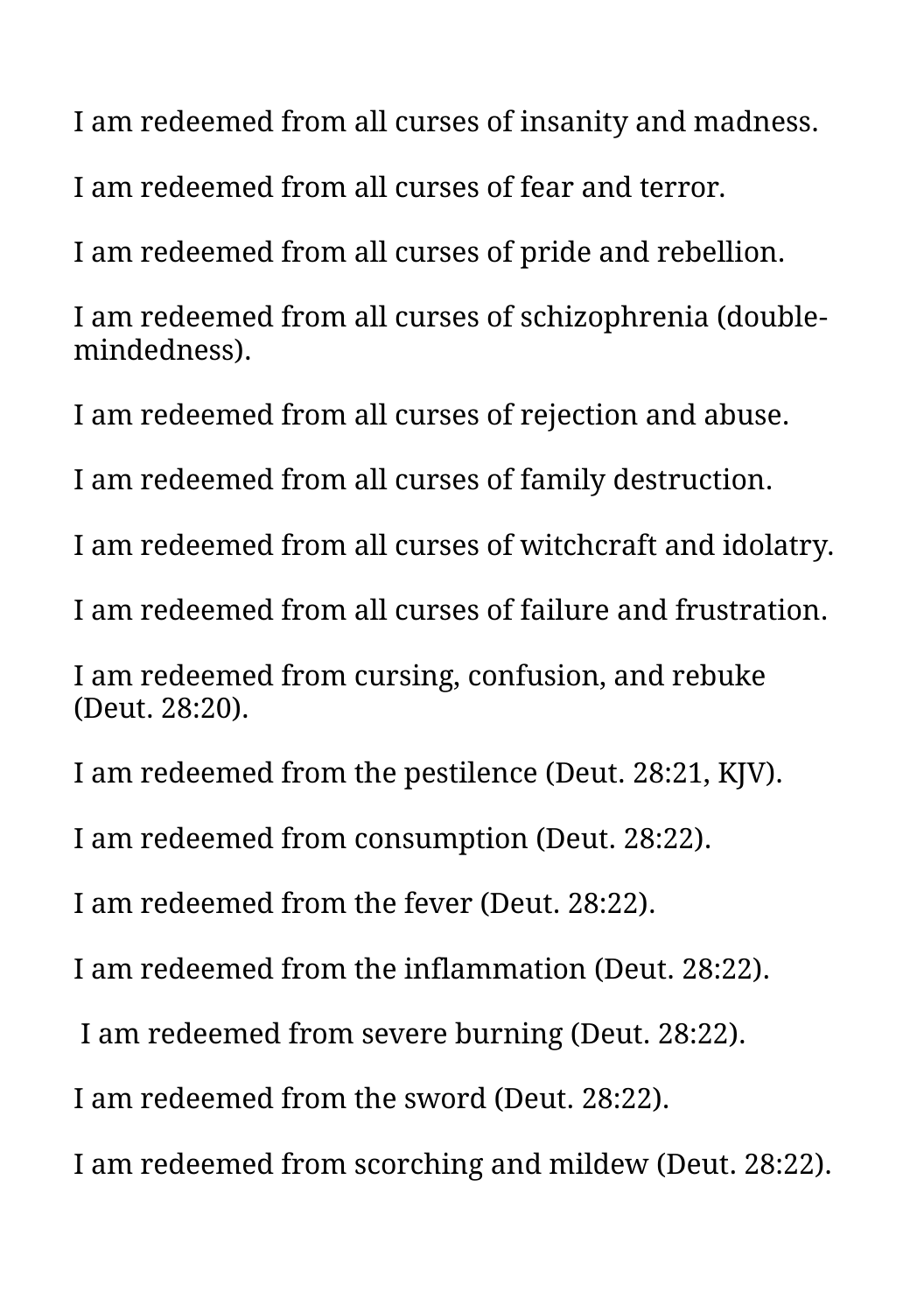I am redeemed from all curses of insanity and madness.

I am redeemed from all curses of fear and terror.

I am redeemed from all curses of pride and rebellion.

I am redeemed from all curses of schizophrenia (double-mindedness).

I am redeemed from all curses of rejection and abuse.

I am redeemed from all curses of family destruction.

I am redeemed from all curses of witchcraft and idolatry.

I am redeemed from all curses of failure and frustration.

I am redeemed from cursing, confusion, and rebuke (Deut. 28:20).

I am redeemed from the pestilence (Deut. 28:21, KJV).

I am redeemed from consumption (Deut. 28:22).

I am redeemed from the fever (Deut. 28:22).

I am redeemed from the inflammation (Deut. 28:22).

I am redeemed from severe burning (Deut. 28:22).

I am redeemed from the sword (Deut. 28:22).

I am redeemed from scorching and mildew (Deut. 28:22).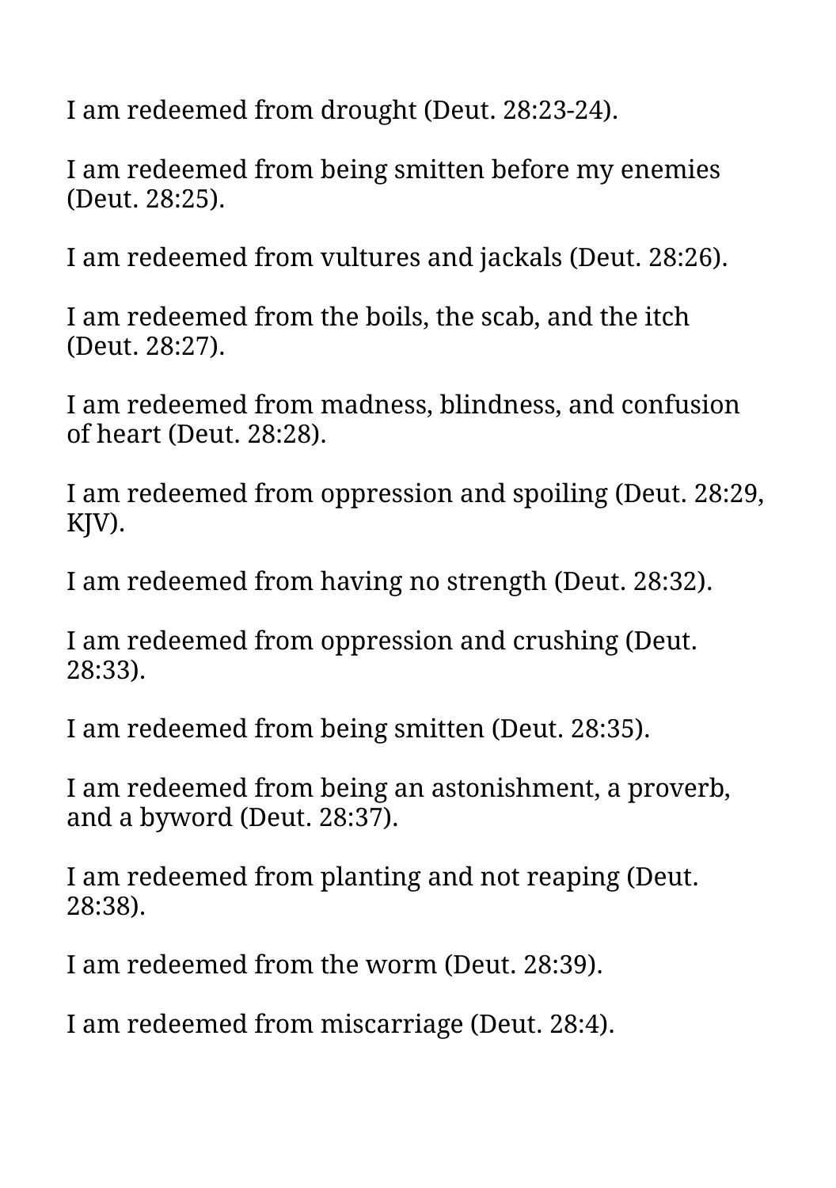I am redeemed from drought (Deut. 28:23-24).

I am redeemed from being smitten before my enemies (Deut. 28:25).

I am redeemed from vultures and jackals (Deut. 28:26).

I am redeemed from the boils, the scab, and the itch (Deut. 28:27).

I am redeemed from madness, blindness, and confusion of heart (Deut. 28:28).

I am redeemed from oppression and spoiling (Deut. 28:29, KJV).

I am redeemed from having no strength (Deut. 28:32).

I am redeemed from oppression and crushing (Deut. 28:33).

I am redeemed from being smitten (Deut. 28:35).

I am redeemed from being an astonishment, a proverb, and a byword (Deut. 28:37).

I am redeemed from planting and not reaping (Deut. 28:38).

I am redeemed from the worm (Deut. 28:39).

I am redeemed from miscarriage (Deut. 28:4).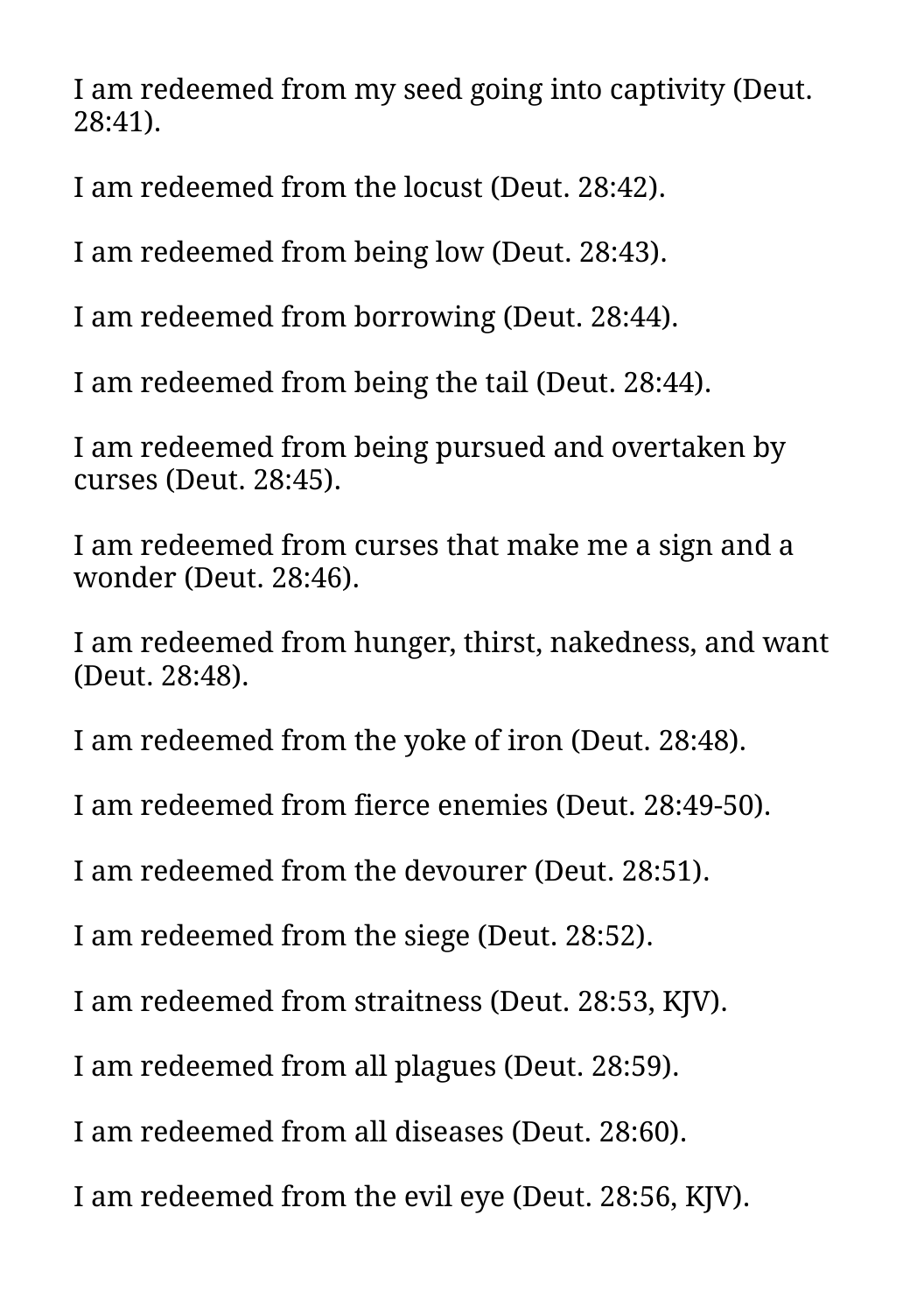I am redeemed from my seed going into captivity (Deut. 28:41).

I am redeemed from the locust (Deut. 28:42).

I am redeemed from being low (Deut. 28:43).

I am redeemed from borrowing (Deut. 28:44).

I am redeemed from being the tail (Deut. 28:44).

I am redeemed from being pursued and overtaken by curses (Deut. 28:45).

I am redeemed from curses that make me a sign and a wonder (Deut. 28:46).

I am redeemed from hunger, thirst, nakedness, and want (Deut. 28:48).

I am redeemed from the yoke of iron (Deut. 28:48).

I am redeemed from fierce enemies (Deut. 28:49-50).

I am redeemed from the devourer (Deut. 28:51).

I am redeemed from the siege (Deut. 28:52).

I am redeemed from straitness (Deut. 28:53, KJV).

I am redeemed from all plagues (Deut. 28:59).

I am redeemed from all diseases (Deut. 28:60).

I am redeemed from the evil eye (Deut. 28:56, KJV).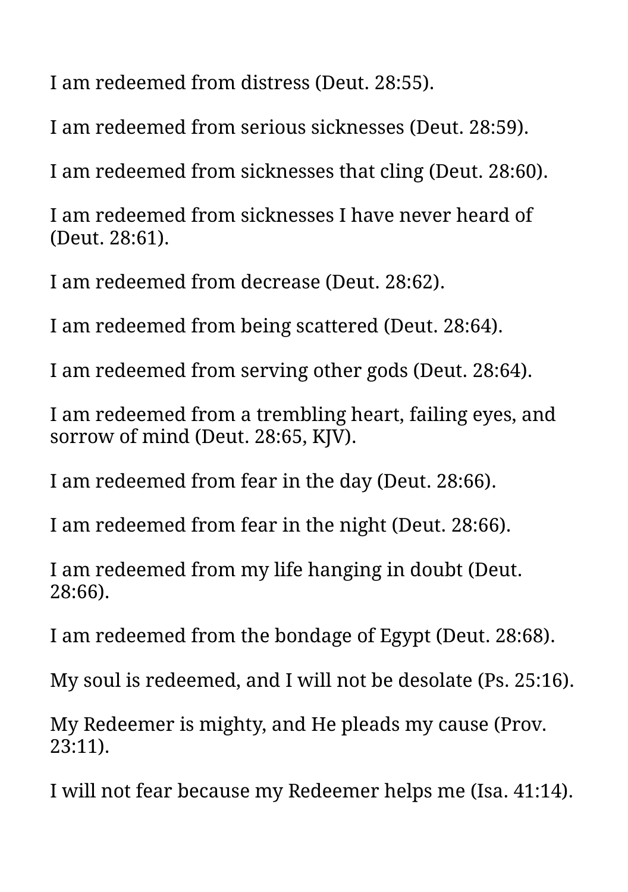I am redeemed from distress (Deut. 28:55).

I am redeemed from serious sicknesses (Deut. 28:59).

I am redeemed from sicknesses that cling (Deut. 28:60).

I am redeemed from sicknesses I have never heard of (Deut. 28:61).

I am redeemed from decrease (Deut. 28:62).

I am redeemed from being scattered (Deut. 28:64).

I am redeemed from serving other gods (Deut. 28:64).

I am redeemed from a trembling heart, failing eyes, and sorrow of mind (Deut. 28:65, KJV).

I am redeemed from fear in the day (Deut. 28:66).

I am redeemed from fear in the night (Deut. 28:66).

I am redeemed from my life hanging in doubt (Deut. 28:66).

I am redeemed from the bondage of Egypt (Deut. 28:68).

My soul is redeemed, and I will not be desolate (Ps. 25:16).

My Redeemer is mighty, and He pleads my cause (Prov. 23:11).

I will not fear because my Redeemer helps me (Isa. 41:14).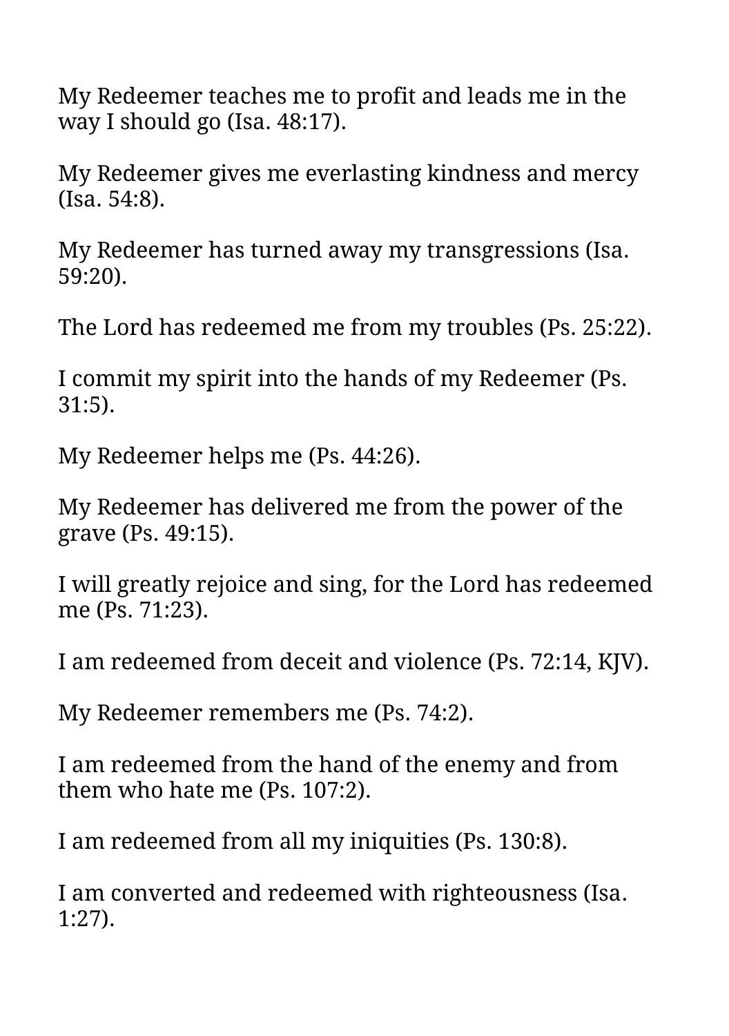My Redeemer teaches me to profit and leads me in the way I should go (Isa. 48:17).

My Redeemer gives me everlasting kindness and mercy (Isa. 54:8).

My Redeemer has turned away my transgressions (Isa. 59:20).

The Lord has redeemed me from my troubles (Ps. 25:22).

I commit my spirit into the hands of my Redeemer (Ps. 31:5).

My Redeemer helps me (Ps. 44:26).

My Redeemer has delivered me from the power of the grave (Ps. 49:15).

I will greatly rejoice and sing, for the Lord has redeemed me (Ps. 71:23).

I am redeemed from deceit and violence (Ps. 72:14, KJV).

My Redeemer remembers me (Ps. 74:2).

I am redeemed from the hand of the enemy and from them who hate me (Ps. 107:2).

I am redeemed from all my iniquities (Ps. 130:8).

I am converted and redeemed with righteousness (Isa. 1:27).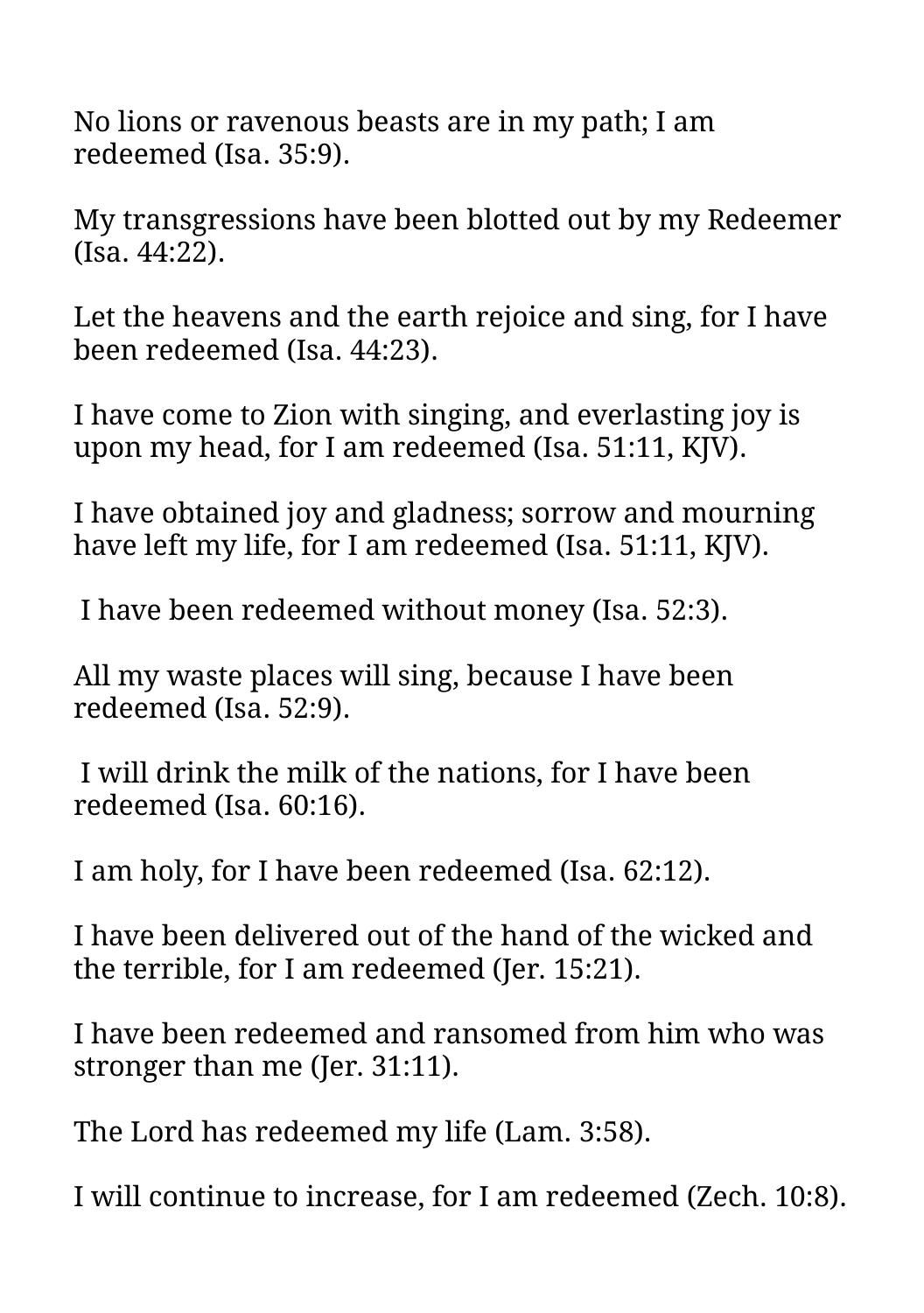No lions or ravenous beasts are in my path; I am redeemed (Isa. 35:9).

My transgressions have been blotted out by my Redeemer (Isa. 44:22).

Let the heavens and the earth rejoice and sing, for I have been redeemed (Isa. 44:23).

I have come to Zion with singing, and everlasting joy is upon my head, for I am redeemed (Isa. 51:11, KJV).

I have obtained joy and gladness; sorrow and mourning have left my life, for I am redeemed (Isa. 51:11, KJV).

I have been redeemed without money (Isa. 52:3).

All my waste places will sing, because I have been redeemed (Isa. 52:9).

I will drink the milk of the nations, for I have been redeemed (Isa. 60:16).

I am holy, for I have been redeemed (Isa. 62:12).

I have been delivered out of the hand of the wicked and the terrible, for I am redeemed (Jer. 15:21).

I have been redeemed and ransomed from him who was stronger than me (Jer. 31:11).

The Lord has redeemed my life (Lam. 3:58).

I will continue to increase, for I am redeemed (Zech. 10:8).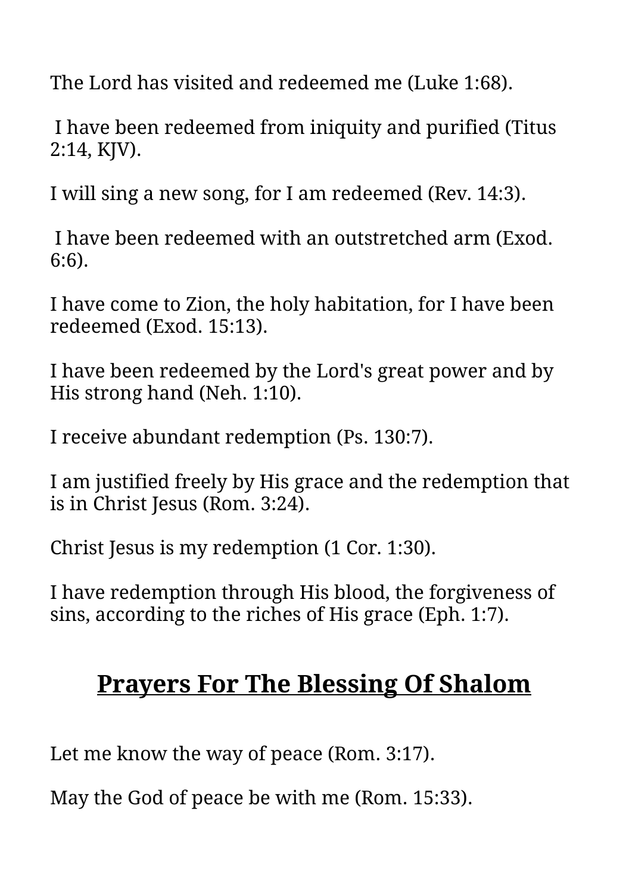The Lord has visited and redeemed me (Luke 1:68).

I have been redeemed from iniquity and purified (Titus 2:14, KJV).

I will sing a new song, for I am redeemed (Rev. 14:3).

I have been redeemed with an outstretched arm (Exod. 6:6).

I have come to Zion, the holy habitation, for I have been redeemed (Exod. 15:13).

I have been redeemed by the Lord's great power and by His strong hand (Neh. 1:10).

I receive abundant redemption (Ps. 130:7).

I am justified freely by His grace and the redemption that is in Christ Jesus (Rom. 3:24).

Christ Jesus is my redemption (1 Cor. 1:30).

I have redemption through His blood, the forgiveness of sins, according to the riches of His grace (Eph. 1:7).

## Prayers For The Blessing Of Shalom

Let me know the way of peace (Rom. 3:17).

May the God of peace be with me (Rom. 15:33).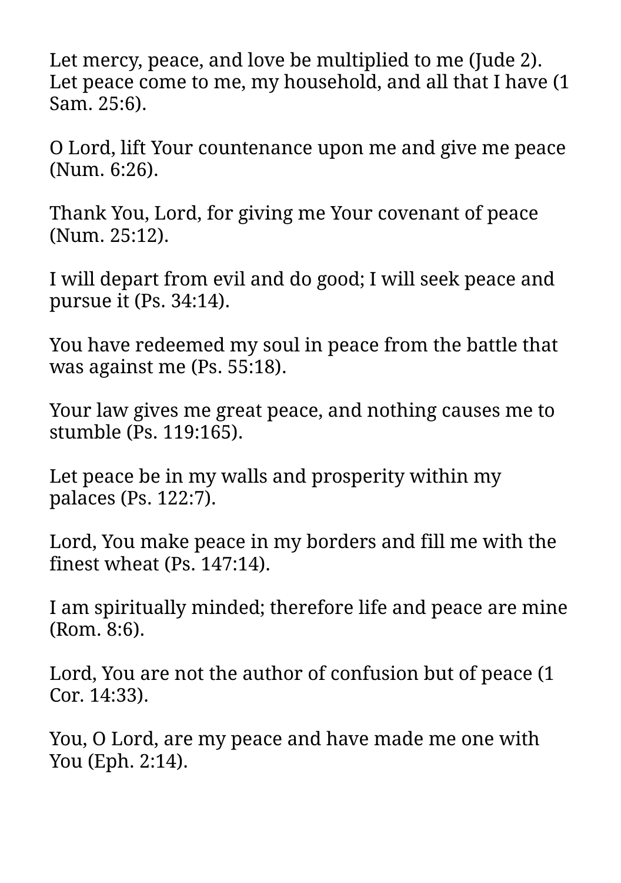Let mercy, peace, and love be multiplied to me (Jude 2). Let peace come to me, my household, and all that I have (1 Sam. 25:6).

O Lord, lift Your countenance upon me and give me peace (Num. 6:26).

Thank You, Lord, for giving me Your covenant of peace (Num. 25:12).

I will depart from evil and do good; I will seek peace and pursue it (Ps. 34:14).

You have redeemed my soul in peace from the battle that was against me (Ps. 55:18).

Your law gives me great peace, and nothing causes me to stumble (Ps. 119:165).

Let peace be in my walls and prosperity within my palaces (Ps. 122:7).

Lord, You make peace in my borders and fill me with the finest wheat (Ps. 147:14).

I am spiritually minded; therefore life and peace are mine (Rom. 8:6).

Lord, You are not the author of confusion but of peace (1 Cor. 14:33).

You, O Lord, are my peace and have made me one with You (Eph. 2:14).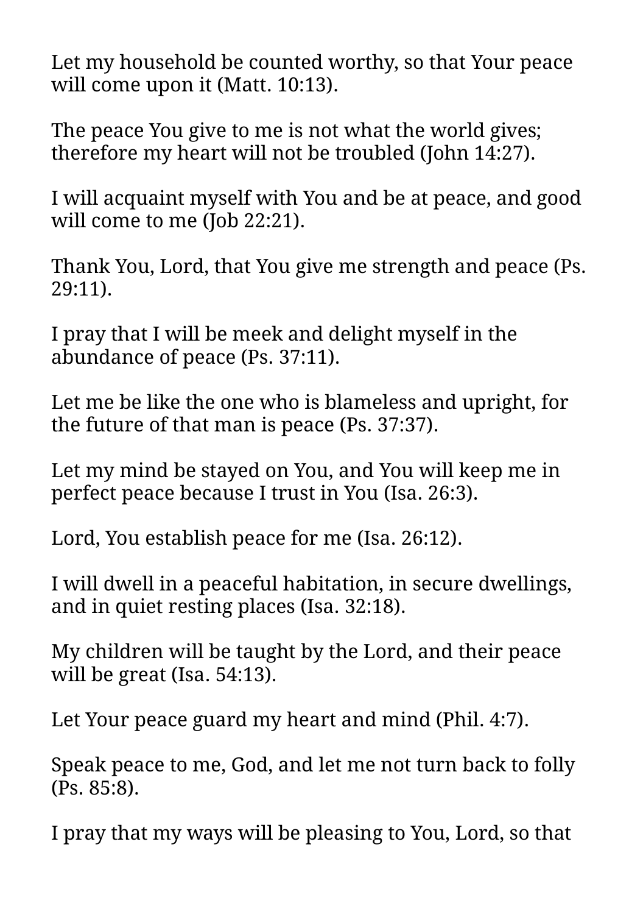Let my household be counted worthy, so that Your peace will come upon it (Matt. 10:13).

The peace You give to me is not what the world gives; therefore my heart will not be troubled (John 14:27).

I will acquaint myself with You and be at peace, and good will come to me (Job 22:21).

Thank You, Lord, that You give me strength and peace (Ps. 29:11).

I pray that I will be meek and delight myself in the abundance of peace (Ps. 37:11).

Let me be like the one who is blameless and upright, for the future of that man is peace (Ps. 37:37).

Let my mind be stayed on You, and You will keep me in perfect peace because I trust in You (Isa. 26:3).

Lord, You establish peace for me (Isa. 26:12).

I will dwell in a peaceful habitation, in secure dwellings, and in quiet resting places (Isa. 32:18).

My children will be taught by the Lord, and their peace will be great (Isa. 54:13).

Let Your peace guard my heart and mind (Phil. 4:7).

Speak peace to me, God, and let me not turn back to folly (Ps. 85:8).

I pray that my ways will be pleasing to You, Lord, so that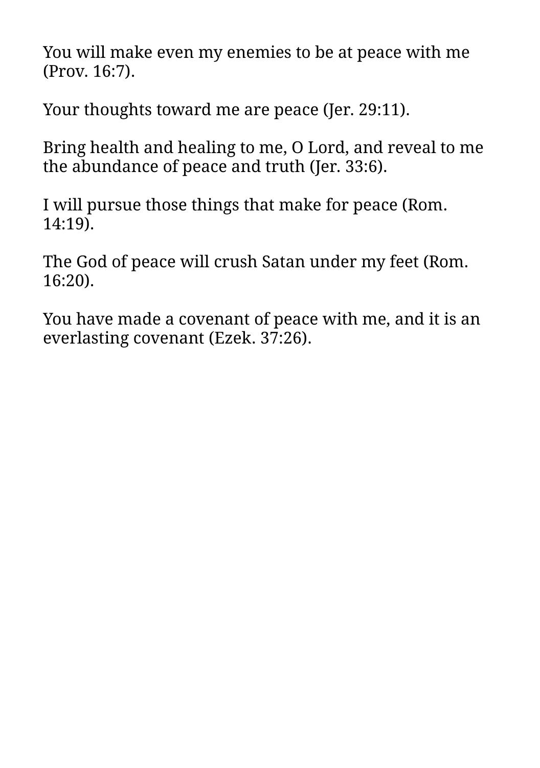You will make even my enemies to be at peace with me (Prov. 16:7).

Your thoughts toward me are peace (Jer. 29:11).

Bring health and healing to me, O Lord, and reveal to me the abundance of peace and truth (Jer. 33:6).

I will pursue those things that make for peace (Rom. 14:19).

The God of peace will crush Satan under my feet (Rom. 16:20).

You have made a covenant of peace with me, and it is an everlasting covenant (Ezek. 37:26).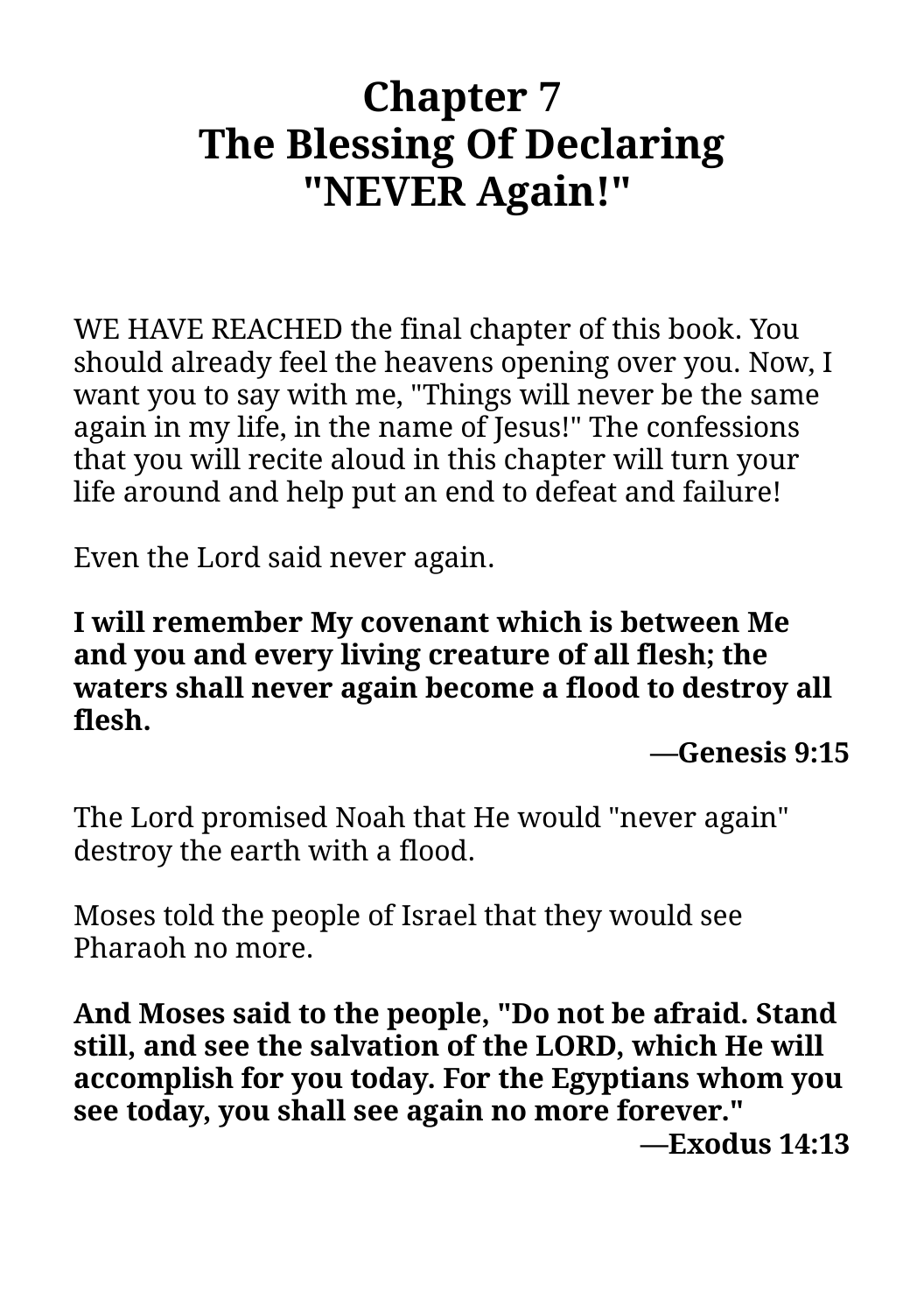# Chapter 7
# The Blessing Of Declaring "NEVER Again!"

WE HAVE REACHED the final chapter of this book. You should already feel the heavens opening over you. Now, I want you to say with me, "Things will never be the same again in my life, in the name of Jesus!" The confessions that you will recite aloud in this chapter will turn your life around and help put an end to defeat and failure!

Even the Lord said never again.

**I will remember My covenant which is between Me and you and every living creature of all flesh; the waters shall never again become a flood to destroy all flesh.**

**—Genesis 9:15**

The Lord promised Noah that He would "never again" destroy the earth with a flood.

Moses told the people of Israel that they would see Pharaoh no more.

**And Moses said to the people, "Do not be afraid. Stand still, and see the salvation of the LORD, which He will accomplish for you today. For the Egyptians whom you see today, you shall see again no more forever."**

**—Exodus 14:13**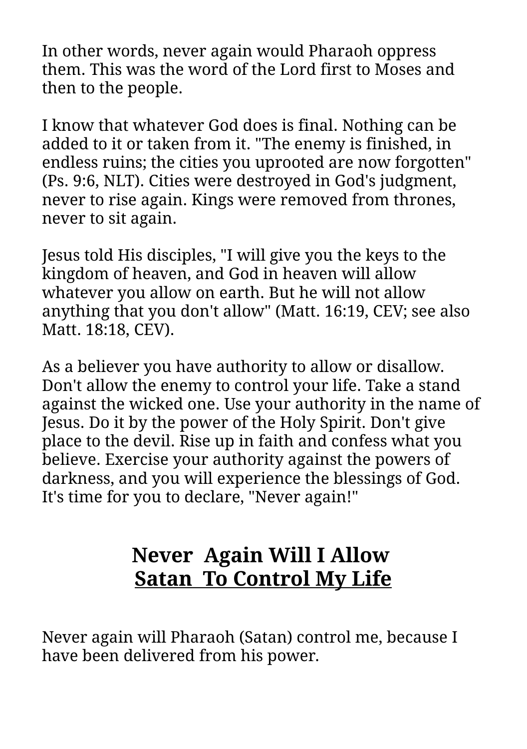In other words, never again would Pharaoh oppress them. This was the word of the Lord first to Moses and then to the people.

I know that whatever God does is final. Nothing can be added to it or taken from it. "The enemy is finished, in endless ruins; the cities you uprooted are now forgotten" (Ps. 9:6, NLT). Cities were destroyed in God's judgment, never to rise again. Kings were removed from thrones, never to sit again.

Jesus told His disciples, "I will give you the keys to the kingdom of heaven, and God in heaven will allow whatever you allow on earth. But he will not allow anything that you don't allow" (Matt. 16:19, CEV; see also Matt. 18:18, CEV).

As a believer you have authority to allow or disallow. Don't allow the enemy to control your life. Take a stand against the wicked one. Use your authority in the name of Jesus. Do it by the power of the Holy Spirit. Don't give place to the devil. Rise up in faith and confess what you believe. Exercise your authority against the powers of darkness, and you will experience the blessings of God. It's time for you to declare, "Never again!"

## Never Again Will I Allow Satan To Control My Life

Never again will Pharaoh (Satan) control me, because I have been delivered from his power.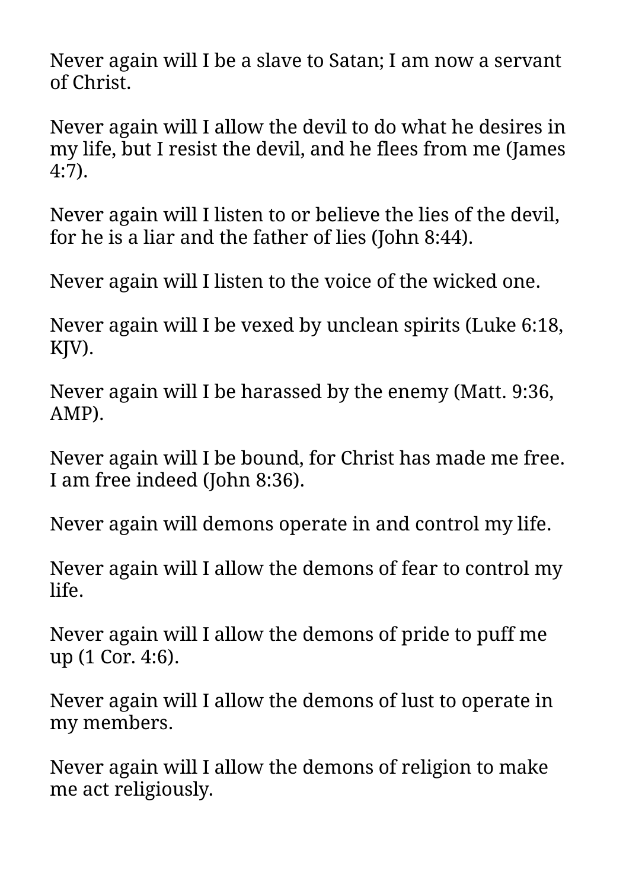Never again will I be a slave to Satan; I am now a servant of Christ.

Never again will I allow the devil to do what he desires in my life, but I resist the devil, and he flees from me (James 4:7).

Never again will I listen to or believe the lies of the devil, for he is a liar and the father of lies (John 8:44).

Never again will I listen to the voice of the wicked one.

Never again will I be vexed by unclean spirits (Luke 6:18, KJV).

Never again will I be harassed by the enemy (Matt. 9:36, AMP).

Never again will I be bound, for Christ has made me free. I am free indeed (John 8:36).

Never again will demons operate in and control my life.

Never again will I allow the demons of fear to control my life.

Never again will I allow the demons of pride to puff me up (1 Cor. 4:6).

Never again will I allow the demons of lust to operate in my members.

Never again will I allow the demons of religion to make me act religiously.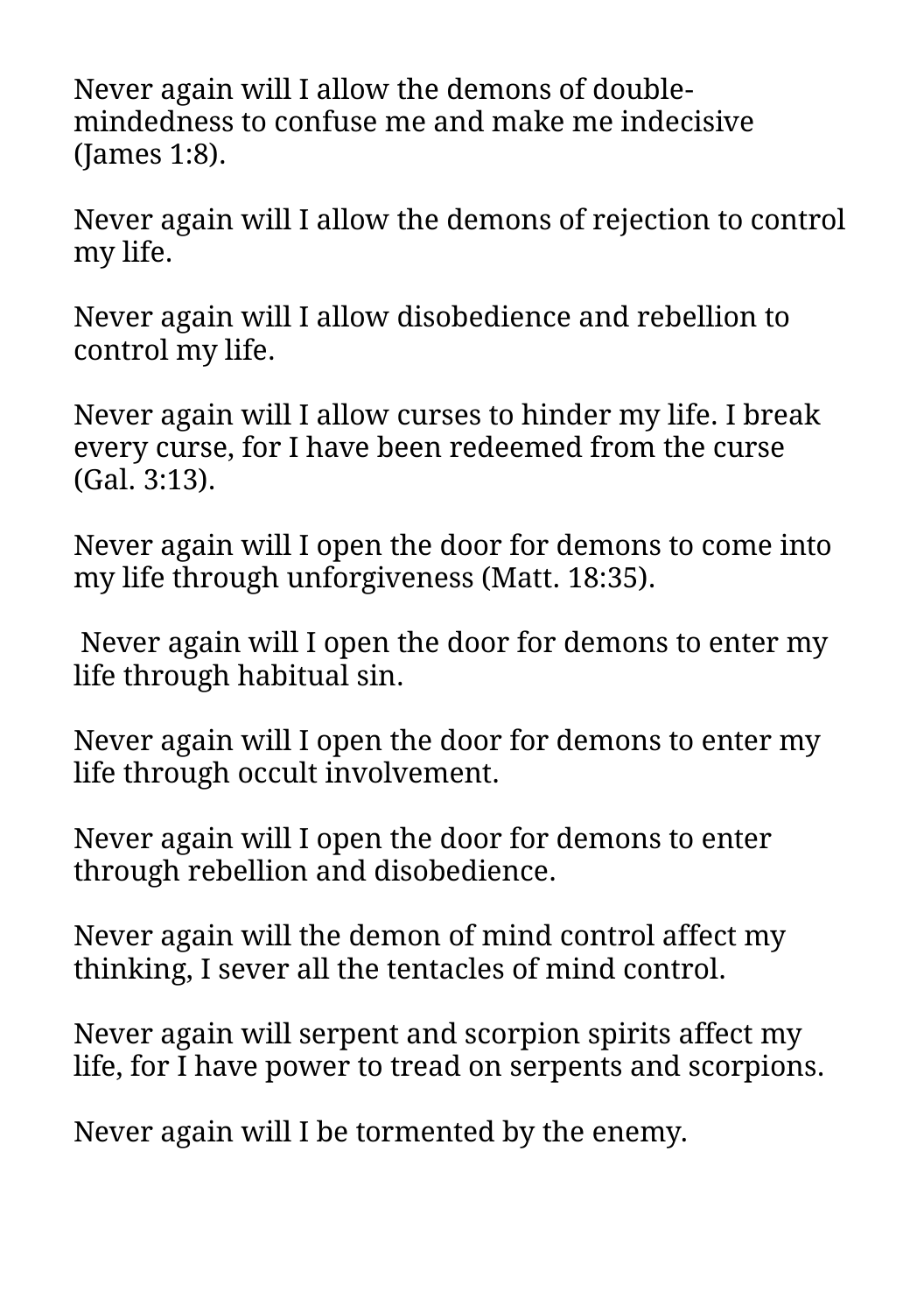Never again will I allow the demons of double-mindedness to confuse me and make me indecisive (James 1:8).

Never again will I allow the demons of rejection to control my life.

Never again will I allow disobedience and rebellion to control my life.

Never again will I allow curses to hinder my life. I break every curse, for I have been redeemed from the curse (Gal. 3:13).

Never again will I open the door for demons to come into my life through unforgiveness (Matt. 18:35).

Never again will I open the door for demons to enter my life through habitual sin.

Never again will I open the door for demons to enter my life through occult involvement.

Never again will I open the door for demons to enter through rebellion and disobedience.

Never again will the demon of mind control affect my thinking, I sever all the tentacles of mind control.

Never again will serpent and scorpion spirits affect my life, for I have power to tread on serpents and scorpions.

Never again will I be tormented by the enemy.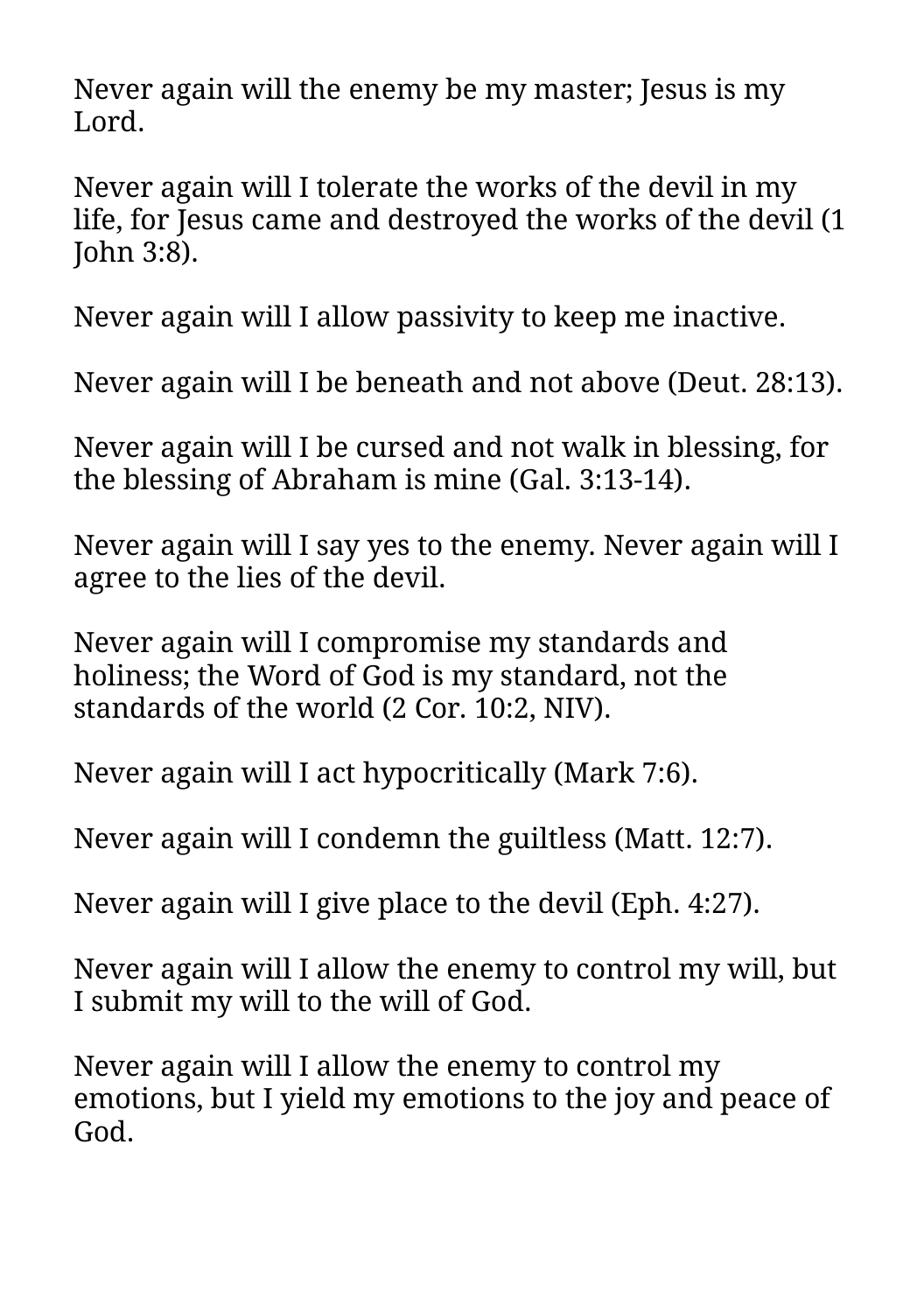Never again will the enemy be my master; Jesus is my Lord.

Never again will I tolerate the works of the devil in my life, for Jesus came and destroyed the works of the devil (1 John 3:8).

Never again will I allow passivity to keep me inactive.

Never again will I be beneath and not above (Deut. 28:13).

Never again will I be cursed and not walk in blessing, for the blessing of Abraham is mine (Gal. 3:13-14).

Never again will I say yes to the enemy. Never again will I agree to the lies of the devil.

Never again will I compromise my standards and holiness; the Word of God is my standard, not the standards of the world (2 Cor. 10:2, NIV).

Never again will I act hypocritically (Mark 7:6).

Never again will I condemn the guiltless (Matt. 12:7).

Never again will I give place to the devil (Eph. 4:27).

Never again will I allow the enemy to control my will, but I submit my will to the will of God.

Never again will I allow the enemy to control my emotions, but I yield my emotions to the joy and peace of God.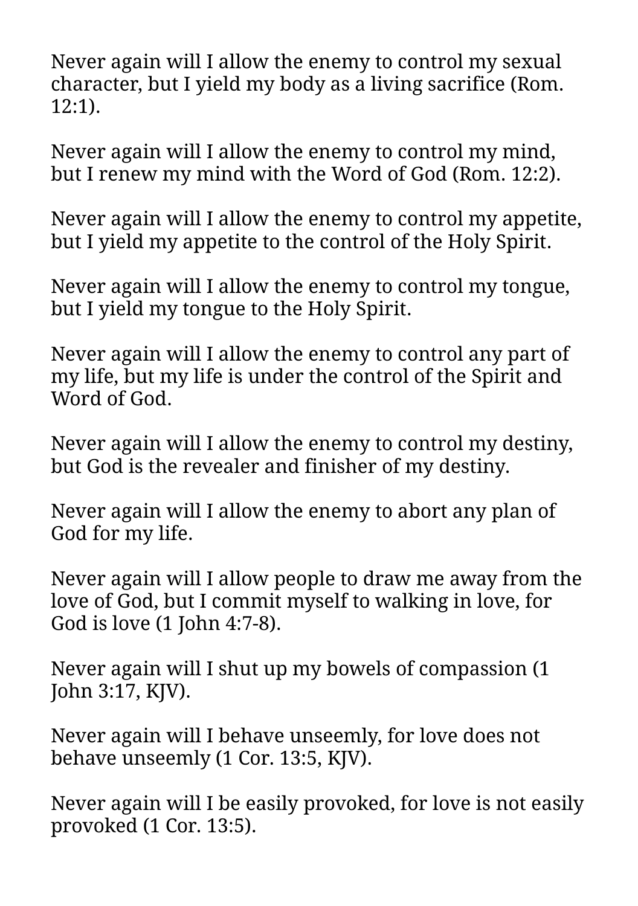Never again will I allow the enemy to control my sexual character, but I yield my body as a living sacrifice (Rom. 12:1).

Never again will I allow the enemy to control my mind, but I renew my mind with the Word of God (Rom. 12:2).

Never again will I allow the enemy to control my appetite, but I yield my appetite to the control of the Holy Spirit.

Never again will I allow the enemy to control my tongue, but I yield my tongue to the Holy Spirit.

Never again will I allow the enemy to control any part of my life, but my life is under the control of the Spirit and Word of God.

Never again will I allow the enemy to control my destiny, but God is the revealer and finisher of my destiny.

Never again will I allow the enemy to abort any plan of God for my life.

Never again will I allow people to draw me away from the love of God, but I commit myself to walking in love, for God is love (1 John 4:7-8).

Never again will I shut up my bowels of compassion (1 John 3:17, KJV).

Never again will I behave unseemly, for love does not behave unseemly (1 Cor. 13:5, KJV).

Never again will I be easily provoked, for love is not easily provoked (1 Cor. 13:5).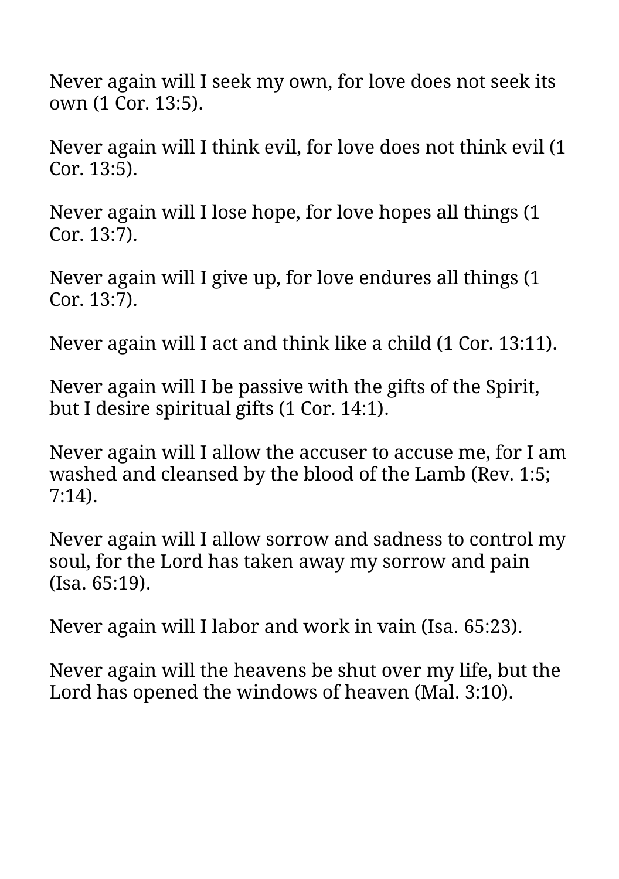Never again will I seek my own, for love does not seek its own (1 Cor. 13:5).

Never again will I think evil, for love does not think evil (1 Cor. 13:5).

Never again will I lose hope, for love hopes all things (1 Cor. 13:7).

Never again will I give up, for love endures all things (1 Cor. 13:7).

Never again will I act and think like a child (1 Cor. 13:11).

Never again will I be passive with the gifts of the Spirit, but I desire spiritual gifts (1 Cor. 14:1).

Never again will I allow the accuser to accuse me, for I am washed and cleansed by the blood of the Lamb (Rev. 1:5; 7:14).

Never again will I allow sorrow and sadness to control my soul, for the Lord has taken away my sorrow and pain (Isa. 65:19).

Never again will I labor and work in vain (Isa. 65:23).

Never again will the heavens be shut over my life, but the Lord has opened the windows of heaven (Mal. 3:10).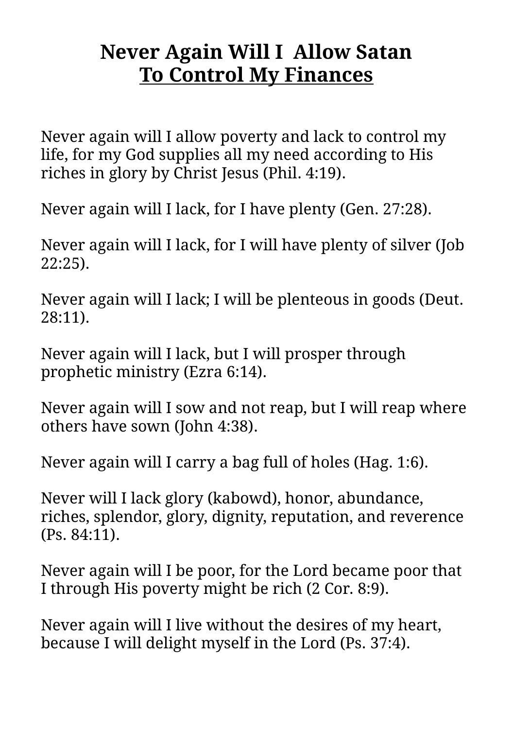# Never Again Will I Allow Satan
# To Control My Finances

Never again will I allow poverty and lack to control my life, for my God supplies all my need according to His riches in glory by Christ Jesus (Phil. 4:19).

Never again will I lack, for I have plenty (Gen. 27:28).

Never again will I lack, for I will have plenty of silver (Job 22:25).

Never again will I lack; I will be plenteous in goods (Deut. 28:11).

Never again will I lack, but I will prosper through prophetic ministry (Ezra 6:14).

Never again will I sow and not reap, but I will reap where others have sown (John 4:38).

Never again will I carry a bag full of holes (Hag. 1:6).

Never will I lack glory (kabowd), honor, abundance, riches, splendor, glory, dignity, reputation, and reverence (Ps. 84:11).

Never again will I be poor, for the Lord became poor that I through His poverty might be rich (2 Cor. 8:9).

Never again will I live without the desires of my heart, because I will delight myself in the Lord (Ps. 37:4).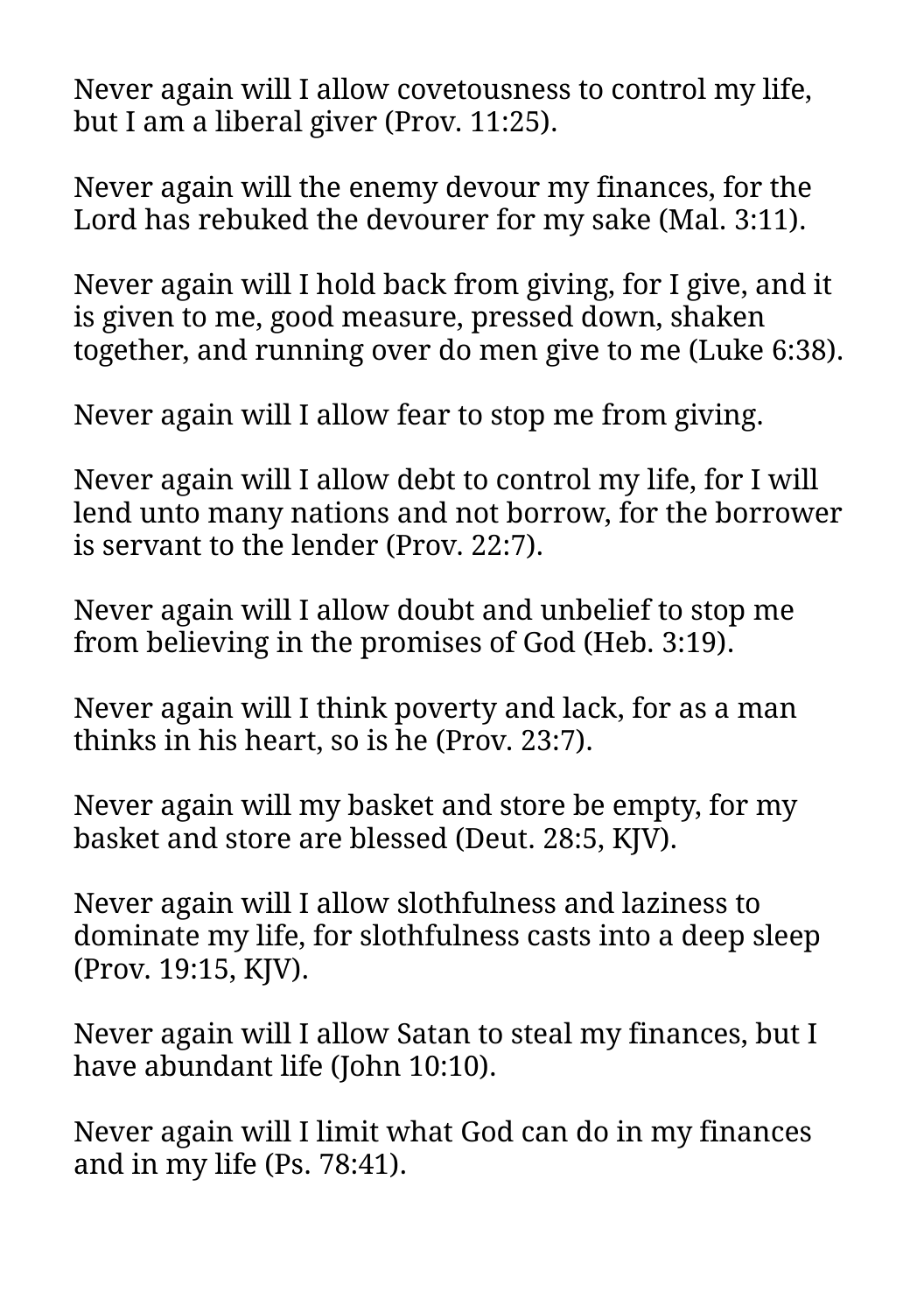Never again will I allow covetousness to control my life, but I am a liberal giver (Prov. 11:25).

Never again will the enemy devour my finances, for the Lord has rebuked the devourer for my sake (Mal. 3:11).

Never again will I hold back from giving, for I give, and it is given to me, good measure, pressed down, shaken together, and running over do men give to me (Luke 6:38).

Never again will I allow fear to stop me from giving.

Never again will I allow debt to control my life, for I will lend unto many nations and not borrow, for the borrower is servant to the lender (Prov. 22:7).

Never again will I allow doubt and unbelief to stop me from believing in the promises of God (Heb. 3:19).

Never again will I think poverty and lack, for as a man thinks in his heart, so is he (Prov. 23:7).

Never again will my basket and store be empty, for my basket and store are blessed (Deut. 28:5, KJV).

Never again will I allow slothfulness and laziness to dominate my life, for slothfulness casts into a deep sleep (Prov. 19:15, KJV).

Never again will I allow Satan to steal my finances, but I have abundant life (John 10:10).

Never again will I limit what God can do in my finances and in my life (Ps. 78:41).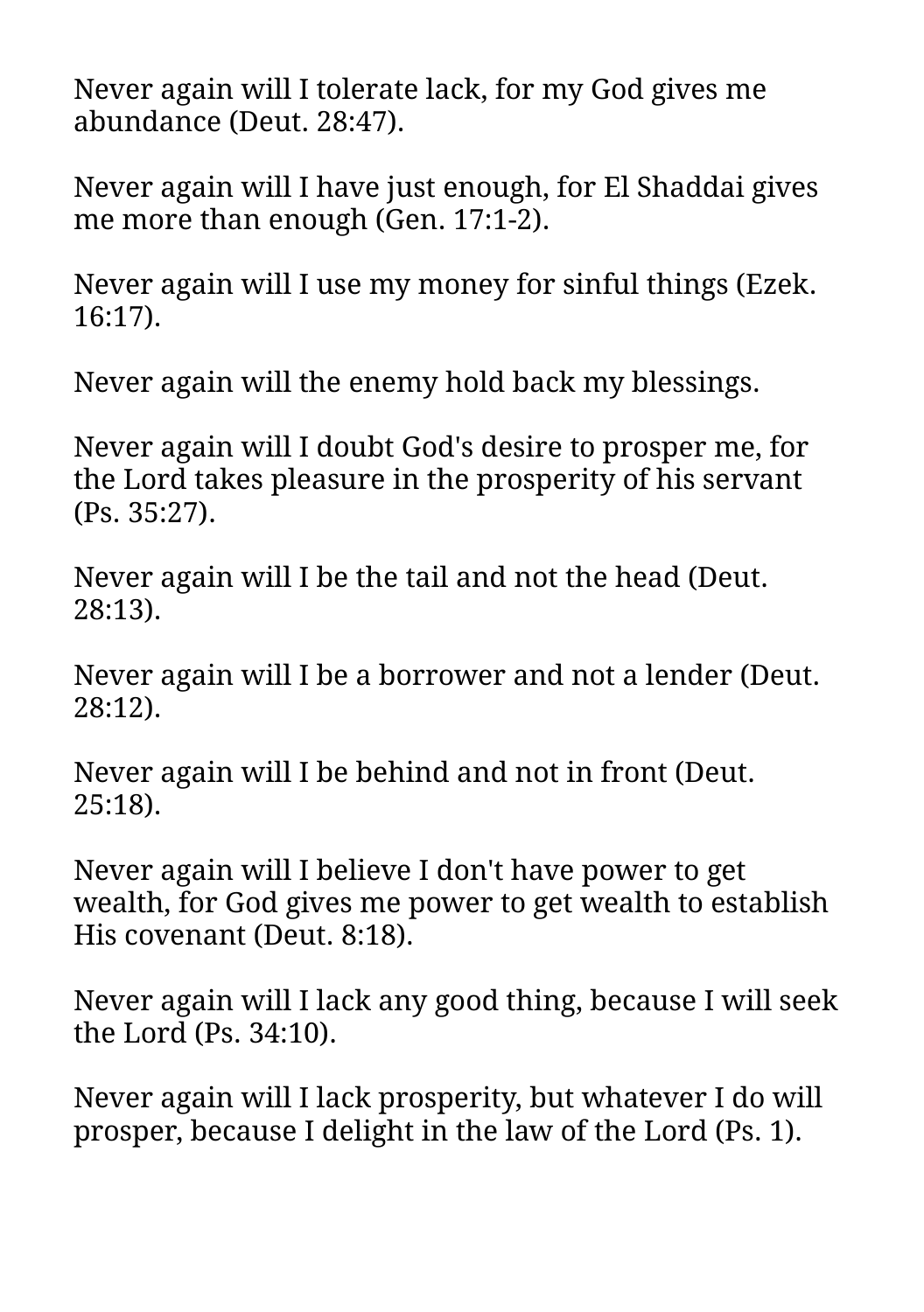Never again will I tolerate lack, for my God gives me abundance (Deut. 28:47).

Never again will I have just enough, for El Shaddai gives me more than enough (Gen. 17:1-2).

Never again will I use my money for sinful things (Ezek. 16:17).

Never again will the enemy hold back my blessings.

Never again will I doubt God's desire to prosper me, for the Lord takes pleasure in the prosperity of his servant (Ps. 35:27).

Never again will I be the tail and not the head (Deut. 28:13).

Never again will I be a borrower and not a lender (Deut. 28:12).

Never again will I be behind and not in front (Deut. 25:18).

Never again will I believe I don't have power to get wealth, for God gives me power to get wealth to establish His covenant (Deut. 8:18).

Never again will I lack any good thing, because I will seek the Lord (Ps. 34:10).

Never again will I lack prosperity, but whatever I do will prosper, because I delight in the law of the Lord (Ps. 1).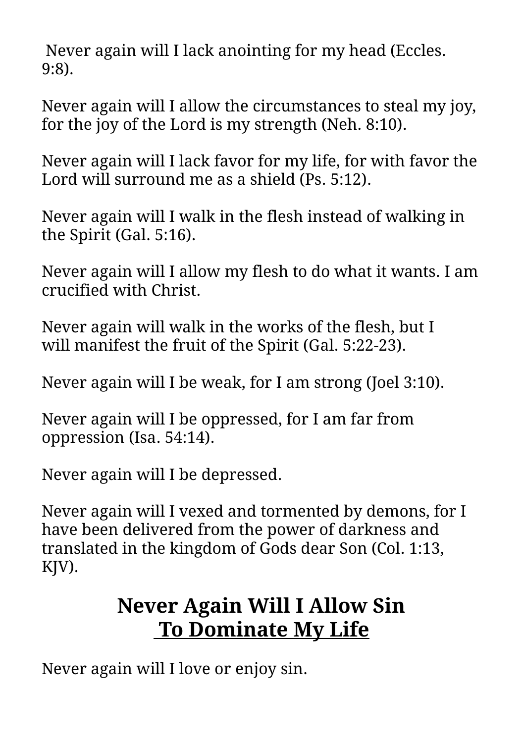Never again will I lack anointing for my head (Eccles. 9:8).

Never again will I allow the circumstances to steal my joy, for the joy of the Lord is my strength (Neh. 8:10).

Never again will I lack favor for my life, for with favor the Lord will surround me as a shield (Ps. 5:12).

Never again will I walk in the flesh instead of walking in the Spirit (Gal. 5:16).

Never again will I allow my flesh to do what it wants. I am crucified with Christ.

Never again will walk in the works of the flesh, but I will manifest the fruit of the Spirit (Gal. 5:22-23).

Never again will I be weak, for I am strong (Joel 3:10).

Never again will I be oppressed, for I am far from oppression (Isa. 54:14).

Never again will I be depressed.

Never again will I vexed and tormented by demons, for I have been delivered from the power of darkness and translated in the kingdom of Gods dear Son (Col. 1:13, KJV).

## Never Again Will I Allow Sin To Dominate My Life

Never again will I love or enjoy sin.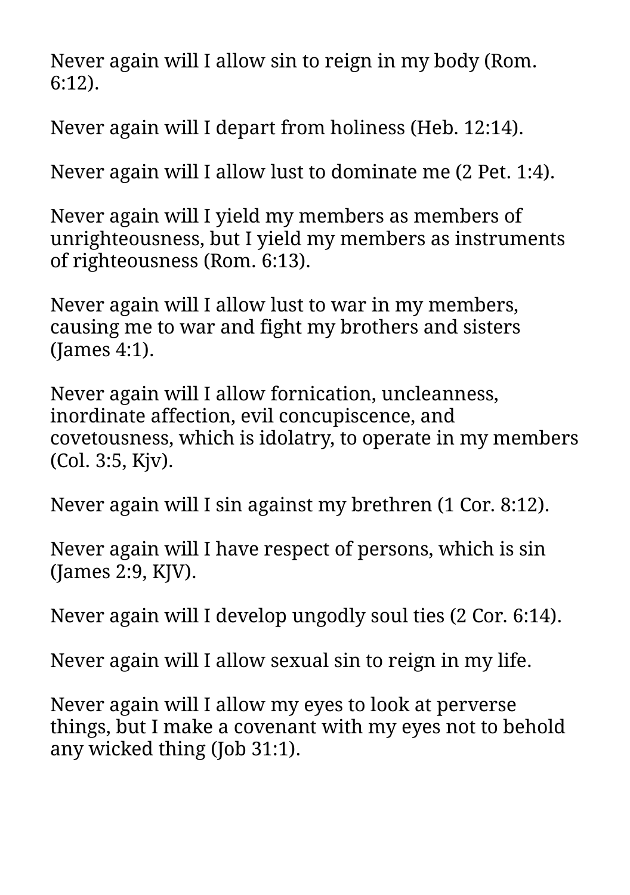Never again will I allow sin to reign in my body (Rom. 6:12).

Never again will I depart from holiness (Heb. 12:14).

Never again will I allow lust to dominate me (2 Pet. 1:4).

Never again will I yield my members as members of unrighteousness, but I yield my members as instruments of righteousness (Rom. 6:13).

Never again will I allow lust to war in my members, causing me to war and fight my brothers and sisters (James 4:1).

Never again will I allow fornication, uncleanness, inordinate affection, evil concupiscence, and covetousness, which is idolatry, to operate in my members (Col. 3:5, Kjv).

Never again will I sin against my brethren (1 Cor. 8:12).

Never again will I have respect of persons, which is sin (James 2:9, KJV).

Never again will I develop ungodly soul ties (2 Cor. 6:14).

Never again will I allow sexual sin to reign in my life.

Never again will I allow my eyes to look at perverse things, but I make a covenant with my eyes not to behold any wicked thing (Job 31:1).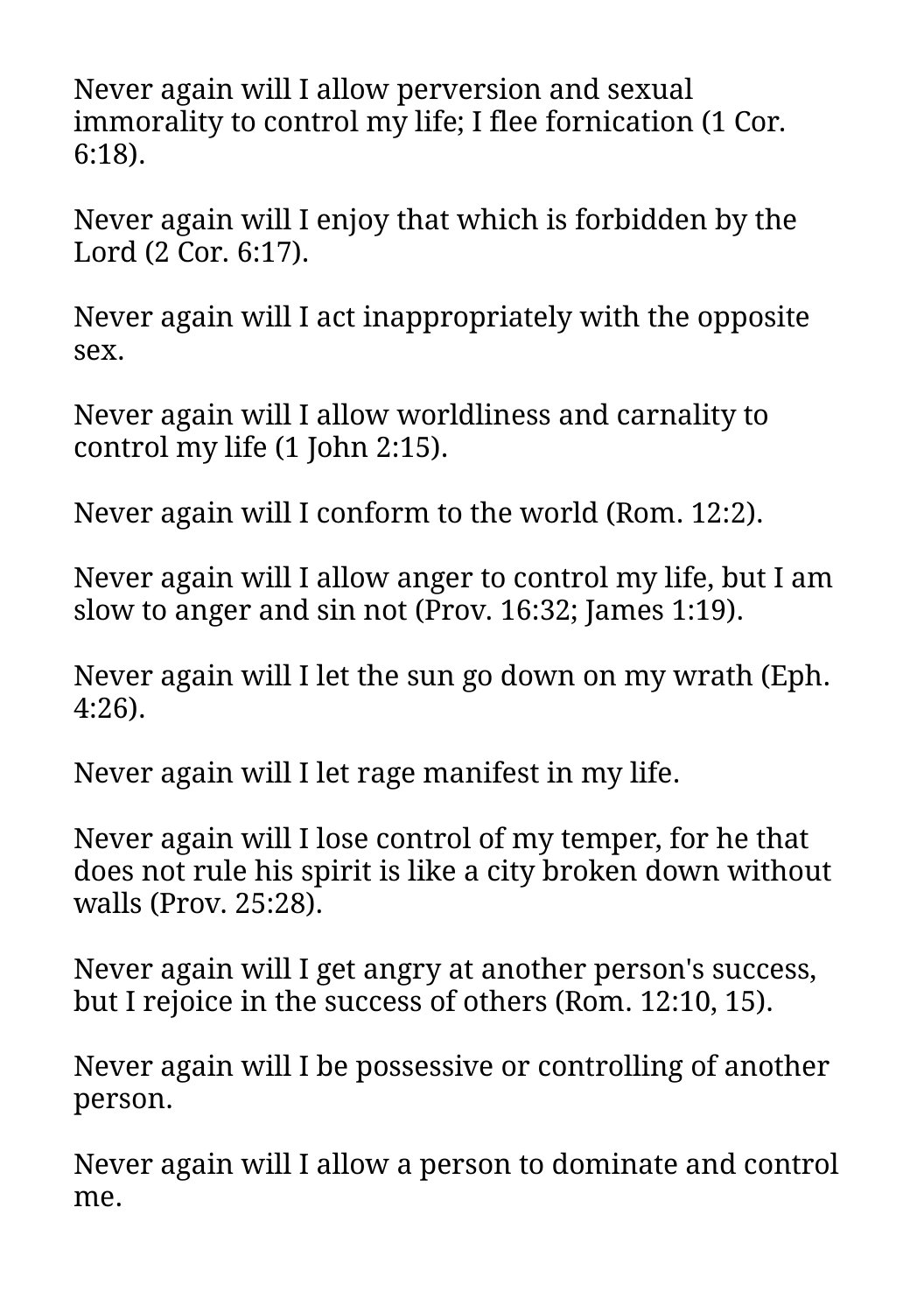Never again will I allow perversion and sexual immorality to control my life; I flee fornication (1 Cor. 6:18).

Never again will I enjoy that which is forbidden by the Lord (2 Cor. 6:17).

Never again will I act inappropriately with the opposite sex.

Never again will I allow worldliness and carnality to control my life (1 John 2:15).

Never again will I conform to the world (Rom. 12:2).

Never again will I allow anger to control my life, but I am slow to anger and sin not (Prov. 16:32; James 1:19).

Never again will I let the sun go down on my wrath (Eph. 4:26).

Never again will I let rage manifest in my life.

Never again will I lose control of my temper, for he that does not rule his spirit is like a city broken down without walls (Prov. 25:28).

Never again will I get angry at another person's success, but I rejoice in the success of others (Rom. 12:10, 15).

Never again will I be possessive or controlling of another person.

Never again will I allow a person to dominate and control me.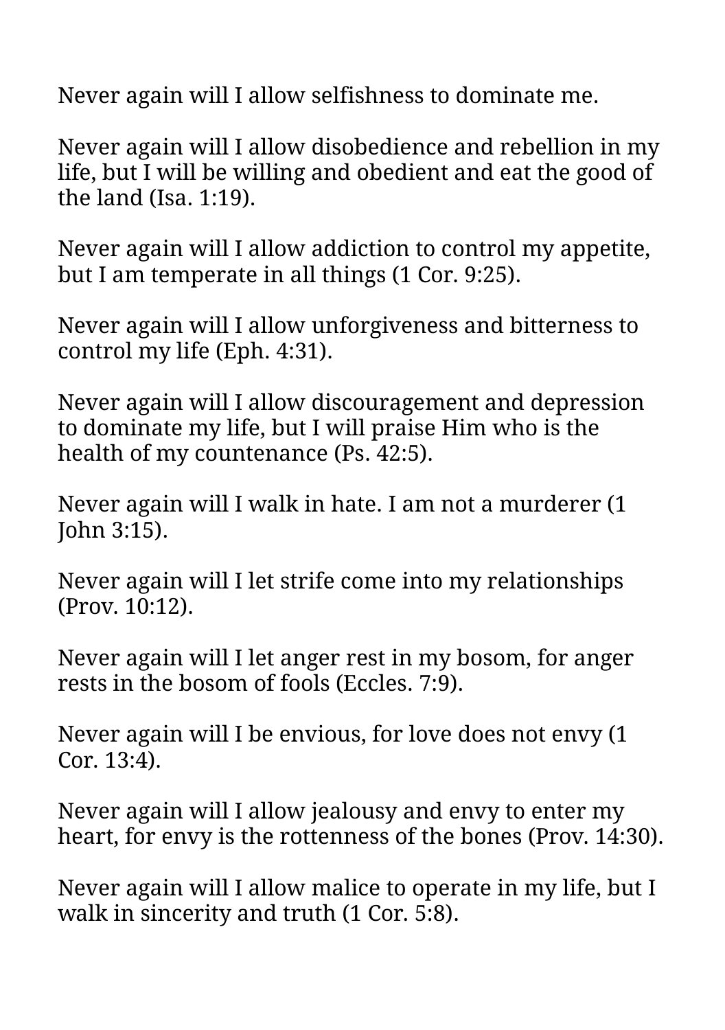Never again will I allow selfishness to dominate me.

Never again will I allow disobedience and rebellion in my life, but I will be willing and obedient and eat the good of the land (Isa. 1:19).

Never again will I allow addiction to control my appetite, but I am temperate in all things (1 Cor. 9:25).

Never again will I allow unforgiveness and bitterness to control my life (Eph. 4:31).

Never again will I allow discouragement and depression to dominate my life, but I will praise Him who is the health of my countenance (Ps. 42:5).

Never again will I walk in hate. I am not a murderer (1 John 3:15).

Never again will I let strife come into my relationships (Prov. 10:12).

Never again will I let anger rest in my bosom, for anger rests in the bosom of fools (Eccles. 7:9).

Never again will I be envious, for love does not envy (1 Cor. 13:4).

Never again will I allow jealousy and envy to enter my heart, for envy is the rottenness of the bones (Prov. 14:30).

Never again will I allow malice to operate in my life, but I walk in sincerity and truth (1 Cor. 5:8).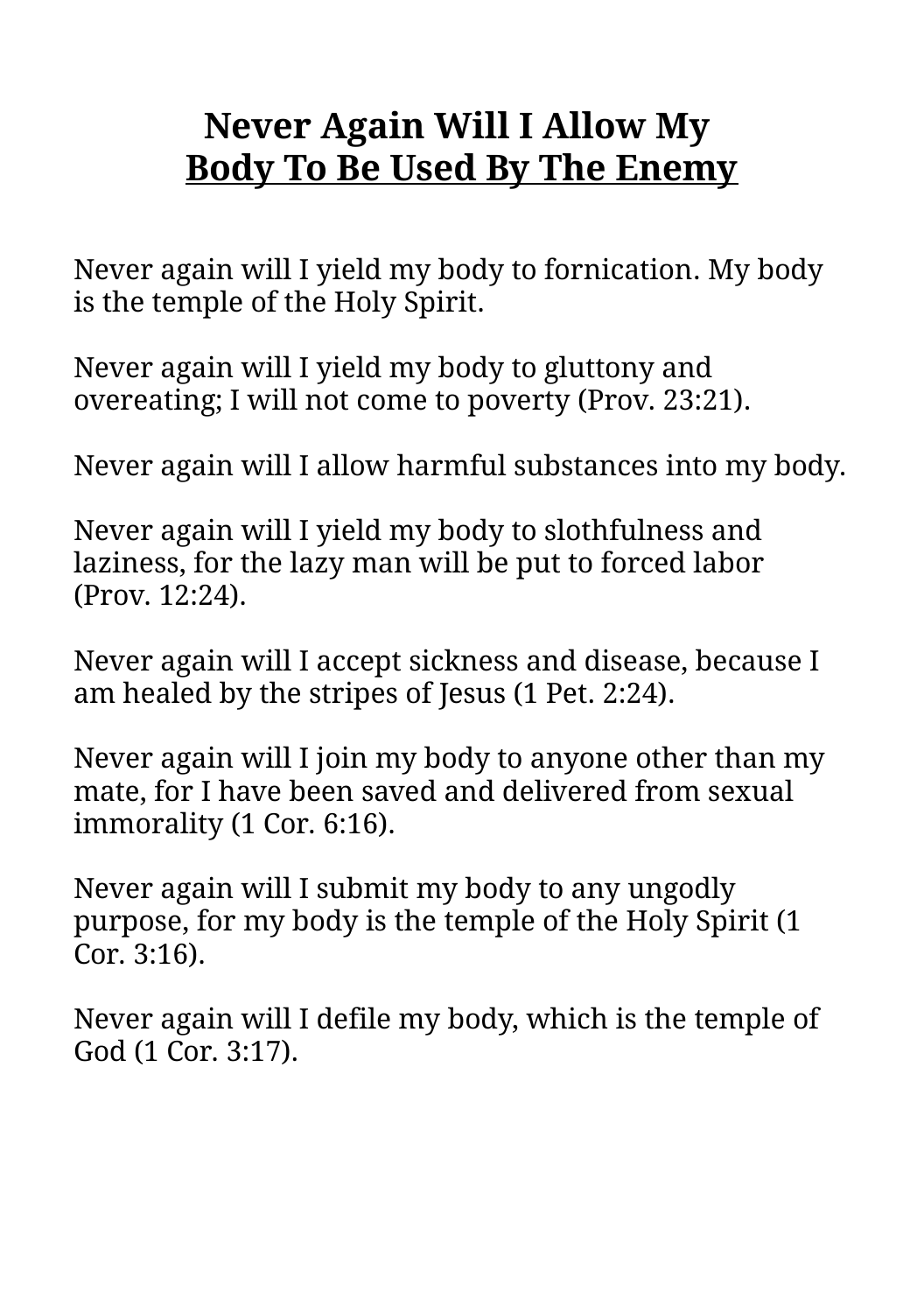# Never Again Will I Allow My Body To Be Used By The Enemy

Never again will I yield my body to fornication. My body is the temple of the Holy Spirit.

Never again will I yield my body to gluttony and overeating; I will not come to poverty (Prov. 23:21).

Never again will I allow harmful substances into my body.

Never again will I yield my body to slothfulness and laziness, for the lazy man will be put to forced labor (Prov. 12:24).

Never again will I accept sickness and disease, because I am healed by the stripes of Jesus (1 Pet. 2:24).

Never again will I join my body to anyone other than my mate, for I have been saved and delivered from sexual immorality (1 Cor. 6:16).

Never again will I submit my body to any ungodly purpose, for my body is the temple of the Holy Spirit (1 Cor. 3:16).

Never again will I defile my body, which is the temple of God (1 Cor. 3:17).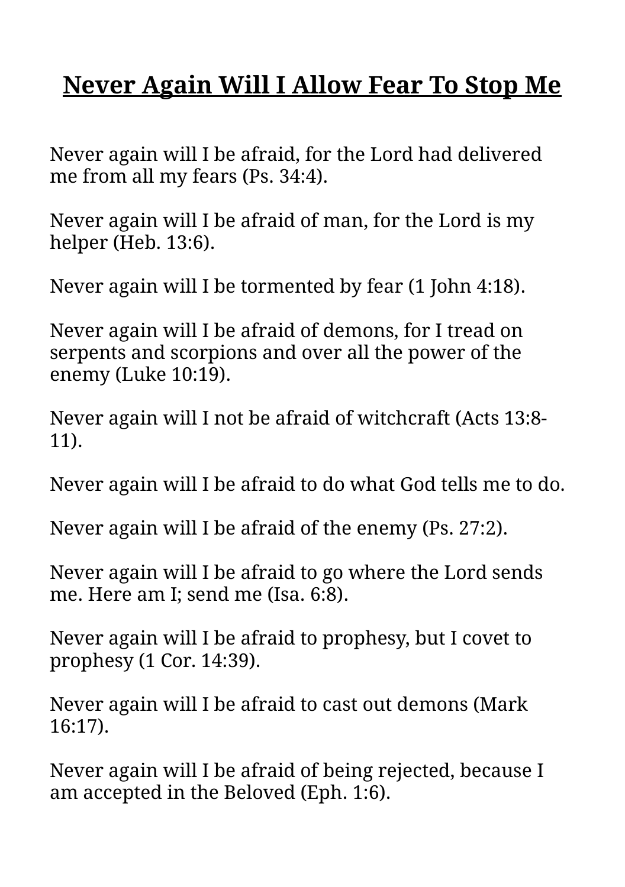# Never Again Will I Allow Fear To Stop Me

Never again will I be afraid, for the Lord had delivered me from all my fears (Ps. 34:4).

Never again will I be afraid of man, for the Lord is my helper (Heb. 13:6).

Never again will I be tormented by fear (1 John 4:18).

Never again will I be afraid of demons, for I tread on serpents and scorpions and over all the power of the enemy (Luke 10:19).

Never again will I not be afraid of witchcraft (Acts 13:8-11).

Never again will I be afraid to do what God tells me to do.

Never again will I be afraid of the enemy (Ps. 27:2).

Never again will I be afraid to go where the Lord sends me. Here am I; send me (Isa. 6:8).

Never again will I be afraid to prophesy, but I covet to prophesy (1 Cor. 14:39).

Never again will I be afraid to cast out demons (Mark 16:17).

Never again will I be afraid of being rejected, because I am accepted in the Beloved (Eph. 1:6).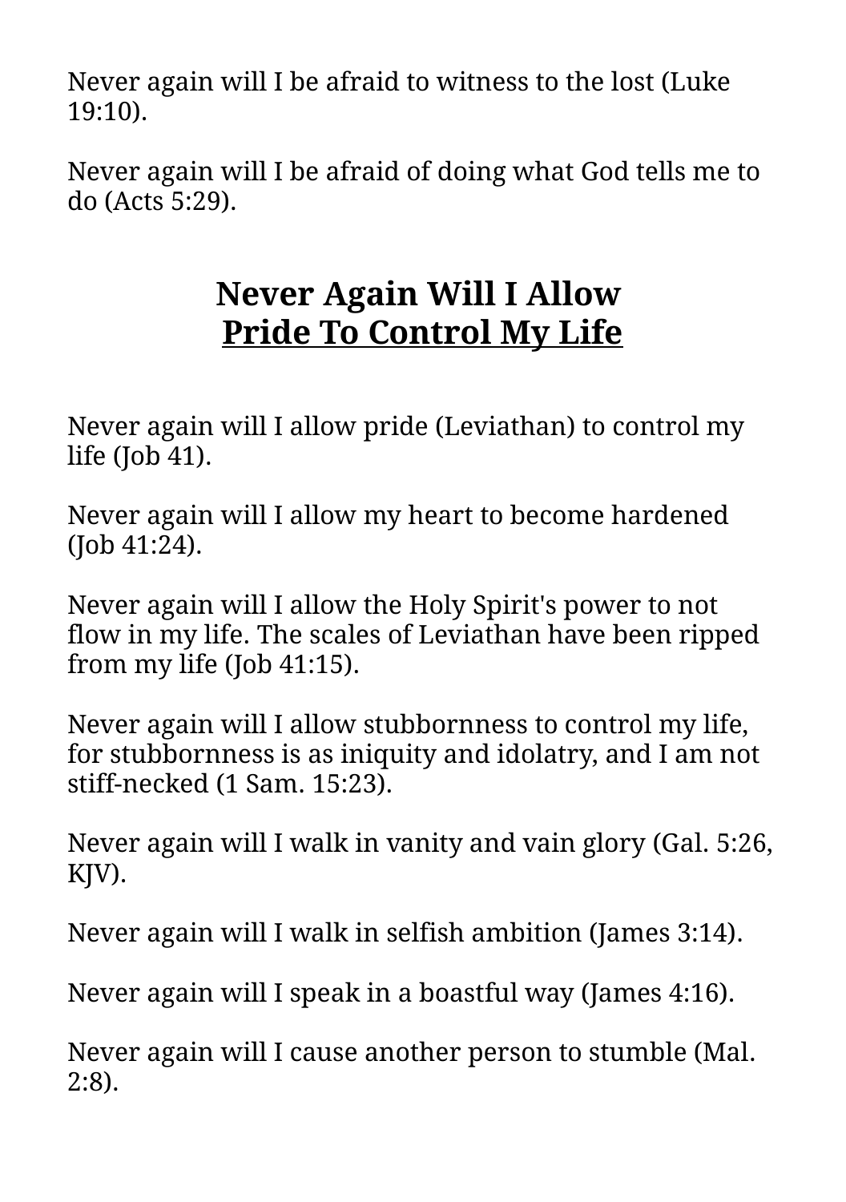Never again will I be afraid to witness to the lost (Luke 19:10).

Never again will I be afraid of doing what God tells me to do (Acts 5:29).

## Never Again Will I Allow Pride To Control My Life

Never again will I allow pride (Leviathan) to control my life (Job 41).

Never again will I allow my heart to become hardened (Job 41:24).

Never again will I allow the Holy Spirit's power to not flow in my life. The scales of Leviathan have been ripped from my life (Job 41:15).

Never again will I allow stubbornness to control my life, for stubbornness is as iniquity and idolatry, and I am not stiff-necked (1 Sam. 15:23).

Never again will I walk in vanity and vain glory (Gal. 5:26, KJV).

Never again will I walk in selfish ambition (James 3:14).

Never again will I speak in a boastful way (James 4:16).

Never again will I cause another person to stumble (Mal. 2:8).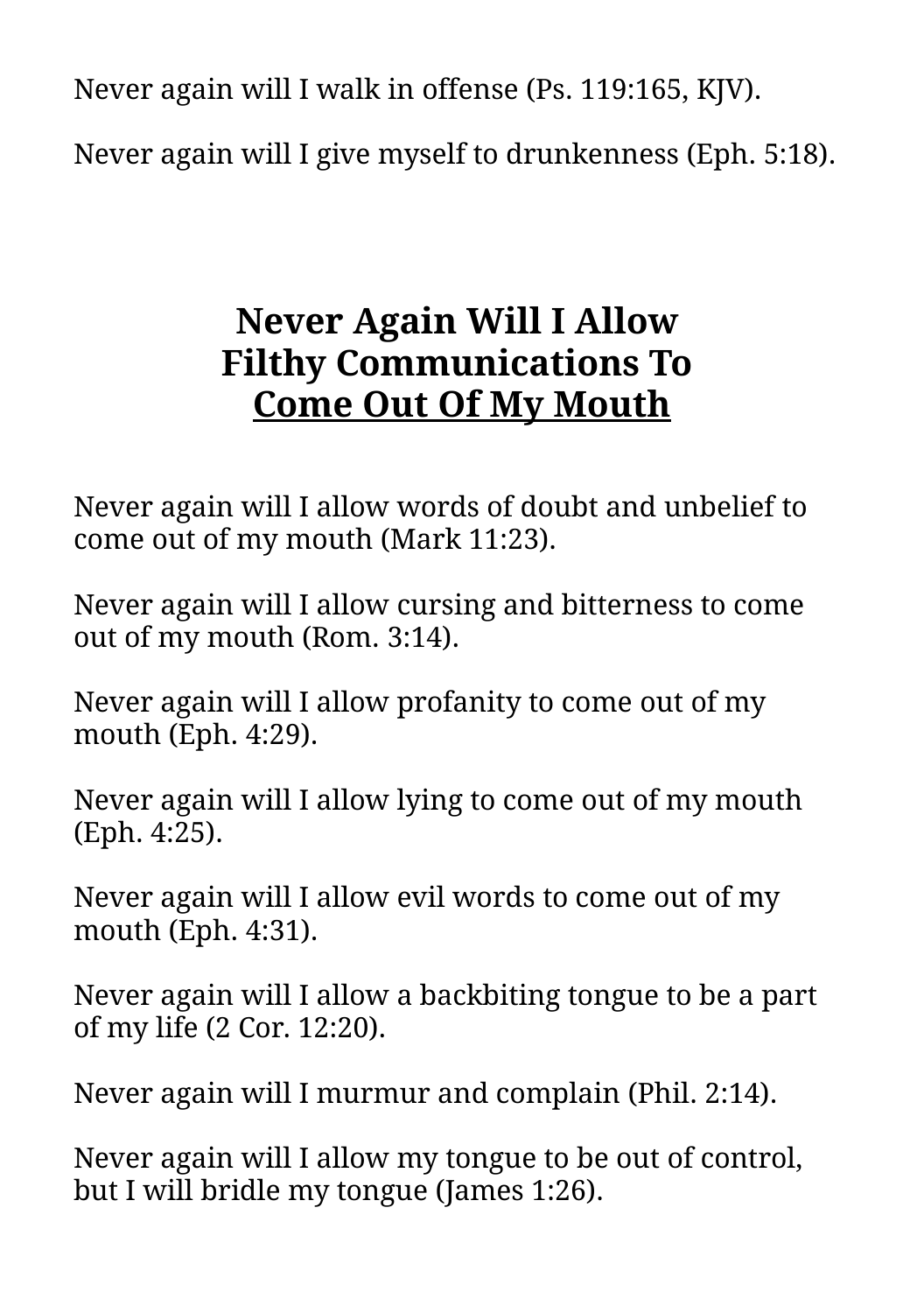Never again will I walk in offense (Ps. 119:165, KJV).

Never again will I give myself to drunkenness (Eph. 5:18).

## Never Again Will I Allow Filthy Communications To Come Out Of My Mouth

Never again will I allow words of doubt and unbelief to come out of my mouth (Mark 11:23).

Never again will I allow cursing and bitterness to come out of my mouth (Rom. 3:14).

Never again will I allow profanity to come out of my mouth (Eph. 4:29).

Never again will I allow lying to come out of my mouth (Eph. 4:25).

Never again will I allow evil words to come out of my mouth (Eph. 4:31).

Never again will I allow a backbiting tongue to be a part of my life (2 Cor. 12:20).

Never again will I murmur and complain (Phil. 2:14).

Never again will I allow my tongue to be out of control, but I will bridle my tongue (James 1:26).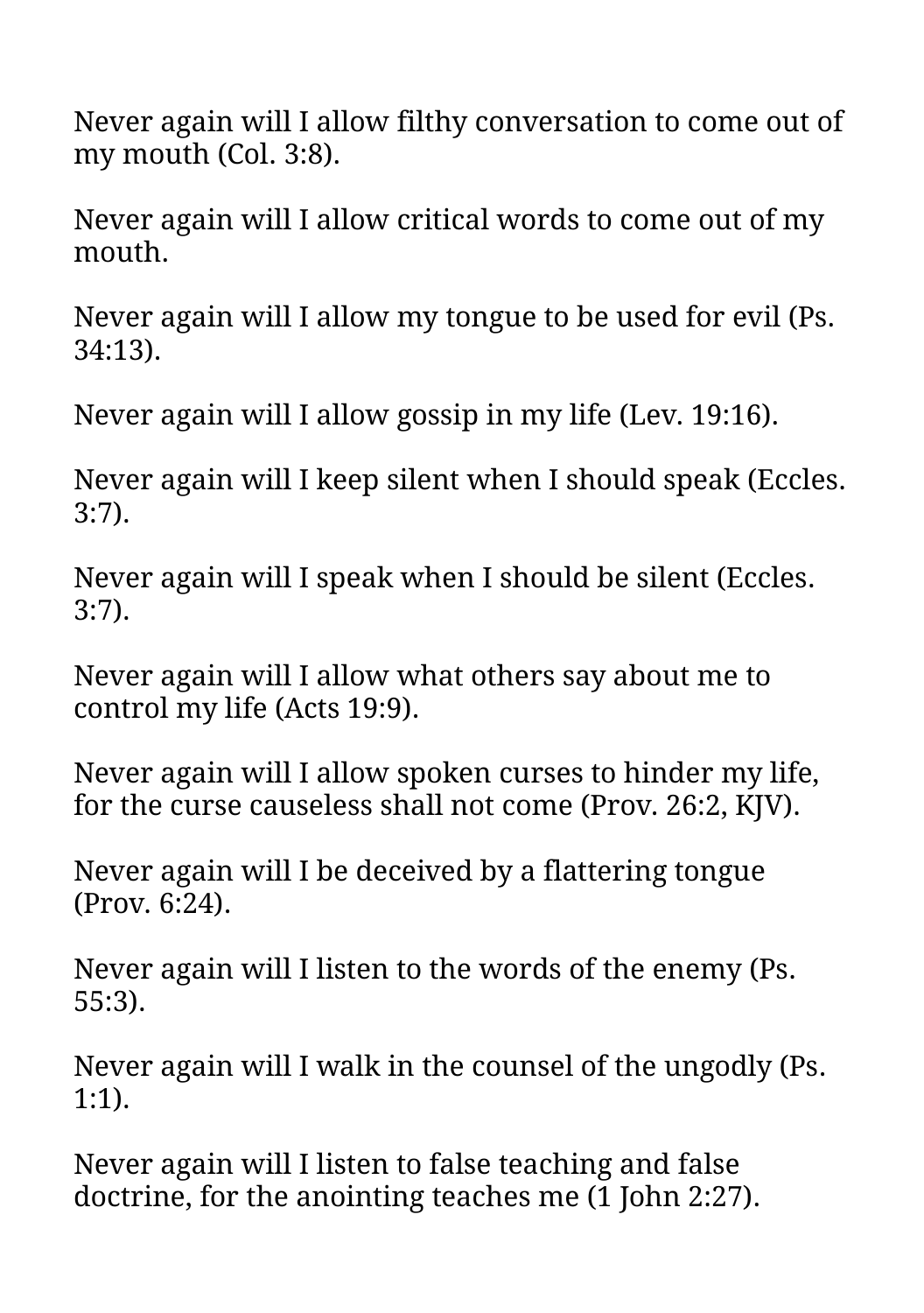Never again will I allow filthy conversation to come out of my mouth (Col. 3:8).

Never again will I allow critical words to come out of my mouth.

Never again will I allow my tongue to be used for evil (Ps. 34:13).

Never again will I allow gossip in my life (Lev. 19:16).

Never again will I keep silent when I should speak (Eccles. 3:7).

Never again will I speak when I should be silent (Eccles. 3:7).

Never again will I allow what others say about me to control my life (Acts 19:9).

Never again will I allow spoken curses to hinder my life, for the curse causeless shall not come (Prov. 26:2, KJV).

Never again will I be deceived by a flattering tongue (Prov. 6:24).

Never again will I listen to the words of the enemy (Ps. 55:3).

Never again will I walk in the counsel of the ungodly (Ps. 1:1).

Never again will I listen to false teaching and false doctrine, for the anointing teaches me (1 John 2:27).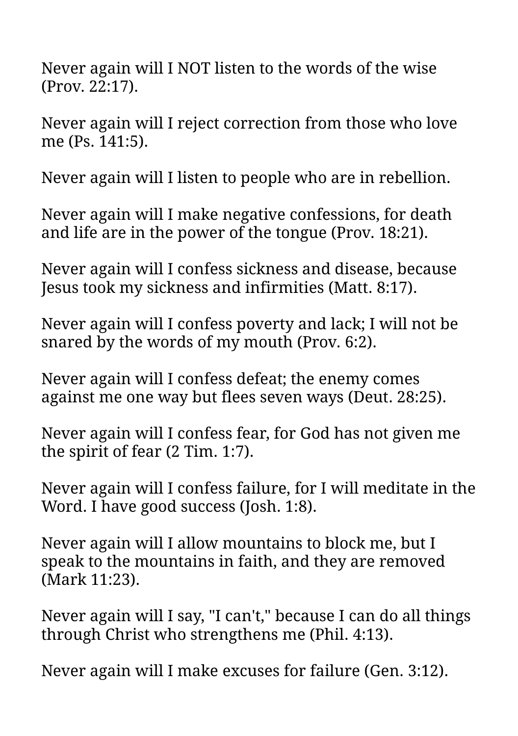Never again will I NOT listen to the words of the wise (Prov. 22:17).

Never again will I reject correction from those who love me (Ps. 141:5).

Never again will I listen to people who are in rebellion.

Never again will I make negative confessions, for death and life are in the power of the tongue (Prov. 18:21).

Never again will I confess sickness and disease, because Jesus took my sickness and infirmities (Matt. 8:17).

Never again will I confess poverty and lack; I will not be snared by the words of my mouth (Prov. 6:2).

Never again will I confess defeat; the enemy comes against me one way but flees seven ways (Deut. 28:25).

Never again will I confess fear, for God has not given me the spirit of fear (2 Tim. 1:7).

Never again will I confess failure, for I will meditate in the Word. I have good success (Josh. 1:8).

Never again will I allow mountains to block me, but I speak to the mountains in faith, and they are removed (Mark 11:23).

Never again will I say, "I can't," because I can do all things through Christ who strengthens me (Phil. 4:13).

Never again will I make excuses for failure (Gen. 3:12).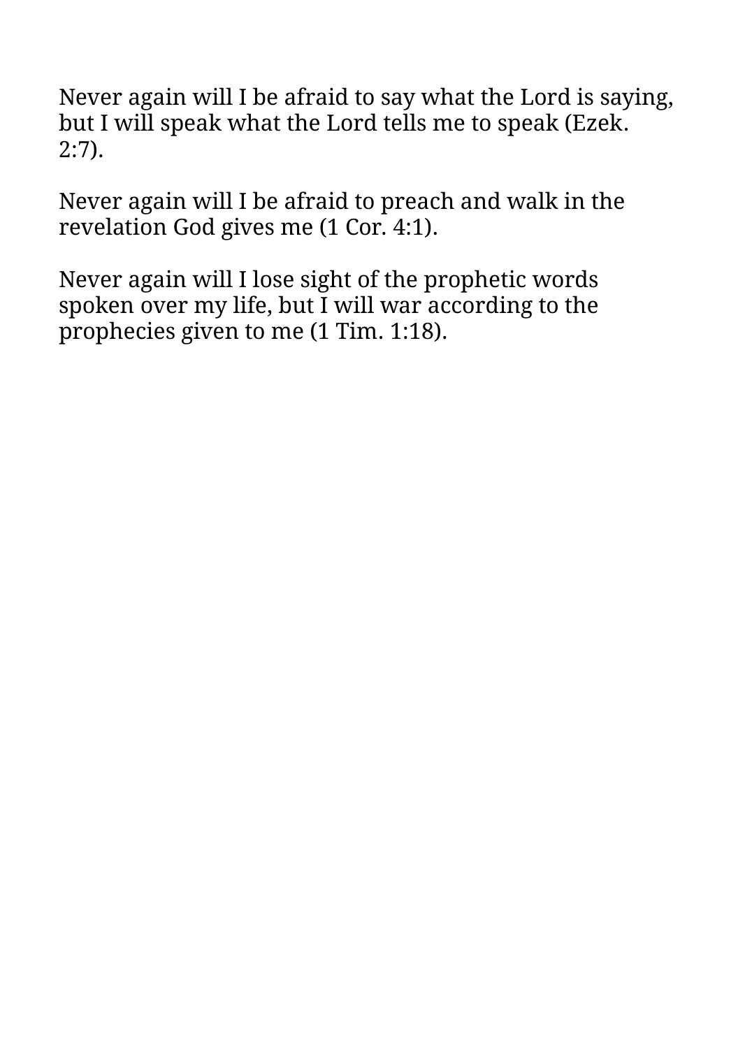Never again will I be afraid to say what the Lord is saying, but I will speak what the Lord tells me to speak (Ezek. 2:7).

Never again will I be afraid to preach and walk in the revelation God gives me (1 Cor. 4:1).

Never again will I lose sight of the prophetic words spoken over my life, but I will war according to the prophecies given to me (1 Tim. 1:18).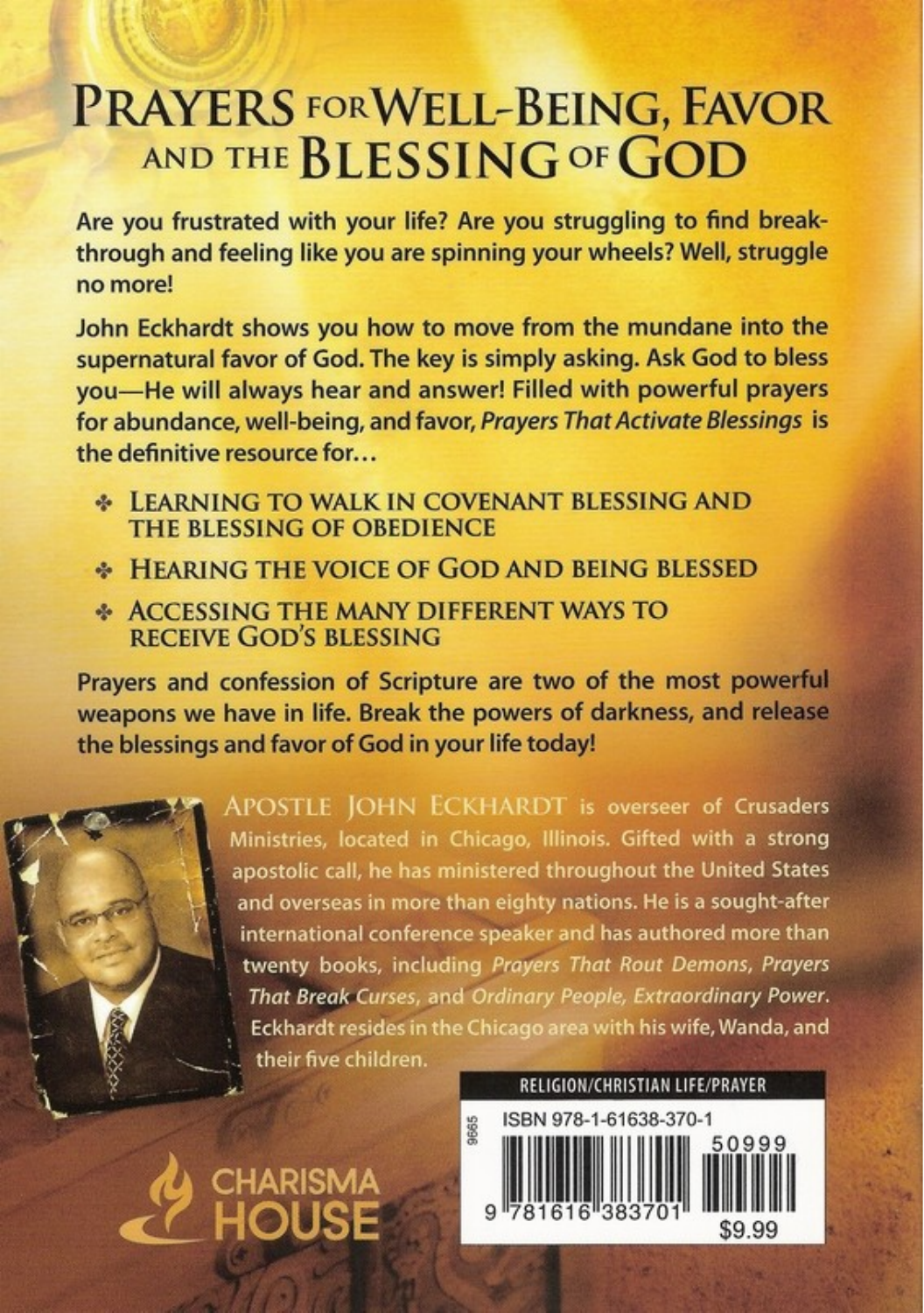# Prayers for Well-Being, Favor and the Blessing of God

**Are you frustrated with your life? Are you struggling to find breakthrough and feeling like you are spinning your wheels? Well, struggle no more!**

**John Eckhardt shows you how to move from the mundane into the supernatural favor of God. The key is simply asking. Ask God to bless you—He will always hear and answer! Filled with powerful prayers for abundance, well-being, and favor, *Prayers That Activate Blessings* is the definitive resource for…**

- Learning to walk in covenant blessing and the blessing of obedience
- Hearing the voice of God and being blessed
- Accessing the many different ways to receive God's blessing

**Prayers and confession of Scripture are two of the most powerful weapons we have in life. Break the powers of darkness, and release the blessings and favor of God in your life today!**

Apostle John Eckhardt is overseer of Crusaders Ministries, located in Chicago, Illinois. Gifted with a strong apostolic call, he has ministered throughout the United States and overseas in more than eighty nations. He is a sought-after international conference speaker and has authored more than twenty books, including *Prayers That Rout Demons*, *Prayers That Break Curses*, and *Ordinary People, Extraordinary Power*. Eckhardt resides in the Chicago area with his wife, Wanda, and their five children.

RELIGION/CHRISTIAN LIFE/PRAYER

9665

ISBN 978-1-61638-370-1

50999

9 781616 383701

$9.99

CHARISMA HOUSE